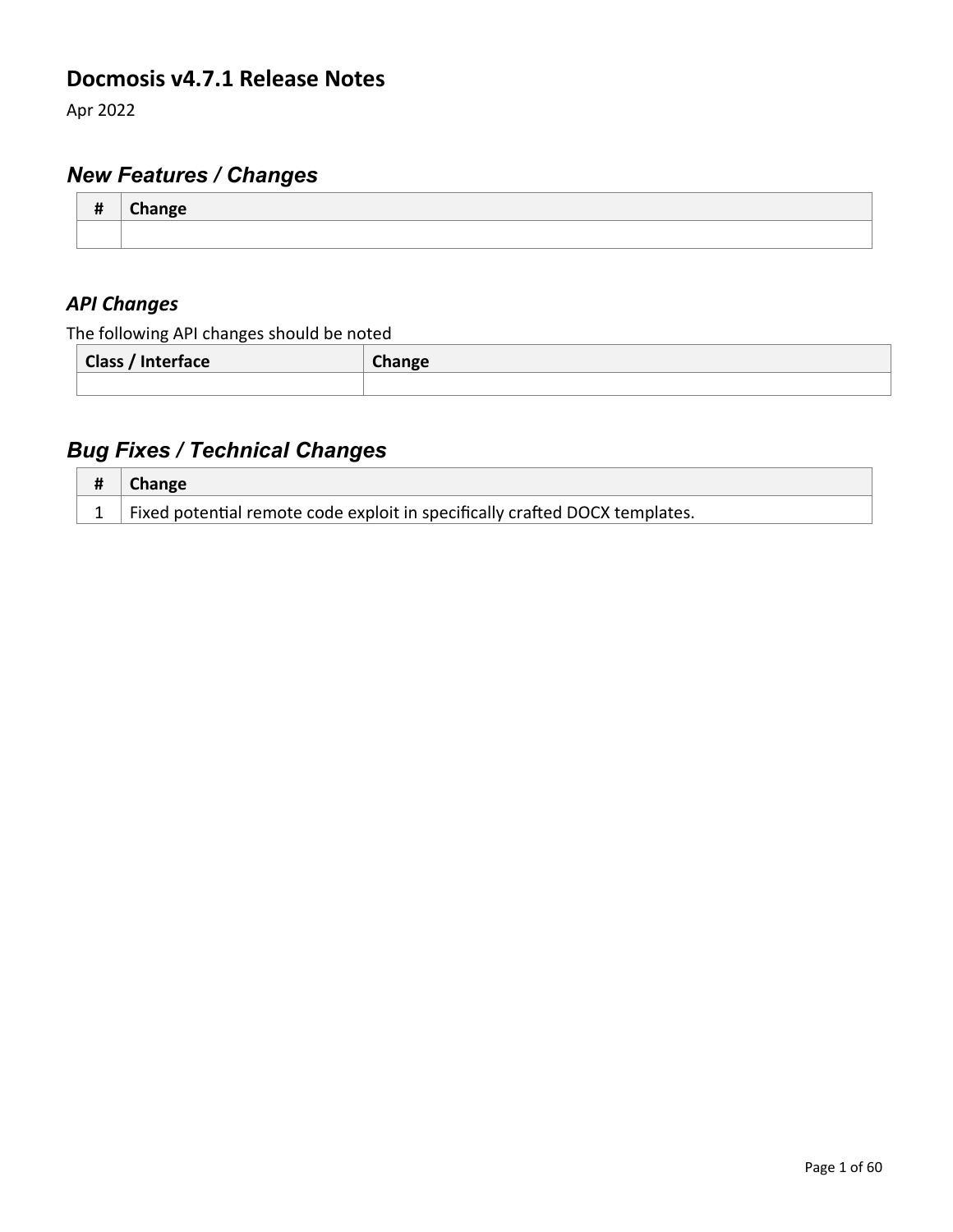# Docmosis v4.7.1 Release Notes

Apr 2022

## *New Features / Changes*

| # | Change |
|---|---|
| | |

### *API Changes*

The following API changes should be noted

| Class / Interface | Change |
|---|---|
| | |

## *Bug Fixes / Technical Changes*

| # | Change |
|---|---|
| 1 | Fixed potential remote code exploit in specifically crafted DOCX templates. |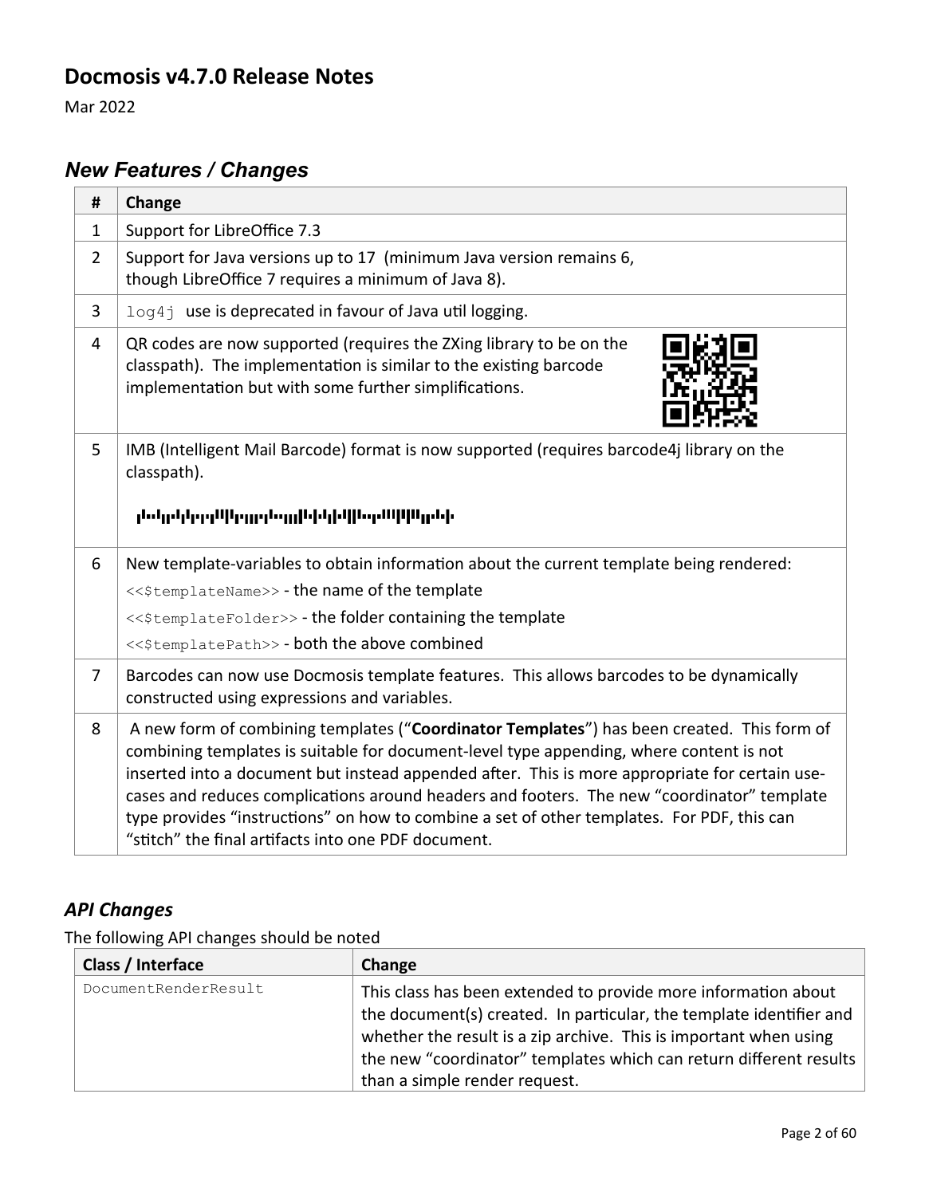## Docmosis v4.7.0 Release Notes

Mar 2022

### *New Features / Changes*

| # | Change |
|---|---|
| 1 | Support for LibreOffice 7.3 |
| 2 | Support for Java versions up to 17 (minimum Java version remains 6, though LibreOffice 7 requires a minimum of Java 8). |
| 3 | `log4j` use is deprecated in favour of Java util logging. |
| 4 | QR codes are now supported (requires the ZXing library to be on the classpath). The implementation is similar to the existing barcode implementation but with some further simplifications. |
| 5 | IMB (Intelligent Mail Barcode) format is now supported (requires barcode4j library on the classpath). |
| 6 | New template-variables to obtain information about the current template being rendered:<br>`<<$templateName>>` - the name of the template<br>`<<$templateFolder>>` - the folder containing the template<br>`<<$templatePath>>` - both the above combined |
| 7 | Barcodes can now use Docmosis template features. This allows barcodes to be dynamically constructed using expressions and variables. |
| 8 | A new form of combining templates ("**Coordinator Templates**") has been created. This form of combining templates is suitable for document-level type appending, where content is not inserted into a document but instead appended after. This is more appropriate for certain use-cases and reduces complications around headers and footers. The new "coordinator" template type provides "instructions" on how to combine a set of other templates. For PDF, this can "stitch" the final artifacts into one PDF document. |

### *API Changes*

The following API changes should be noted

| Class / Interface | Change |
|---|---|
| `DocumentRenderResult` | This class has been extended to provide more information about the document(s) created. In particular, the template identifier and whether the result is a zip archive. This is important when using the new "coordinator" templates which can return different results than a simple render request. |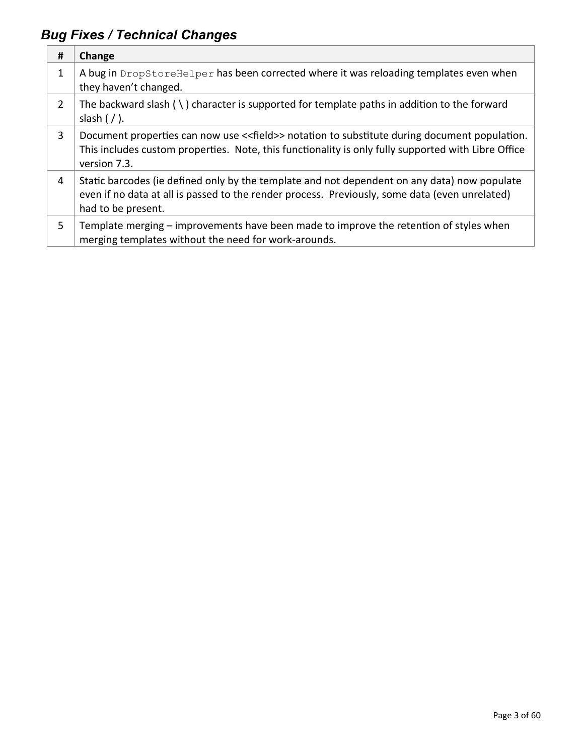## *Bug Fixes / Technical Changes*

| # | Change |
|---|---|
| 1 | A bug in `DropStoreHelper` has been corrected where it was reloading templates even when they haven't changed. |
| 2 | The backward slash ( \ ) character is supported for template paths in addition to the forward slash ( / ). |
| 3 | Document properties can now use <<field>> notation to substitute during document population. This includes custom properties. Note, this functionality is only fully supported with Libre Office version 7.3. |
| 4 | Static barcodes (ie defined only by the template and not dependent on any data) now populate even if no data at all is passed to the render process. Previously, some data (even unrelated) had to be present. |
| 5 | Template merging – improvements have been made to improve the retention of styles when merging templates without the need for work-arounds. |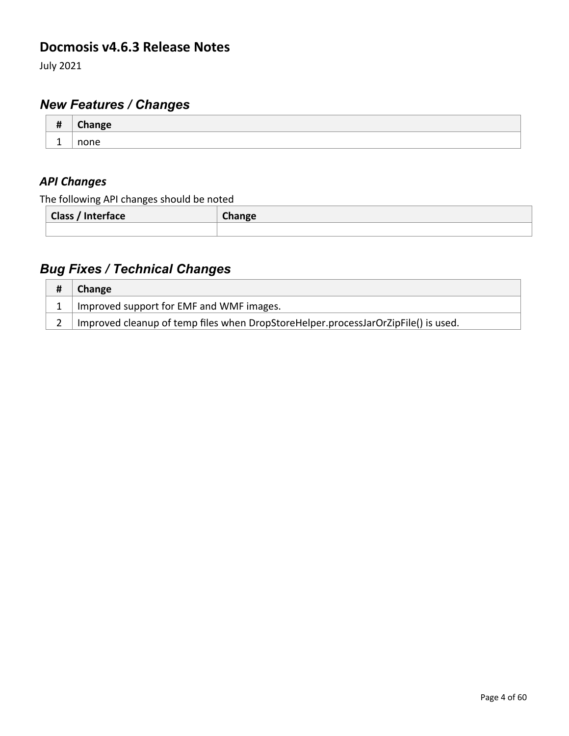# Docmosis v4.6.3 Release Notes

July 2021

## *New Features / Changes*

| # | Change |
|---|---|
| 1 | none |

### *API Changes*

The following API changes should be noted

| Class / Interface | Change |
|---|---|
| | |

## *Bug Fixes / Technical Changes*

| # | Change |
|---|---|
| 1 | Improved support for EMF and WMF images. |
| 2 | Improved cleanup of temp files when DropStoreHelper.processJarOrZipFile() is used. |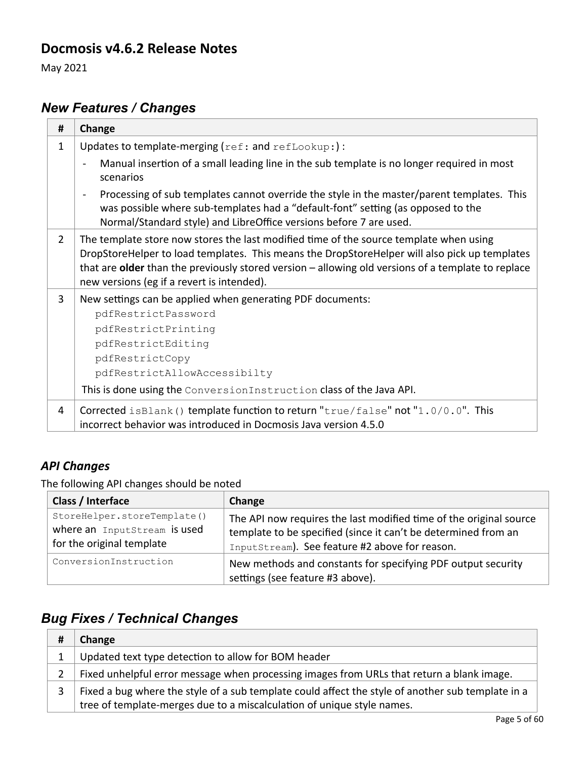## Docmosis v4.6.2 Release Notes

May 2021

### *New Features / Changes*

| # | Change |
|---|---|
| 1 | Updates to template-merging (`ref:` and `refLookup:`) :<br>- Manual insertion of a small leading line in the sub template is no longer required in most scenarios<br>- Processing of sub templates cannot override the style in the master/parent templates. This was possible where sub-templates had a "default-font" setting (as opposed to the Normal/Standard style) and LibreOffice versions before 7 are used. |
| 2 | The template store now stores the last modified time of the source template when using DropStoreHelper to load templates. This means the DropStoreHelper will also pick up templates that are **older** than the previously stored version – allowing old versions of a template to replace new versions (eg if a revert is intended). |
| 3 | New settings can be applied when generating PDF documents:<br>`pdfRestrictPassword`<br>`pdfRestrictPrinting`<br>`pdfRestrictEditing`<br>`pdfRestrictCopy`<br>`pdfRestrictAllowAccessibilty`<br>This is done using the `ConversionInstruction` class of the Java API. |
| 4 | Corrected `isBlank()` template function to return "`true/false`" not "`1.0/0.0`". This incorrect behavior was introduced in Docmosis Java version 4.5.0 |

### *API Changes*

The following API changes should be noted

| Class / Interface | Change |
|---|---|
| `StoreHelper.storeTemplate()` where an `InputStream` is used for the original template | The API now requires the last modified time of the original source template to be specified (since it can't be determined from an `InputStream`). See feature #2 above for reason. |
| `ConversionInstruction` | New methods and constants for specifying PDF output security settings (see feature #3 above). |

### *Bug Fixes / Technical Changes*

| # | Change |
|---|---|
| 1 | Updated text type detection to allow for BOM header |
| 2 | Fixed unhelpful error message when processing images from URLs that return a blank image. |
| 3 | Fixed a bug where the style of a sub template could affect the style of another sub template in a tree of template-merges due to a miscalculation of unique style names. |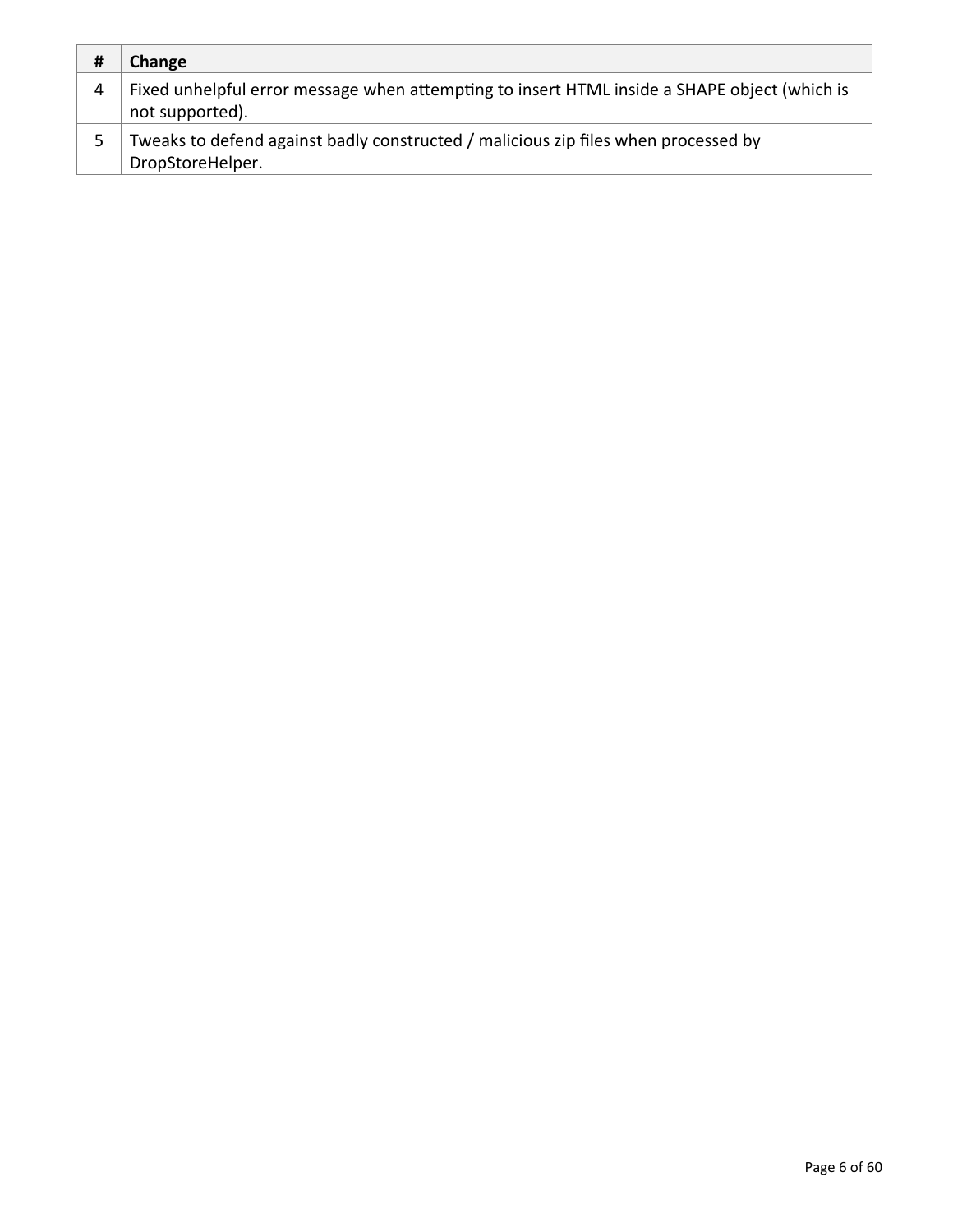| # | Change |
|---|---|
| 4 | Fixed unhelpful error message when attempting to insert HTML inside a SHAPE object (which is not supported). |
| 5 | Tweaks to defend against badly constructed / malicious zip files when processed by DropStoreHelper. |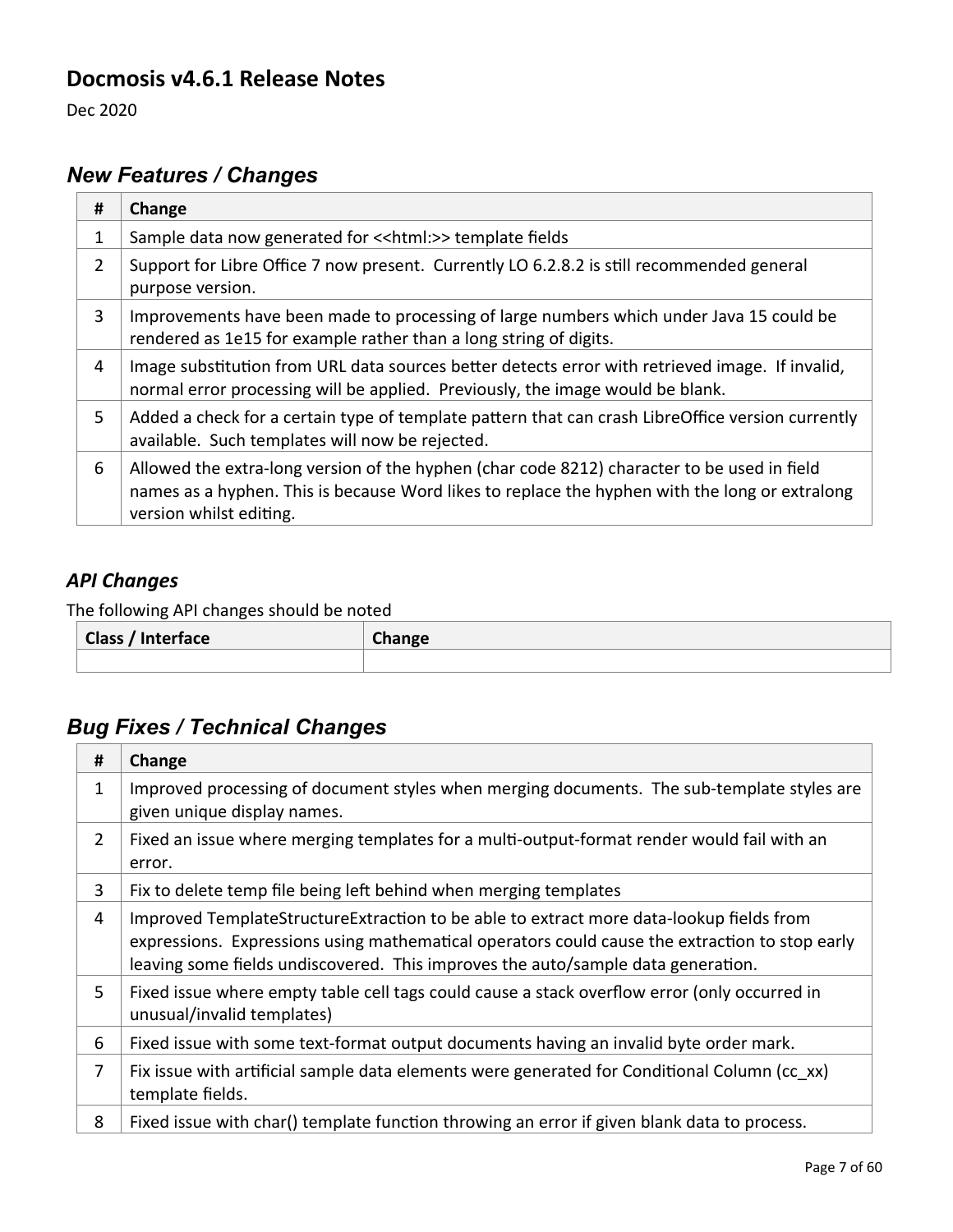## Docmosis v4.6.1 Release Notes

Dec 2020

### *New Features / Changes*

| # | Change |
|---|---|
| 1 | Sample data now generated for <<html:>> template fields |
| 2 | Support for Libre Office 7 now present. Currently LO 6.2.8.2 is still recommended general purpose version. |
| 3 | Improvements have been made to processing of large numbers which under Java 15 could be rendered as 1e15 for example rather than a long string of digits. |
| 4 | Image substitution from URL data sources better detects error with retrieved image. If invalid, normal error processing will be applied. Previously, the image would be blank. |
| 5 | Added a check for a certain type of template pattern that can crash LibreOffice version currently available. Such templates will now be rejected. |
| 6 | Allowed the extra-long version of the hyphen (char code 8212) character to be used in field names as a hyphen. This is because Word likes to replace the hyphen with the long or extralong version whilst editing. |

### *API Changes*

The following API changes should be noted

| Class / Interface | Change |
|---|---|
| | |

### *Bug Fixes / Technical Changes*

| # | Change |
|---|---|
| 1 | Improved processing of document styles when merging documents. The sub-template styles are given unique display names. |
| 2 | Fixed an issue where merging templates for a multi-output-format render would fail with an error. |
| 3 | Fix to delete temp file being left behind when merging templates |
| 4 | Improved TemplateStructureExtraction to be able to extract more data-lookup fields from expressions. Expressions using mathematical operators could cause the extraction to stop early leaving some fields undiscovered. This improves the auto/sample data generation. |
| 5 | Fixed issue where empty table cell tags could cause a stack overflow error (only occurred in unusual/invalid templates) |
| 6 | Fixed issue with some text-format output documents having an invalid byte order mark. |
| 7 | Fix issue with artificial sample data elements were generated for Conditional Column (cc_xx) template fields. |
| 8 | Fixed issue with char() template function throwing an error if given blank data to process. |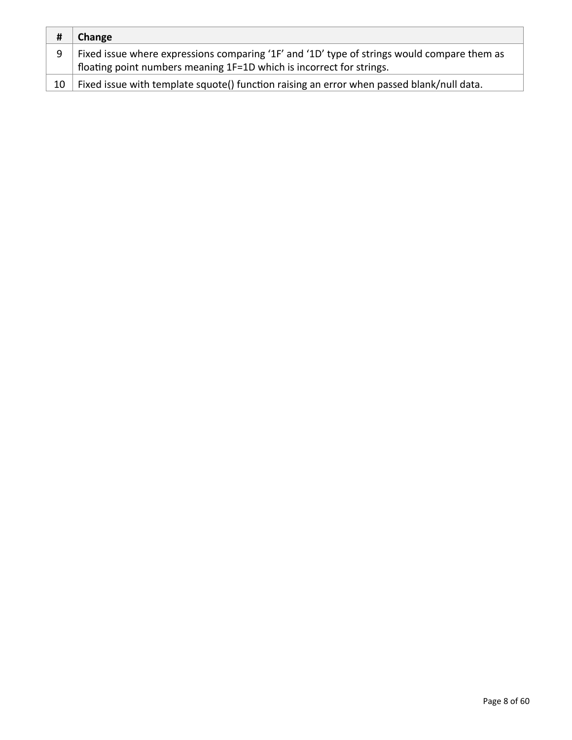| # | Change |
|---|---|
| 9 | Fixed issue where expressions comparing ‘1F’ and ‘1D’ type of strings would compare them as floating point numbers meaning 1F=1D which is incorrect for strings. |
| 10 | Fixed issue with template squote() function raising an error when passed blank/null data. |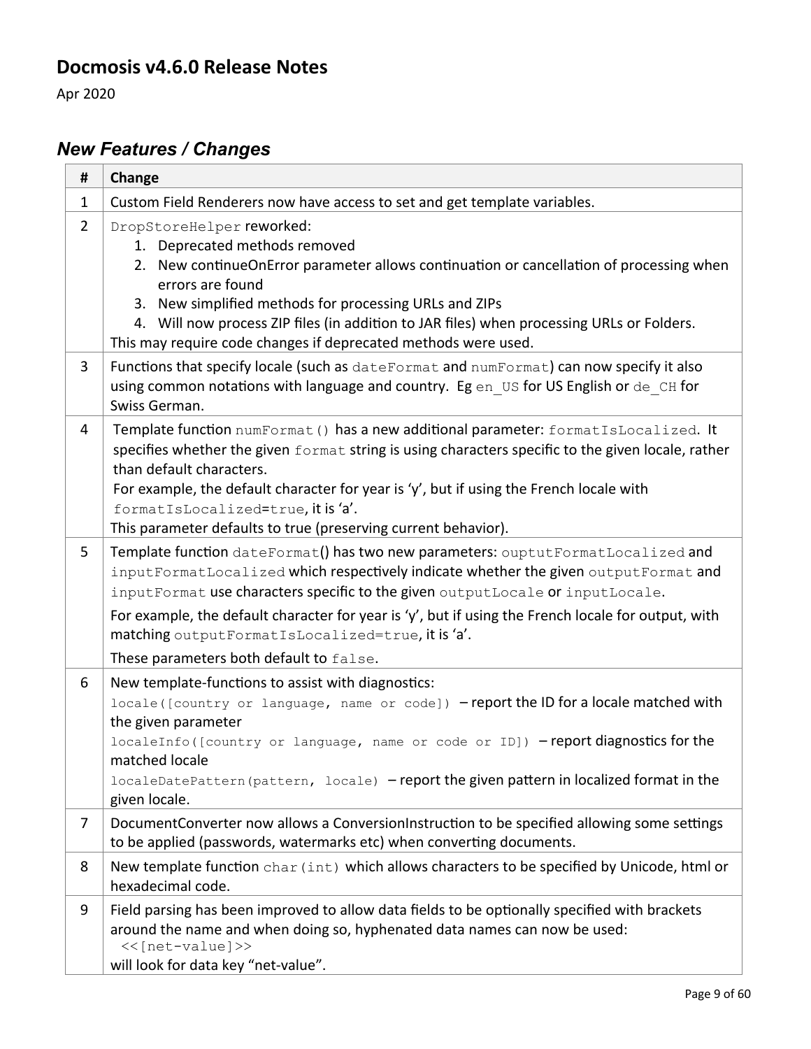## Docmosis v4.6.0 Release Notes

Apr 2020

### *New Features / Changes*

| # | Change |
|---|---|
| 1 | Custom Field Renderers now have access to set and get template variables. |
| 2 | `DropStoreHelper` reworked:<br>1. Deprecated methods removed<br>2. New continueOnError parameter allows continuation or cancellation of processing when errors are found<br>3. New simplified methods for processing URLs and ZIPs<br>4. Will now process ZIP files (in addition to JAR files) when processing URLs or Folders.<br>This may require code changes if deprecated methods were used. |
| 3 | Functions that specify locale (such as `dateFormat` and `numFormat`) can now specify it also using common notations with language and country. Eg `en_US` for US English or `de_CH` for Swiss German. |
| 4 | Template function `numFormat()` has a new additional parameter: `formatIsLocalized`. It specifies whether the given `format` string is using characters specific to the given locale, rather than default characters.<br>For example, the default character for year is 'y', but if using the French locale with `formatIsLocalized=true`, it is 'a'.<br>This parameter defaults to true (preserving current behavior). |
| 5 | Template function `dateFormat()` has two new parameters: `ouptutFormatLocalized` and `inputFormatLocalized` which respectively indicate whether the given `outputFormat` and `inputFormat` use characters specific to the given `outputLocale` or `inputLocale`.<br>For example, the default character for year is 'y', but if using the French locale for output, with matching `outputFormatIsLocalized=true`, it is 'a'.<br>These parameters both default to `false`. |
| 6 | New template-functions to assist with diagnostics:<br>`locale([country or language, name or code])` – report the ID for a locale matched with the given parameter<br>`localeInfo([country or language, name or code or ID])` – report diagnostics for the matched locale<br>`localeDatePattern(pattern, locale)` – report the given pattern in localized format in the given locale. |
| 7 | DocumentConverter now allows a ConversionInstruction to be specified allowing some settings to be applied (passwords, watermarks etc) when converting documents. |
| 8 | New template function `char(int)` which allows characters to be specified by Unicode, html or hexadecimal code. |
| 9 | Field parsing has been improved to allow data fields to be optionally specified with brackets around the name and when doing so, hyphenated data names can now be used:<br>`<<[net-value]>>`<br>will look for data key "net-value". |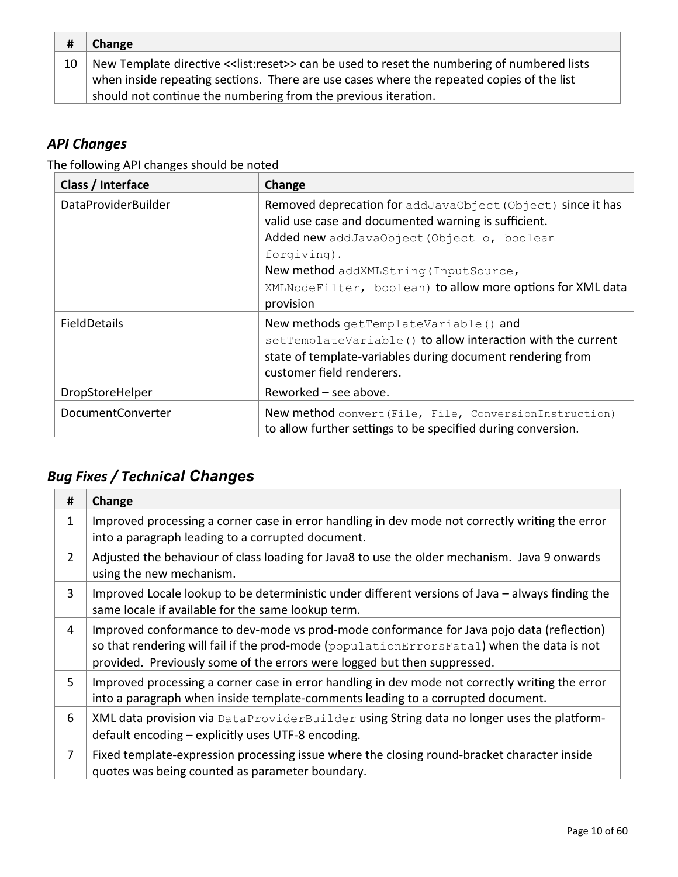| # | Change |
|---|---|
| 10 | New Template directive <<list:reset>> can be used to reset the numbering of numbered lists when inside repeating sections. There are use cases where the repeated copies of the list should not continue the numbering from the previous iteration. |

### *API Changes*

The following API changes should be noted

| Class / Interface | Change |
|---|---|
| DataProviderBuilder | Removed deprecation for `addJavaObject(Object)` since it has valid use case and documented warning is sufficient.<br>Added new `addJavaObject(Object o, boolean forgiving).`<br>New method `addXMLString(InputSource, XMLNodeFilter, boolean)` to allow more options for XML data provision |
| FieldDetails | New methods `getTemplateVariable()` and `setTemplateVariable()` to allow interaction with the current state of template-variables during document rendering from customer field renderers. |
| DropStoreHelper | Reworked – see above. |
| DocumentConverter | New method `convert(File, File, ConversionInstruction)` to allow further settings to be specified during conversion. |

### *Bug Fixes / Technical Changes*

| # | Change |
|---|---|
| 1 | Improved processing a corner case in error handling in dev mode not correctly writing the error into a paragraph leading to a corrupted document. |
| 2 | Adjusted the behaviour of class loading for Java8 to use the older mechanism. Java 9 onwards using the new mechanism. |
| 3 | Improved Locale lookup to be deterministic under different versions of Java – always finding the same locale if available for the same lookup term. |
| 4 | Improved conformance to dev-mode vs prod-mode conformance for Java pojo data (reflection) so that rendering will fail if the prod-mode (`populationErrorsFatal`) when the data is not provided. Previously some of the errors were logged but then suppressed. |
| 5 | Improved processing a corner case in error handling in dev mode not correctly writing the error into a paragraph when inside template-comments leading to a corrupted document. |
| 6 | XML data provision via `DataProviderBuilder` using String data no longer uses the platform-default encoding – explicitly uses UTF-8 encoding. |
| 7 | Fixed template-expression processing issue where the closing round-bracket character inside quotes was being counted as parameter boundary. |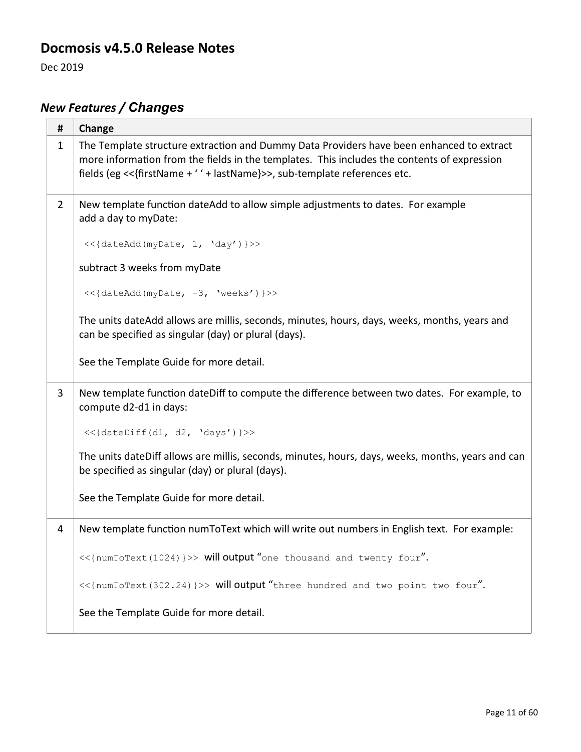## Docmosis v4.5.0 Release Notes

Dec 2019

### *New Features / Changes*

| # | Change |
|---|---|
| 1 | The Template structure extraction and Dummy Data Providers have been enhanced to extract more information from the fields in the templates. This includes the contents of expression fields (eg <<{firstName + ' ' + lastName}>>, sub-template references etc. |
| 2 | New template function dateAdd to allow simple adjustments to dates. For example add a day to myDate: <br><br> `<<{dateAdd(myDate, 1, 'day')}>>` <br><br> subtract 3 weeks from myDate <br><br> `<<{dateAdd(myDate, -3, 'weeks')}>>` <br><br> The units dateAdd allows are millis, seconds, minutes, hours, days, weeks, months, years and can be specified as singular (day) or plural (days). <br><br> See the Template Guide for more detail. |
| 3 | New template function dateDiff to compute the difference between two dates. For example, to compute d2-d1 in days: <br><br> `<<{dateDiff(d1, d2, 'days')}>>` <br><br> The units dateDiff allows are millis, seconds, minutes, hours, days, weeks, months, years and can be specified as singular (day) or plural (days). <br><br> See the Template Guide for more detail. |
| 4 | New template function numToText which will write out numbers in English text. For example: <br><br> `<<{numToText(1024)}>>` will output "`one thousand and twenty four`". <br><br> `<<{numToText(302.24)}>>` will output "`three hundred and two point two four`". <br><br> See the Template Guide for more detail. |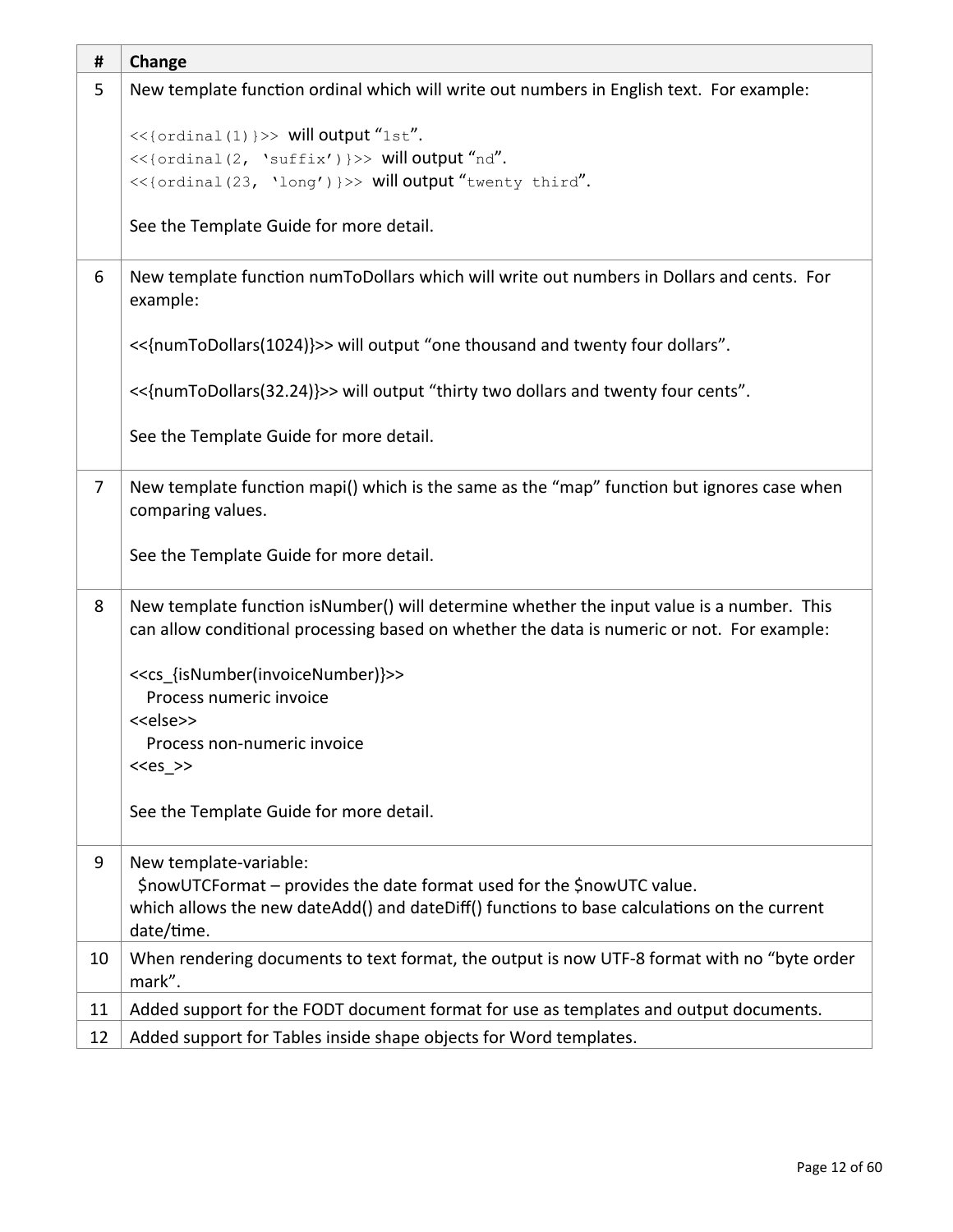| # | Change |
|---|---|
| 5 | New template function ordinal which will write out numbers in English text. For example:<br><br>`<<{ordinal(1)}>>` will output “`1st`”.<br>`<<{ordinal(2, ‘suffix’)}>>` will output “`nd`”.<br>`<<{ordinal(23, ‘long’)}>>` will output “`twenty third`”.<br><br>See the Template Guide for more detail. |
| 6 | New template function numToDollars which will write out numbers in Dollars and cents. For example:<br><br><<{numToDollars(1024)}>> will output “one thousand and twenty four dollars”.<br><br><<{numToDollars(32.24)}>> will output “thirty two dollars and twenty four cents”.<br><br>See the Template Guide for more detail. |
| 7 | New template function mapi() which is the same as the “map” function but ignores case when comparing values.<br><br>See the Template Guide for more detail. |
| 8 | New template function isNumber() will determine whether the input value is a number. This can allow conditional processing based on whether the data is numeric or not. For example:<br><br><<cs_{isNumber(invoiceNumber)}>><br>Process numeric invoice<br><<else>><br>Process non-numeric invoice<br><<es_>><br><br>See the Template Guide for more detail. |
| 9 | New template-variable:<br>$nowUTCFormat – provides the date format used for the $nowUTC value.<br>which allows the new dateAdd() and dateDiff() functions to base calculations on the current date/time. |
| 10 | When rendering documents to text format, the output is now UTF-8 format with no “byte order mark”. |
| 11 | Added support for the FODT document format for use as templates and output documents. |
| 12 | Added support for Tables inside shape objects for Word templates. |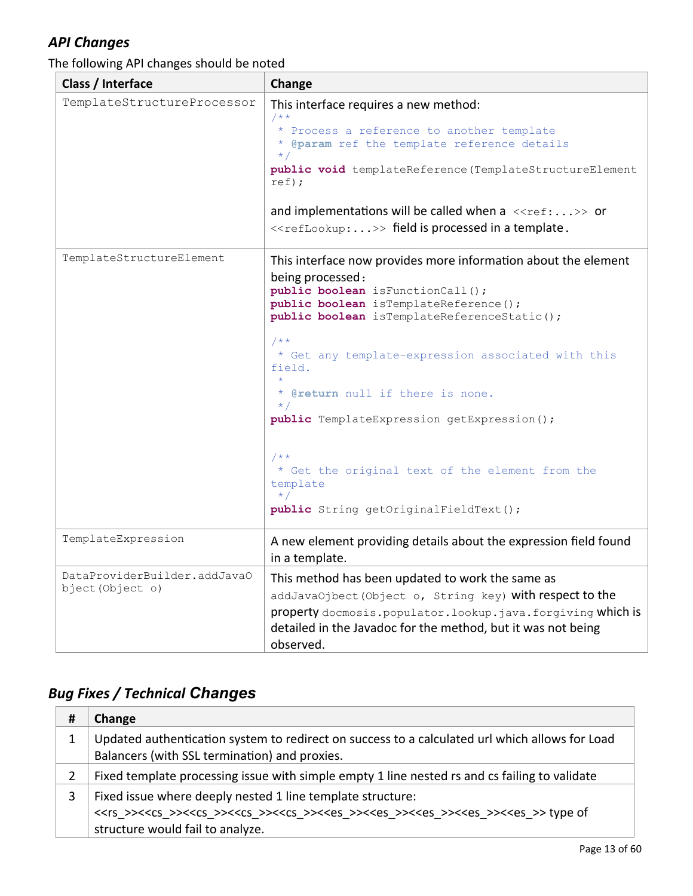## *API Changes*

The following API changes should be noted

| Class / Interface | Change |
|---|---|
| `TemplateStructureProcessor` | This interface requires a new method:<br>`/**`<br>` * Process a reference to another template`<br>` * @param ref the template reference details`<br>` */`<br>`public void templateReference(TemplateStructureElement ref);`<br><br>and implementations will be called when a `<<ref:...>>` or `<<refLookup:...>>` field is processed in a template. |
| `TemplateStructureElement` | This interface now provides more information about the element being processed:<br>`public boolean isFunctionCall();`<br>`public boolean isTemplateReference();`<br>`public boolean isTemplateReferenceStatic();`<br><br>`/**`<br>` * Get any template-expression associated with this field.`<br>` *`<br>` * @return null if there is none.`<br>` */`<br>`public TemplateExpression getExpression();`<br><br>`/**`<br>` * Get the original text of the element from the template`<br>` */`<br>`public String getOriginalFieldText();` |
| `TemplateExpression` | A new element providing details about the expression field found in a template. |
| `DataProviderBuilder.addJavaObject(Object o)` | This method has been updated to work the same as `addJavaOjbect(Object o, String key)` with respect to the property `docmosis.populator.lookup.java.forgiving` which is detailed in the Javadoc for the method, but it was not being observed. |

## *Bug Fixes / Technical Changes*

| # | Change |
|---|---|
| 1 | Updated authentication system to redirect on success to a calculated url which allows for Load Balancers (with SSL termination) and proxies. |
| 2 | Fixed template processing issue with simple empty 1 line nested rs and cs failing to validate |
| 3 | Fixed issue where deeply nested 1 line template structure: <<rs_>><<cs_>><<cs_>><<cs_>><<cs_>><<es_>><<es_>><<es_>><<es_>><<es_>> type of structure would fail to analyze. |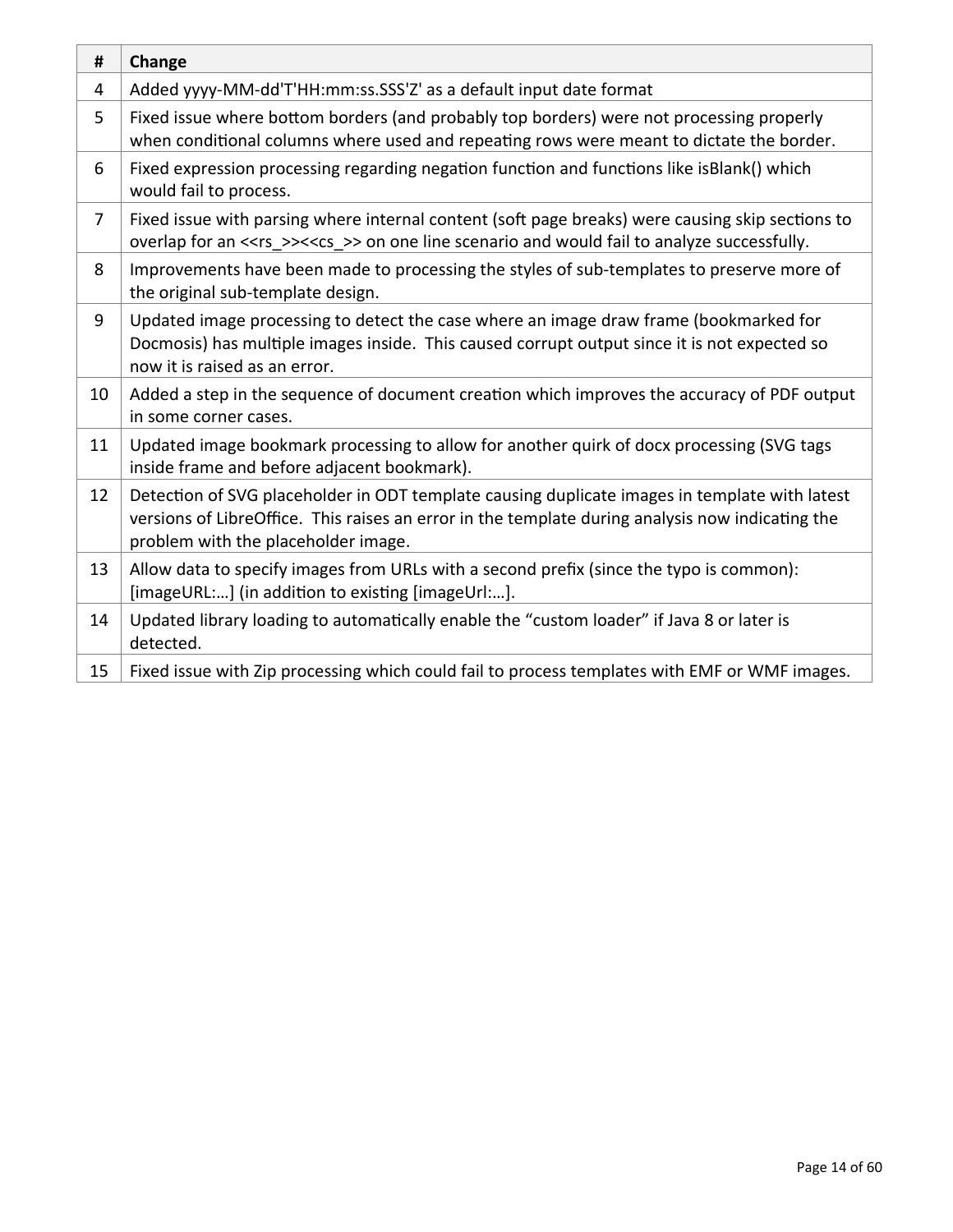| # | Change |
|---|---|
| 4 | Added yyyy-MM-dd'T'HH:mm:ss.SSS'Z' as a default input date format |
| 5 | Fixed issue where bottom borders (and probably top borders) were not processing properly when conditional columns where used and repeating rows were meant to dictate the border. |
| 6 | Fixed expression processing regarding negation function and functions like isBlank() which would fail to process. |
| 7 | Fixed issue with parsing where internal content (soft page breaks) were causing skip sections to overlap for an <<rs_>><<cs_>> on one line scenario and would fail to analyze successfully. |
| 8 | Improvements have been made to processing the styles of sub-templates to preserve more of the original sub-template design. |
| 9 | Updated image processing to detect the case where an image draw frame (bookmarked for Docmosis) has multiple images inside. This caused corrupt output since it is not expected so now it is raised as an error. |
| 10 | Added a step in the sequence of document creation which improves the accuracy of PDF output in some corner cases. |
| 11 | Updated image bookmark processing to allow for another quirk of docx processing (SVG tags inside frame and before adjacent bookmark). |
| 12 | Detection of SVG placeholder in ODT template causing duplicate images in template with latest versions of LibreOffice. This raises an error in the template during analysis now indicating the problem with the placeholder image. |
| 13 | Allow data to specify images from URLs with a second prefix (since the typo is common): [imageURL:…] (in addition to existing [imageUrl:…]. |
| 14 | Updated library loading to automatically enable the “custom loader” if Java 8 or later is detected. |
| 15 | Fixed issue with Zip processing which could fail to process templates with EMF or WMF images. |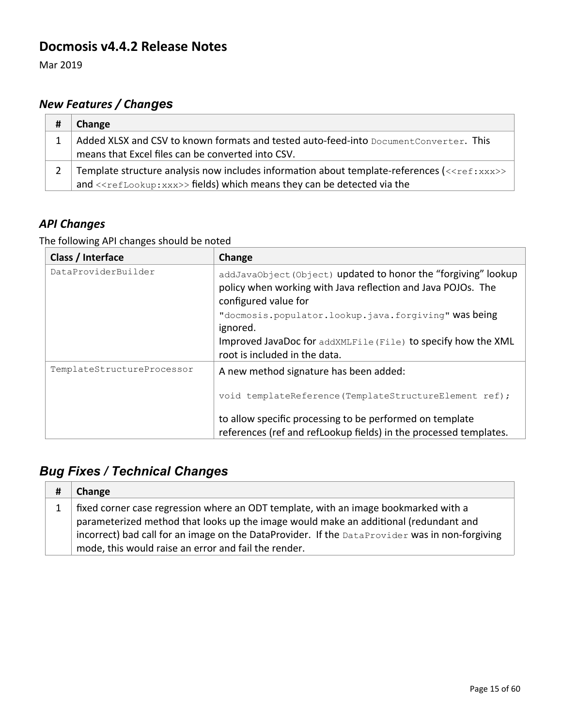## Docmosis v4.4.2 Release Notes

Mar 2019

### *New Features / Changes*

| # | Change |
|---|---|
| 1 | Added XLSX and CSV to known formats and tested auto-feed-into `DocumentConverter`. This means that Excel files can be converted into CSV. |
| 2 | Template structure analysis now includes information about template-references (`<<ref:xxx>>` and `<<refLookup:xxx>>` fields) which means they can be detected via the |

### *API Changes*

The following API changes should be noted

| Class / Interface | Change |
|---|---|
| `DataProviderBuilder` | `addJavaObject(Object)` updated to honor the "forgiving" lookup policy when working with Java reflection and Java POJOs. The configured value for `"docmosis.populator.lookup.java.forgiving"` was being ignored.<br>Improved JavaDoc for `addXMLFile(File)` to specify how the XML root is included in the data. |
| `TemplateStructureProcessor` | A new method signature has been added:<br><br>`void templateReference(TemplateStructureElement ref);`<br><br>to allow specific processing to be performed on template references (ref and refLookup fields) in the processed templates. |

### *Bug Fixes / Technical Changes*

| # | Change |
|---|---|
| 1 | fixed corner case regression where an ODT template, with an image bookmarked with a parameterized method that looks up the image would make an additional (redundant and incorrect) bad call for an image on the DataProvider. If the `DataProvider` was in non-forgiving mode, this would raise an error and fail the render. |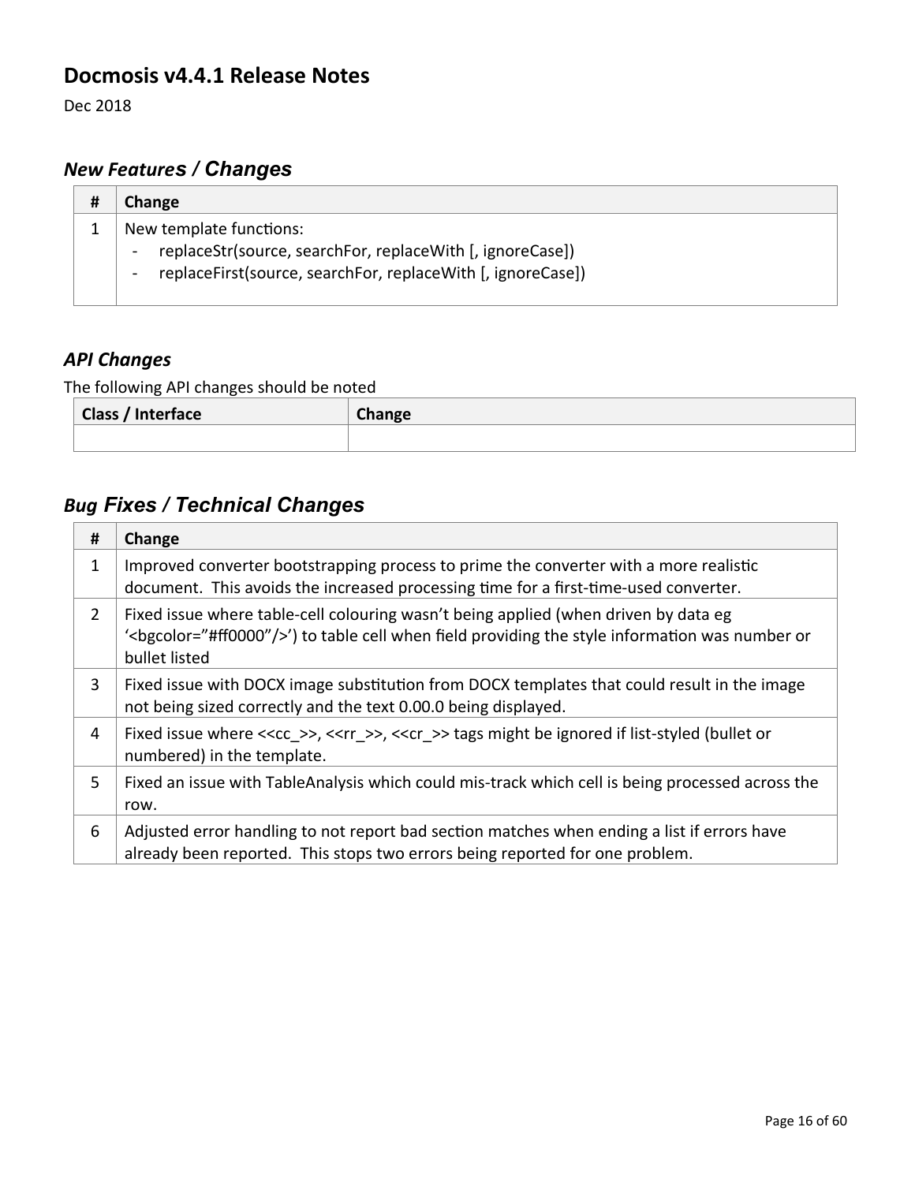## Docmosis v4.4.1 Release Notes

Dec 2018

### *New Features / Changes*

| # | Change |
|---|---|
| 1 | New template functions:<br>- replaceStr(source, searchFor, replaceWith [, ignoreCase])<br>- replaceFirst(source, searchFor, replaceWith [, ignoreCase]) |

### *API Changes*

The following API changes should be noted

| Class / Interface | Change |
|---|---|
| | |

### *Bug Fixes / Technical Changes*

| # | Change |
|---|---|
| 1 | Improved converter bootstrapping process to prime the converter with a more realistic document. This avoids the increased processing time for a first-time-used converter. |
| 2 | Fixed issue where table-cell colouring wasn't being applied (when driven by data eg '<bgcolor="#ff0000"/>') to table cell when field providing the style information was number or bullet listed |
| 3 | Fixed issue with DOCX image substitution from DOCX templates that could result in the image not being sized correctly and the text 0.00.0 being displayed. |
| 4 | Fixed issue where <<cc_>>, <<rr_>>, <<cr_>> tags might be ignored if list-styled (bullet or numbered) in the template. |
| 5 | Fixed an issue with TableAnalysis which could mis-track which cell is being processed across the row. |
| 6 | Adjusted error handling to not report bad section matches when ending a list if errors have already been reported. This stops two errors being reported for one problem. |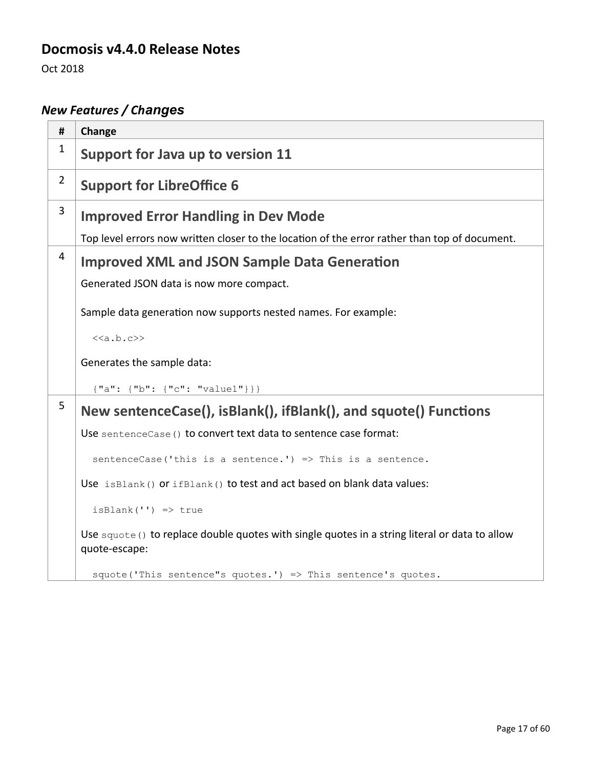# Docmosis v4.4.0 Release Notes

Oct 2018

## *New Features / Changes*

| # | Change |
|---|---|
| 1 | **Support for Java up to version 11** |
| 2 | **Support for LibreOffice 6** |
| 3 | **Improved Error Handling in Dev Mode**<br><br>Top level errors now written closer to the location of the error rather than top of document. |
| 4 | **Improved XML and JSON Sample Data Generation**<br><br>Generated JSON data is now more compact.<br><br>Sample data generation now supports nested names. For example:<br><br>`<<a.b.c>>`<br><br>Generates the sample data:<br><br>`{"a": {"b": {"c": "value1"}}}` |
| 5 | **New sentenceCase(), isBlank(), ifBlank(), and squote() Functions**<br><br>Use `sentenceCase()` to convert text data to sentence case format:<br><br>`sentenceCase('this is a sentence.') => This is a sentence.`<br><br>Use `isBlank()` or `ifBlank()` to test and act based on blank data values:<br><br>`isBlank('') => true`<br><br>Use `squote()` to replace double quotes with single quotes in a string literal or data to allow quote-escape:<br><br>`squote('This sentence"s quotes.') => This sentence's quotes.` |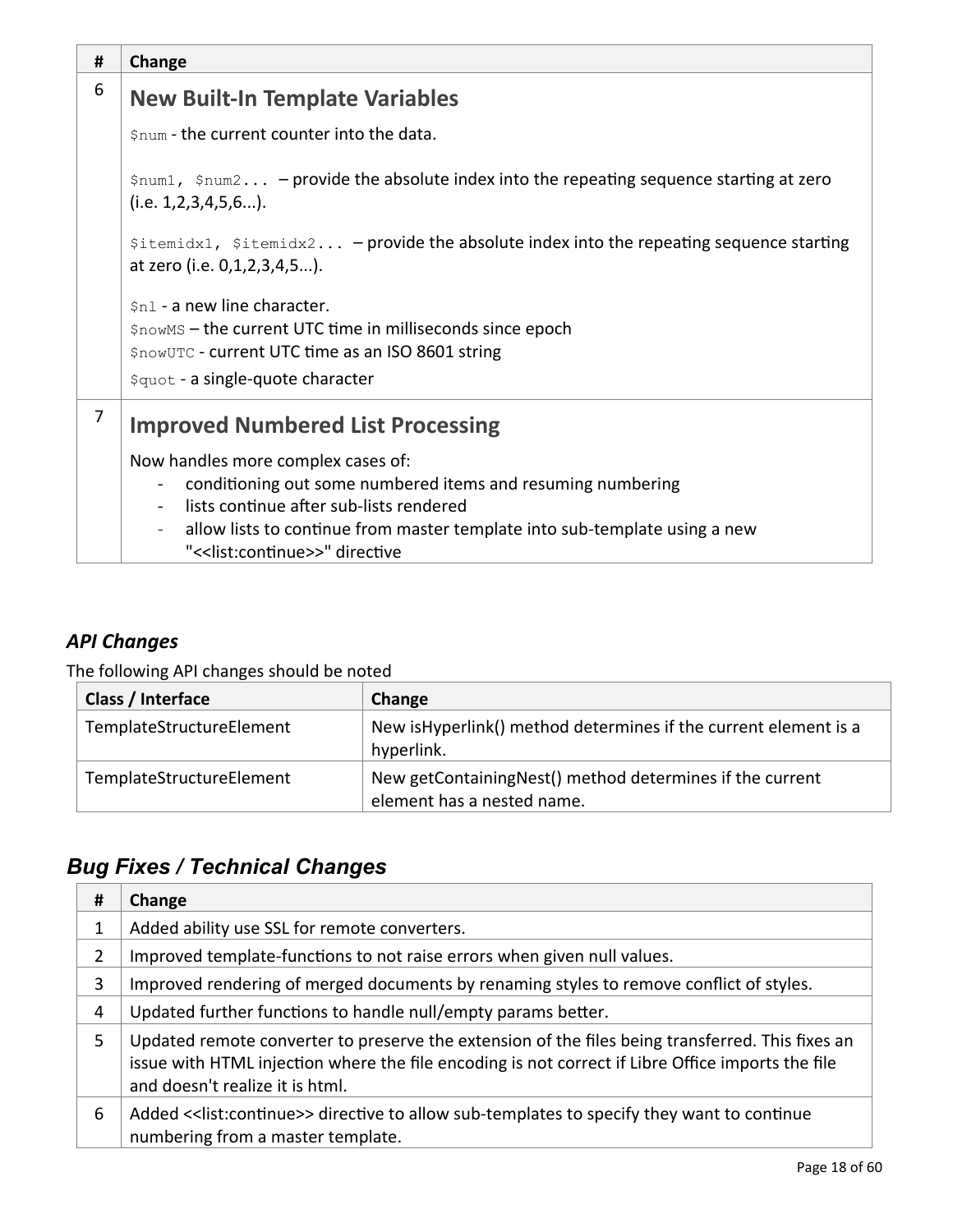| # | Change |
| --- | --- |
| 6 | **New Built-In Template Variables**<br><br>`$num` - the current counter into the data.<br><br>`$num1, $num2...` – provide the absolute index into the repeating sequence starting at zero (i.e. 1,2,3,4,5,6...).<br><br>`$itemidx1, $itemidx2...` – provide the absolute index into the repeating sequence starting at zero (i.e. 0,1,2,3,4,5...).<br><br>`$nl` - a new line character.<br>`$nowMS` – the current UTC time in milliseconds since epoch<br>`$nowUTC` - current UTC time as an ISO 8601 string<br>`$quot` - a single-quote character |
| 7 | **Improved Numbered List Processing**<br><br>Now handles more complex cases of:<br>- conditioning out some numbered items and resuming numbering<br>- lists continue after sub-lists rendered<br>- allow lists to continue from master template into sub-template using a new "<<list:continue>>" directive |

### *API Changes*

The following API changes should be noted

| Class / Interface | Change |
| --- | --- |
| TemplateStructureElement | New isHyperlink() method determines if the current element is a hyperlink. |
| TemplateStructureElement | New getContainingNest() method determines if the current element has a nested name. |

## *Bug Fixes / Technical Changes*

| # | Change |
| --- | --- |
| 1 | Added ability use SSL for remote converters. |
| 2 | Improved template-functions to not raise errors when given null values. |
| 3 | Improved rendering of merged documents by renaming styles to remove conflict of styles. |
| 4 | Updated further functions to handle null/empty params better. |
| 5 | Updated remote converter to preserve the extension of the files being transferred. This fixes an issue with HTML injection where the file encoding is not correct if Libre Office imports the file and doesn't realize it is html. |
| 6 | Added <<list:continue>> directive to allow sub-templates to specify they want to continue numbering from a master template. |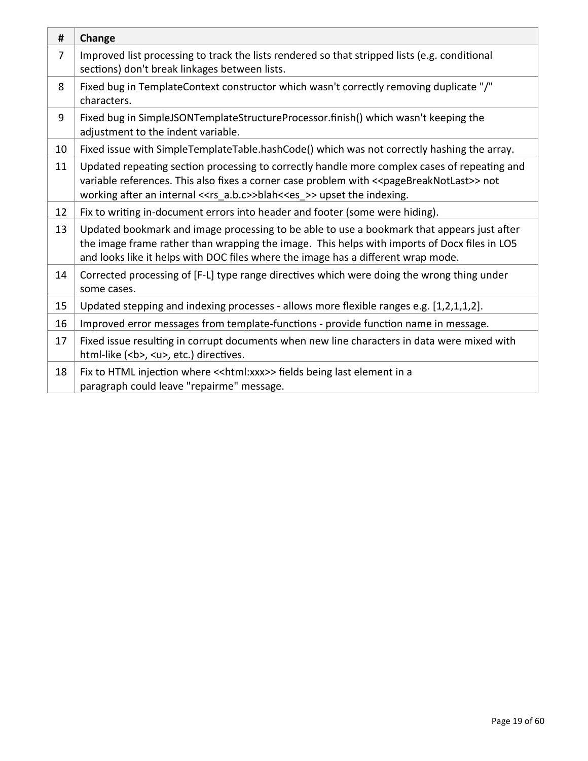| # | Change |
| --- | --- |
| 7 | Improved list processing to track the lists rendered so that stripped lists (e.g. conditional sections) don't break linkages between lists. |
| 8 | Fixed bug in TemplateContext constructor which wasn't correctly removing duplicate "/" characters. |
| 9 | Fixed bug in SimpleJSONTemplateStructureProcessor.finish() which wasn't keeping the adjustment to the indent variable. |
| 10 | Fixed issue with SimpleTemplateTable.hashCode() which was not correctly hashing the array. |
| 11 | Updated repeating section processing to correctly handle more complex cases of repeating and variable references. This also fixes a corner case problem with <<pageBreakNotLast>> not working after an internal <<rs_a.b.c>>blah<<es_>> upset the indexing. |
| 12 | Fix to writing in-document errors into header and footer (some were hiding). |
| 13 | Updated bookmark and image processing to be able to use a bookmark that appears just after the image frame rather than wrapping the image. This helps with imports of Docx files in LO5 and looks like it helps with DOC files where the image has a different wrap mode. |
| 14 | Corrected processing of [F-L] type range directives which were doing the wrong thing under some cases. |
| 15 | Updated stepping and indexing processes - allows more flexible ranges e.g. [1,2,1,1,2]. |
| 16 | Improved error messages from template-functions - provide function name in message. |
| 17 | Fixed issue resulting in corrupt documents when new line characters in data were mixed with html-like (<b>, <u>, etc.) directives. |
| 18 | Fix to HTML injection where <<html:xxx>> fields being last element in a paragraph could leave "repairme" message. |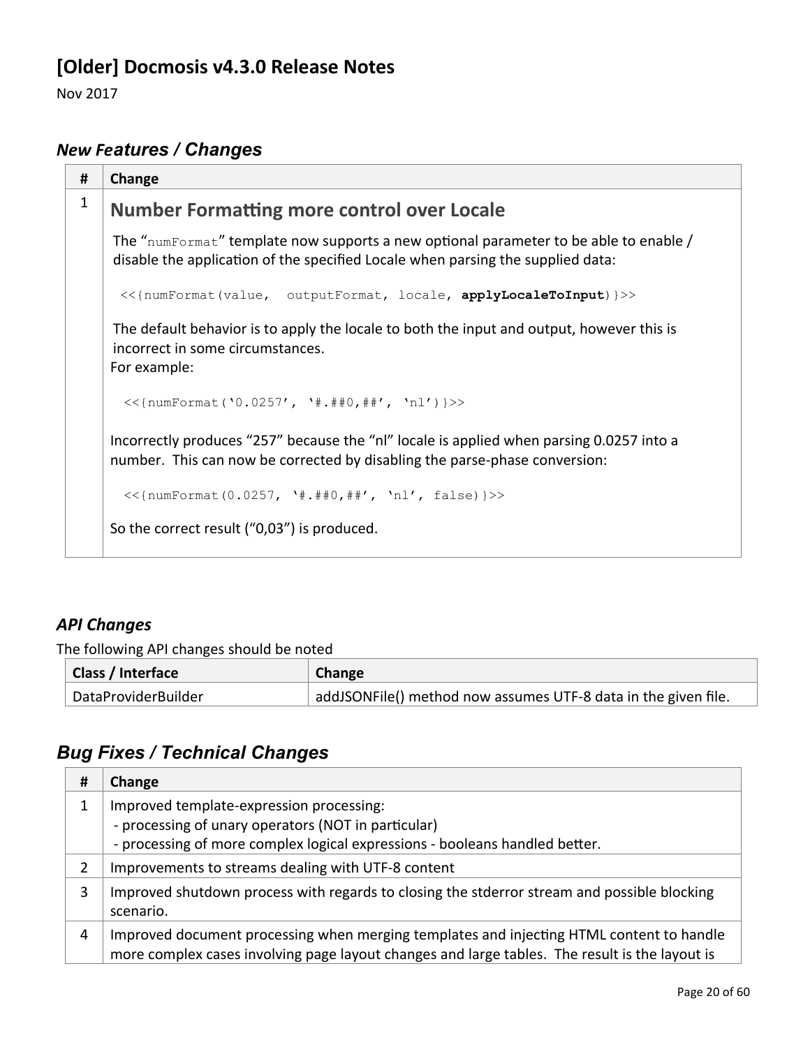## [Older] Docmosis v4.3.0 Release Notes

Nov 2017

### *New Features / Changes*

| # | Change |
|---|---|
| 1 | **Number Formatting more control over Locale**<br><br>The "`numFormat`" template now supports a new optional parameter to be able to enable / disable the application of the specified Locale when parsing the supplied data:<br><br>`<<{numFormat(value,  outputFormat, locale, `**`applyLocaleToInput`**`)}>>`<br><br>The default behavior is to apply the locale to both the input and output, however this is incorrect in some circumstances.<br>For example:<br><br>`<<{numFormat('0.0257', '#.##0,##', 'nl')}>>`<br><br>Incorrectly produces "257" because the "nl" locale is applied when parsing 0.0257 into a number.  This can now be corrected by disabling the parse-phase conversion:<br><br>`<<{numFormat(0.0257, '#.##0,##', 'nl', false)}>>`<br><br>So the correct result ("0,03") is produced. |

### *API Changes*

The following API changes should be noted

| Class / Interface | Change |
|---|---|
| DataProviderBuilder | addJSONFile() method now assumes UTF-8 data in the given file. |

### *Bug Fixes / Technical Changes*

| # | Change |
|---|---|
| 1 | Improved template-expression processing:<br>- processing of unary operators (NOT in particular)<br>- processing of more complex logical expressions - booleans handled better. |
| 2 | Improvements to streams dealing with UTF-8 content |
| 3 | Improved shutdown process with regards to closing the stderror stream and possible blocking scenario. |
| 4 | Improved document processing when merging templates and injecting HTML content to handle more complex cases involving page layout changes and large tables.  The result is the layout is |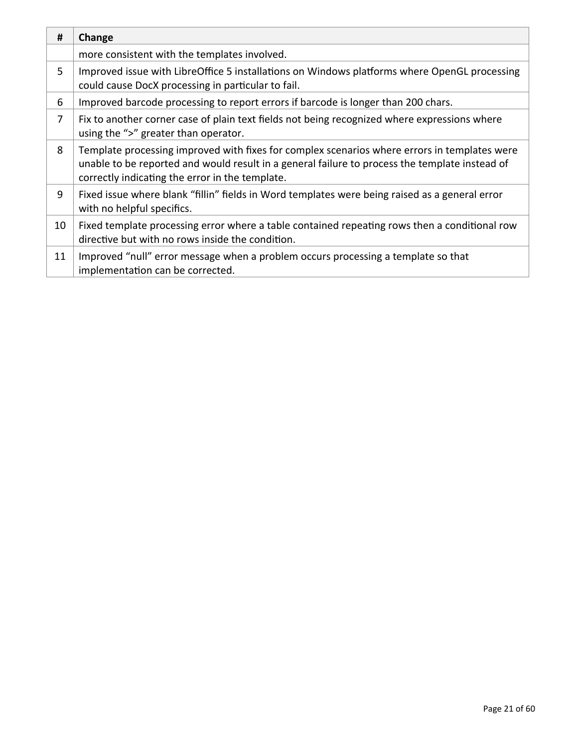| # | Change |
|---|---|
| | more consistent with the templates involved. |
| 5 | Improved issue with LibreOffice 5 installations on Windows platforms where OpenGL processing could cause DocX processing in particular to fail. |
| 6 | Improved barcode processing to report errors if barcode is longer than 200 chars. |
| 7 | Fix to another corner case of plain text fields not being recognized where expressions where using the “>” greater than operator. |
| 8 | Template processing improved with fixes for complex scenarios where errors in templates were unable to be reported and would result in a general failure to process the template instead of correctly indicating the error in the template. |
| 9 | Fixed issue where blank “fillin” fields in Word templates were being raised as a general error with no helpful specifics. |
| 10 | Fixed template processing error where a table contained repeating rows then a conditional row directive but with no rows inside the condition. |
| 11 | Improved “null” error message when a problem occurs processing a template so that implementation can be corrected. |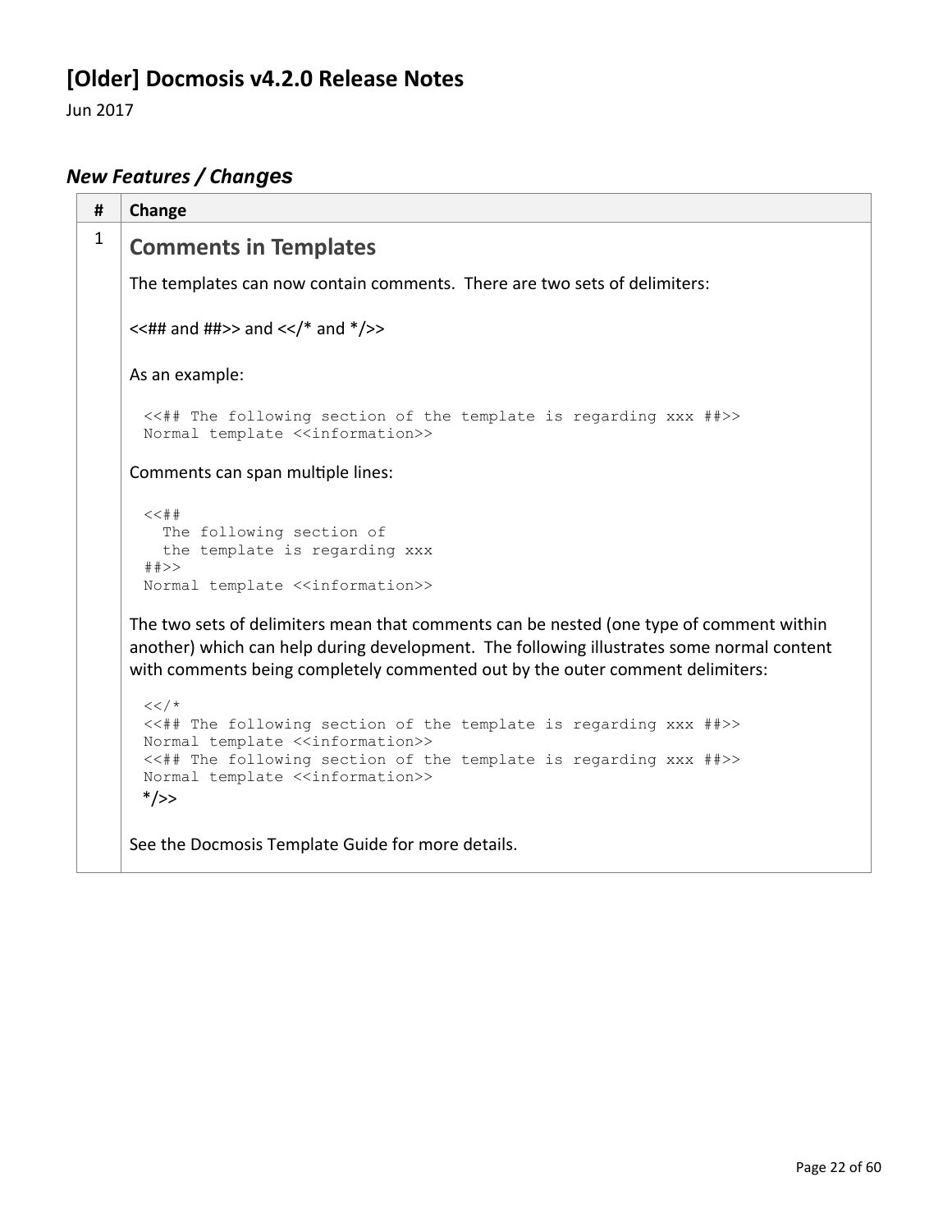# [Older] Docmosis v4.2.0 Release Notes

Jun 2017

## *New Features / Changes*

| # | Change |
|---|---|
| 1 | **Comments in Templates**<br><br>The templates can now contain comments. There are two sets of delimiters:<br><br><<## and ##>> and <</* and */>><br><br>As an example:<br><br>`<<## The following section of the template is regarding xxx ##>>`<br>`Normal template <<information>>`<br><br>Comments can span multiple lines:<br><br>`<<##`<br>`  The following section of`<br>`  the template is regarding xxx`<br>`##>>`<br>`Normal template <<information>>`<br><br>The two sets of delimiters mean that comments can be nested (one type of comment within another) which can help during development. The following illustrates some normal content with comments being completely commented out by the outer comment delimiters:<br><br>`<</*`<br>`<<## The following section of the template is regarding xxx ##>>`<br>`Normal template <<information>>`<br>`<<## The following section of the template is regarding xxx ##>>`<br>`Normal template <<information>>`<br>`*/>>`<br><br>See the Docmosis Template Guide for more details. |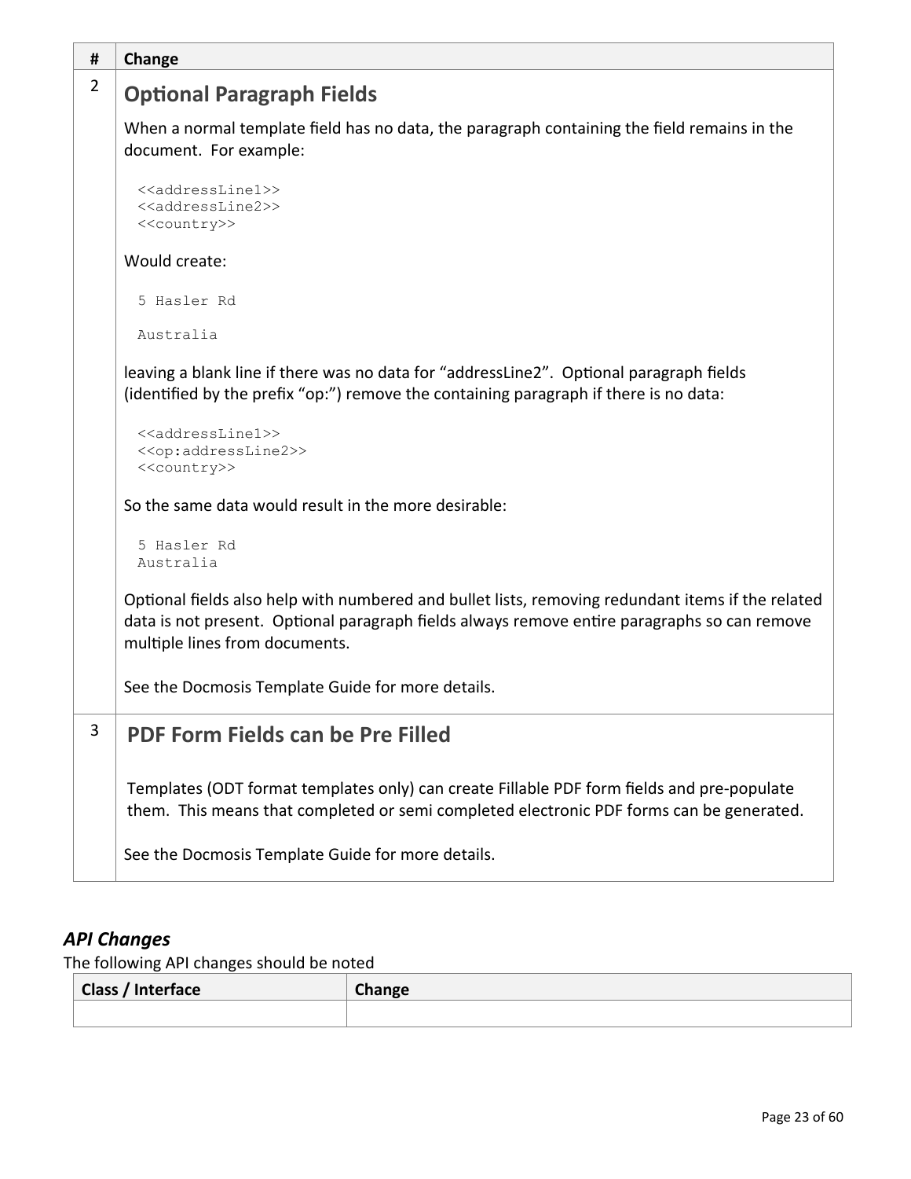| # | Change |
|---|---|
| 2 | **Optional Paragraph Fields**<br><br>When a normal template field has no data, the paragraph containing the field remains in the document. For example:<br><br>`<<addressLine1>>`<br>`<<addressLine2>>`<br>`<<country>>`<br><br>Would create:<br><br>`5 Hasler Rd`<br><br>`Australia`<br><br>leaving a blank line if there was no data for "addressLine2". Optional paragraph fields (identified by the prefix "op:") remove the containing paragraph if there is no data:<br><br>`<<addressLine1>>`<br>`<<op:addressLine2>>`<br>`<<country>>`<br><br>So the same data would result in the more desirable:<br><br>`5 Hasler Rd`<br>`Australia`<br><br>Optional fields also help with numbered and bullet lists, removing redundant items if the related data is not present. Optional paragraph fields always remove entire paragraphs so can remove multiple lines from documents.<br><br>See the Docmosis Template Guide for more details. |
| 3 | **PDF Form Fields can be Pre Filled**<br><br>Templates (ODT format templates only) can create Fillable PDF form fields and pre-populate them. This means that completed or semi completed electronic PDF forms can be generated.<br><br>See the Docmosis Template Guide for more details. |

### *API Changes*

The following API changes should be noted

| Class / Interface | Change |
|---|---|
| | |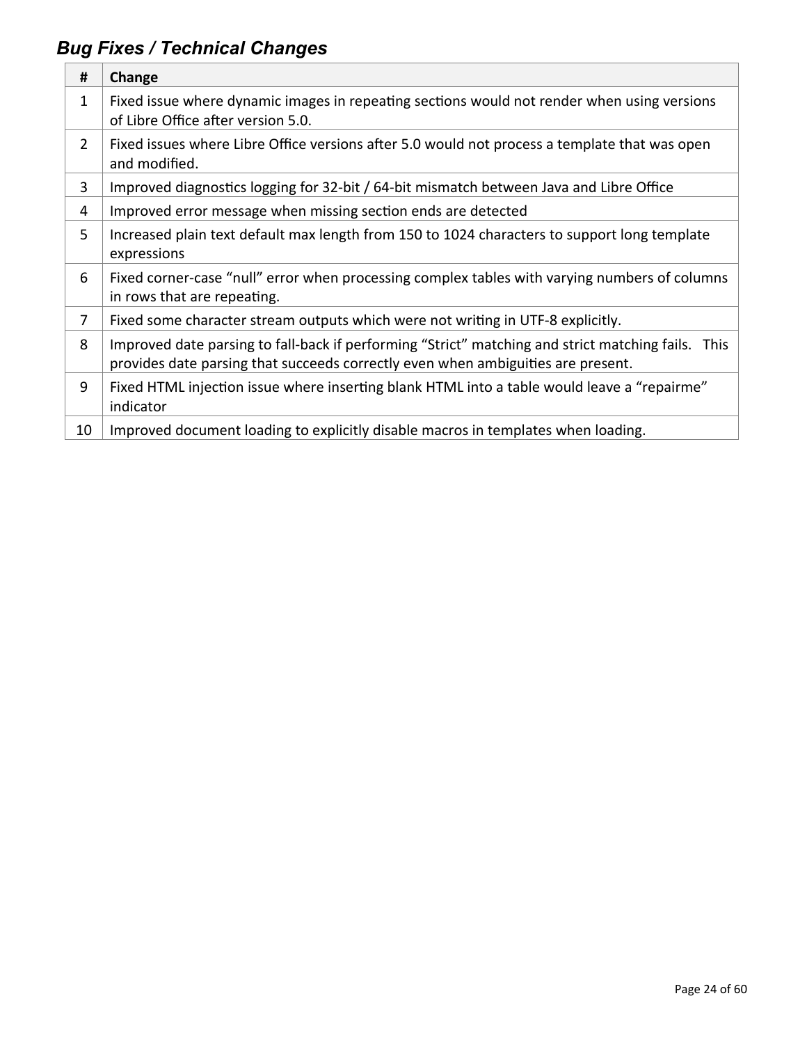### *Bug Fixes / Technical Changes*

| # | Change |
|---|---|
| 1 | Fixed issue where dynamic images in repeating sections would not render when using versions of Libre Office after version 5.0. |
| 2 | Fixed issues where Libre Office versions after 5.0 would not process a template that was open and modified. |
| 3 | Improved diagnostics logging for 32-bit / 64-bit mismatch between Java and Libre Office |
| 4 | Improved error message when missing section ends are detected |
| 5 | Increased plain text default max length from 150 to 1024 characters to support long template expressions |
| 6 | Fixed corner-case “null” error when processing complex tables with varying numbers of columns in rows that are repeating. |
| 7 | Fixed some character stream outputs which were not writing in UTF-8 explicitly. |
| 8 | Improved date parsing to fall-back if performing “Strict” matching and strict matching fails. This provides date parsing that succeeds correctly even when ambiguities are present. |
| 9 | Fixed HTML injection issue where inserting blank HTML into a table would leave a “repairme” indicator |
| 10 | Improved document loading to explicitly disable macros in templates when loading. |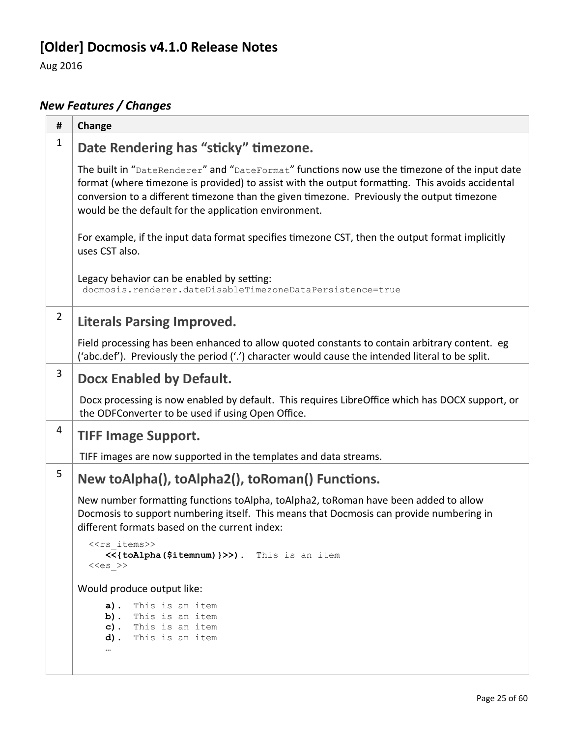## [Older] Docmosis v4.1.0 Release Notes

Aug 2016

### *New Features / Changes*

| # | Change |
|---|---|
| 1 | **Date Rendering has "sticky" timezone.**<br><br>The built in "`DateRenderer`" and "`DateFormat`" functions now use the timezone of the input date format (where timezone is provided) to assist with the output formatting. This avoids accidental conversion to a different timezone than the given timezone. Previously the output timezone would be the default for the application environment.<br><br>For example, if the input data format specifies timezone CST, then the output format implicitly uses CST also.<br><br>Legacy behavior can be enabled by setting:<br>`docmosis.renderer.dateDisableTimezoneDataPersistence=true` |
| 2 | **Literals Parsing Improved.**<br><br>Field processing has been enhanced to allow quoted constants to contain arbitrary content. eg ('abc.def'). Previously the period ('.') character would cause the intended literal to be split. |
| 3 | **Docx Enabled by Default.**<br><br>Docx processing is now enabled by default. This requires LibreOffice which has DOCX support, or the ODFConverter to be used if using Open Office. |
| 4 | **TIFF Image Support.**<br><br>TIFF images are now supported in the templates and data streams. |
| 5 | **New toAlpha(), toAlpha2(), toRoman() Functions.**<br><br>New number formatting functions toAlpha, toAlpha2, toRoman have been added to allow Docmosis to support numbering itself. This means that Docmosis can provide numbering in different formats based on the current index:<br><br>`<<rs_items>>`<br>&nbsp;&nbsp;&nbsp;**`<<{toAlpha($itemnum)}>>).`** `This is an item`<br>`<<es_>>`<br><br>Would produce output like:<br><br>&nbsp;&nbsp;&nbsp;**`a).`** `This is an item`<br>&nbsp;&nbsp;&nbsp;**`b).`** `This is an item`<br>&nbsp;&nbsp;&nbsp;**`c).`** `This is an item`<br>&nbsp;&nbsp;&nbsp;**`d).`** `This is an item`<br>&nbsp;&nbsp;&nbsp;… |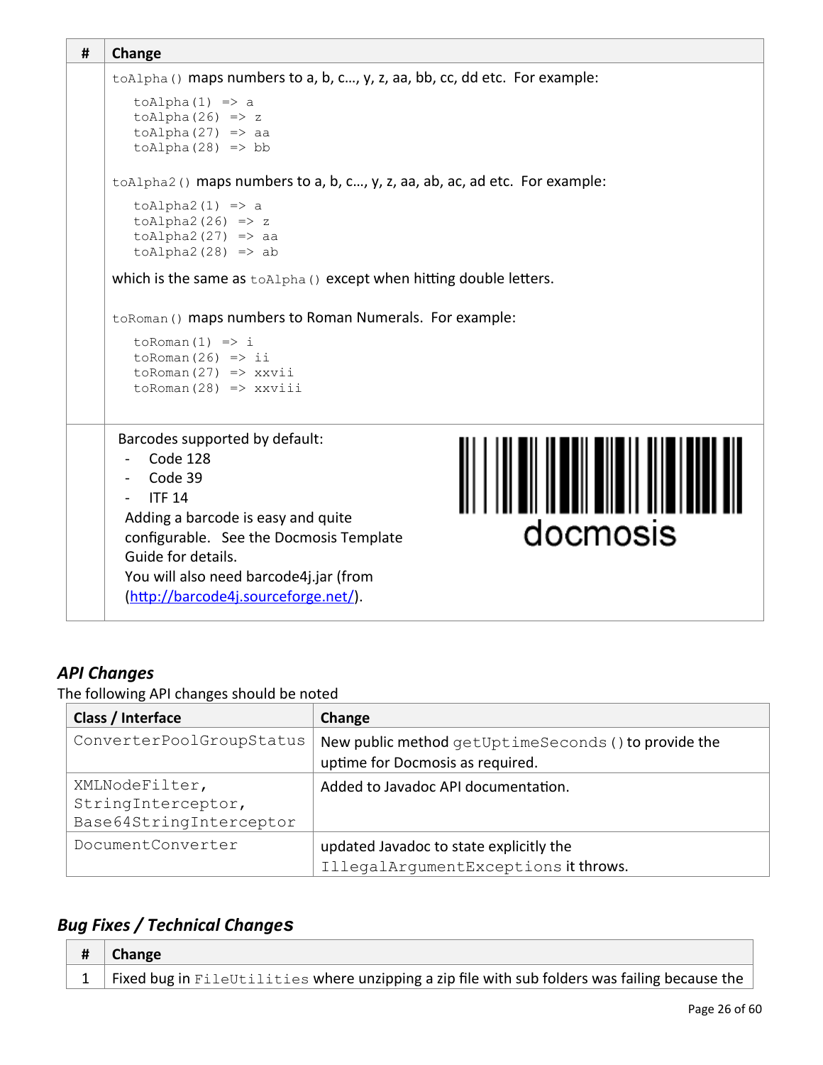| # | Change |
|---|---|
| | `toAlpha()` maps numbers to a, b, c…, y, z, aa, bb, cc, dd etc. For example:<br>`toAlpha(1) => a`<br>`toAlpha(26) => z`<br>`toAlpha(27) => aa`<br>`toAlpha(28) => bb`<br><br>`toAlpha2()` maps numbers to a, b, c…, y, z, aa, ab, ac, ad etc. For example:<br>`toAlpha2(1) => a`<br>`toAlpha2(26) => z`<br>`toAlpha2(27) => aa`<br>`toAlpha2(28) => ab`<br><br>which is the same as `toAlpha()` except when hitting double letters.<br><br>`toRoman()` maps numbers to Roman Numerals. For example:<br>`toRoman(1) => i`<br>`toRoman(26) => ii`<br>`toRoman(27) => xxvii`<br>`toRoman(28) => xxviii` |
| | Barcodes supported by default:<br>- Code 128<br>- Code 39<br>- ITF 14<br>Adding a barcode is easy and quite configurable. See the Docmosis Template Guide for details.<br>You will also need barcode4j.jar (from (http://barcode4j.sourceforge.net/).<br>docmosis |

### *API Changes*

The following API changes should be noted

| Class / Interface | Change |
|---|---|
| `ConverterPoolGroupStatus` | New public method `getUptimeSeconds()` to provide the uptime for Docmosis as required. |
| `XMLNodeFilter`, `StringInterceptor`, `Base64StringInterceptor` | Added to Javadoc API documentation. |
| `DocumentConverter` | updated Javadoc to state explicitly the `IllegalArgumentExceptions` it throws. |

### *Bug Fixes / Technical Changes*

| # | Change |
|---|---|
| 1 | Fixed bug in `FileUtilities` where unzipping a zip file with sub folders was failing because the |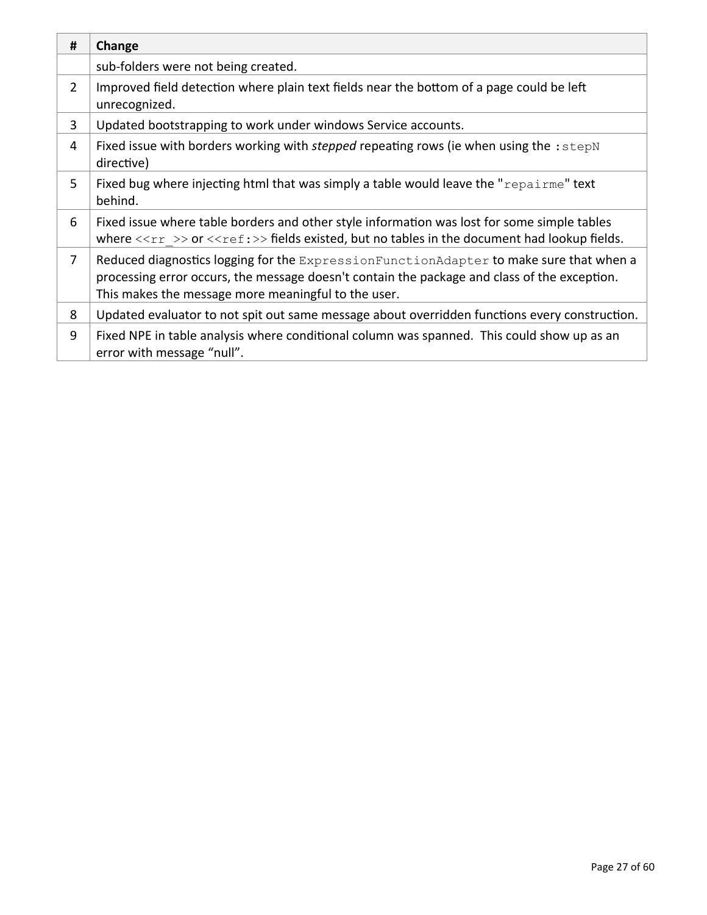| # | Change |
|---|---|
| | sub-folders were not being created. |
| 2 | Improved field detection where plain text fields near the bottom of a page could be left unrecognized. |
| 3 | Updated bootstrapping to work under windows Service accounts. |
| 4 | Fixed issue with borders working with *stepped* repeating rows (ie when using the `:stepN` directive) |
| 5 | Fixed bug where injecting html that was simply a table would leave the "`repairme`" text behind. |
| 6 | Fixed issue where table borders and other style information was lost for some simple tables where `<<rr_>>` or `<<ref:>>` fields existed, but no tables in the document had lookup fields. |
| 7 | Reduced diagnostics logging for the `ExpressionFunctionAdapter` to make sure that when a processing error occurs, the message doesn't contain the package and class of the exception. This makes the message more meaningful to the user. |
| 8 | Updated evaluator to not spit out same message about overridden functions every construction. |
| 9 | Fixed NPE in table analysis where conditional column was spanned. This could show up as an error with message "null". |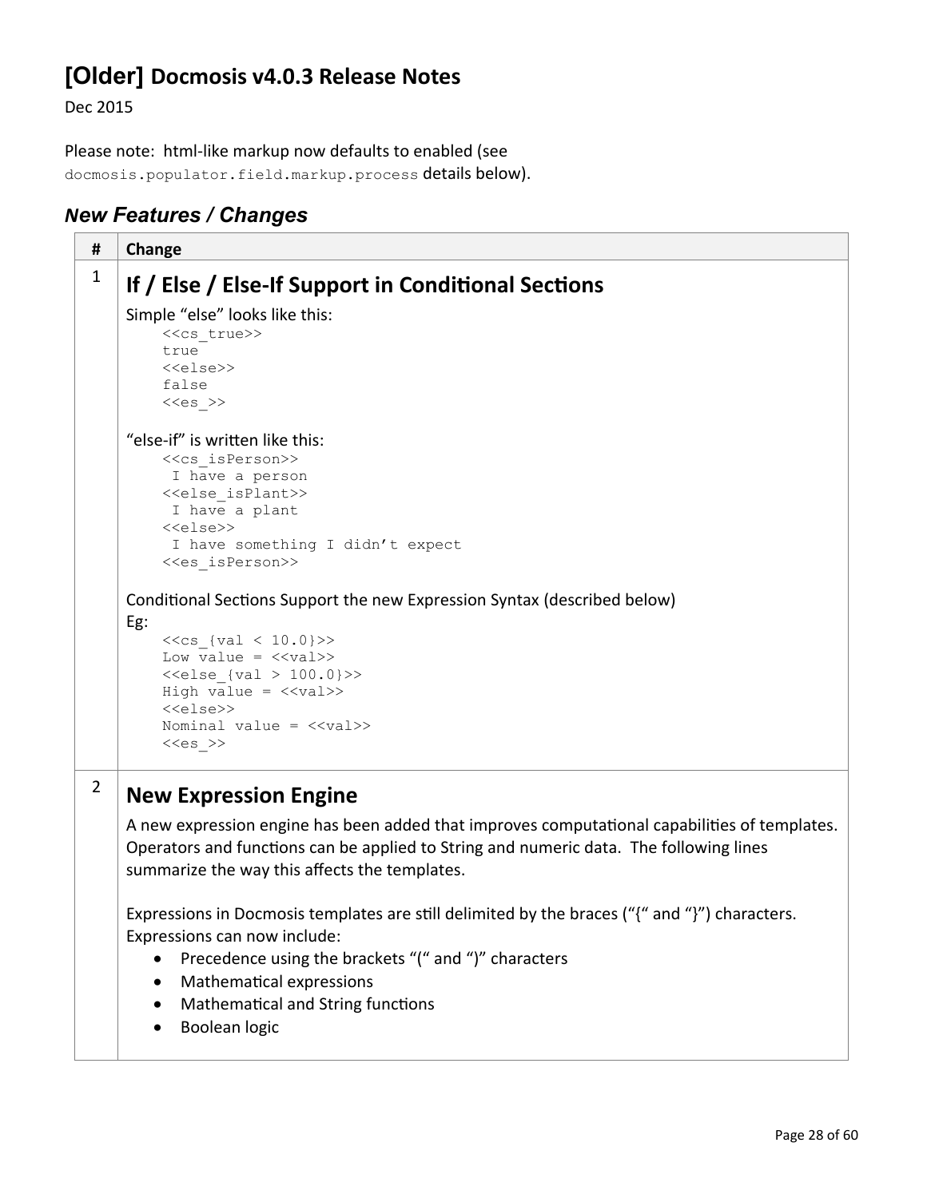# [Older] Docmosis v4.0.3 Release Notes

Dec 2015

Please note: html-like markup now defaults to enabled (see `docmosis.populator.field.markup.process` details below).

## *New Features / Changes*

<table>
<tr><th>#</th><th>Change</th></tr>
<tr><td>1</td><td>

**If / Else / Else-If Support in Conditional Sections**

Simple "else" looks like this:

```
<<cs_true>>
true
<<else>>
false
<<es_>>
```

"else-if" is written like this:

```
<<cs_isPerson>>
 I have a person
<<else_isPlant>>
 I have a plant
<<else>>
 I have something I didn't expect
<<es_isPerson>>
```

Conditional Sections Support the new Expression Syntax (described below)
Eg:

```
<<cs_{val < 10.0}>>
Low value = <<val>>
<<else_{val > 100.0}>>
High value = <<val>>
<<else>>
Nominal value = <<val>>
<<es_>>
```

</td></tr>
<tr><td>2</td><td>

**New Expression Engine**

A new expression engine has been added that improves computational capabilities of templates. Operators and functions can be applied to String and numeric data. The following lines summarize the way this affects the templates.

Expressions in Docmosis templates are still delimited by the braces ("{" and "}") characters. Expressions can now include:

- Precedence using the brackets "(" and ")" characters
- Mathematical expressions
- Mathematical and String functions
- Boolean logic

</td></tr>
</table>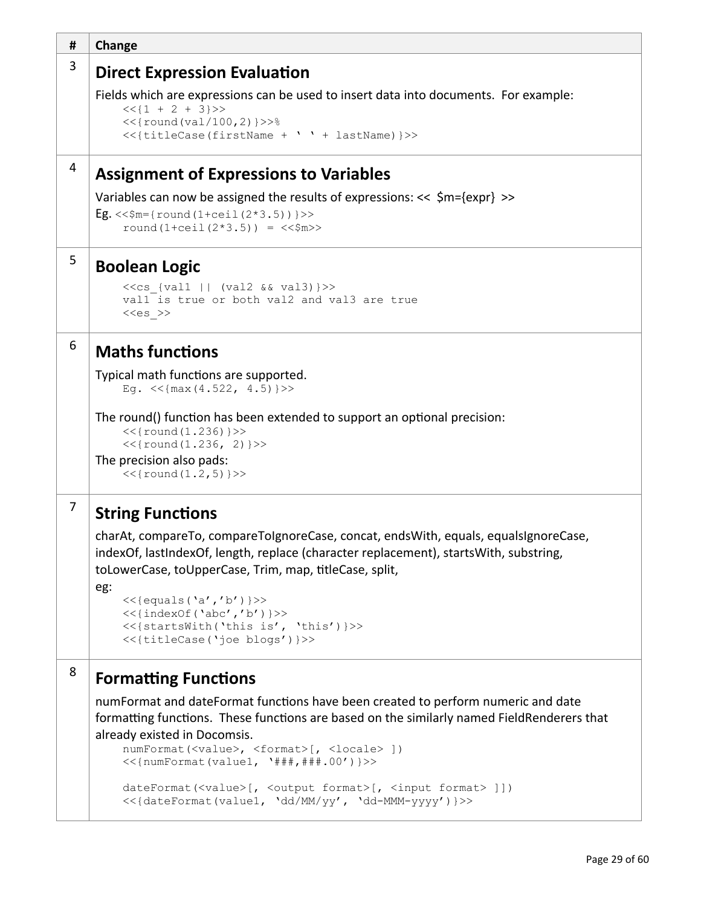| # | Change |
|---|---|
| 3 | **Direct Expression Evaluation**<br>Fields which are expressions can be used to insert data into documents. For example:<br>`<<{1 + 2 + 3}>>`<br>`<<{round(val/100,2)}>>%`<br>`<<{titleCase(firstName + ' ' + lastName)}>>` |
| 4 | **Assignment of Expressions to Variables**<br>Variables can now be assigned the results of expressions: << $m={expr} >><br>Eg. `<<$m={round(1+ceil(2*3.5))}>>`<br>`round(1+ceil(2*3.5)) = <<$m>>` |
| 5 | **Boolean Logic**<br>`<<cs_{val1 \|\| (val2 && val3)}>>`<br>`val1 is true or both val2 and val3 are true`<br>`<<es_>>` |
| 6 | **Maths functions**<br>Typical math functions are supported.<br>`Eg. <<{max(4.522, 4.5)}>>`<br><br>The round() function has been extended to support an optional precision:<br>`<<{round(1.236)}>>`<br>`<<{round(1.236, 2)}>>`<br>The precision also pads:<br>`<<{round(1.2,5)}>>` |
| 7 | **String Functions**<br>charAt, compareTo, compareToIgnoreCase, concat, endsWith, equals, equalsIgnoreCase, indexOf, lastIndexOf, length, replace (character replacement), startsWith, substring, toLowerCase, toUpperCase, Trim, map, titleCase, split,<br>eg:<br>`<<{equals('a','b')}>>`<br>`<<{indexOf('abc','b')}>>`<br>`<<{startsWith('this is', 'this')}>>`<br>`<<{titleCase('joe blogs')}>>` |
| 8 | **Formatting Functions**<br>numFormat and dateFormat functions have been created to perform numeric and date formatting functions. These functions are based on the similarly named FieldRenderers that already existed in Docomsis.<br>`numFormat(<value>, <format>[, <locale> ])`<br>`<<{numFormat(value1, '###,###.00')}>>`<br><br>`dateFormat(<value>[, <output format>[, <input format> ]])`<br>`<<{dateFormat(value1, 'dd/MM/yy', 'dd-MMM-yyyy')}>>` |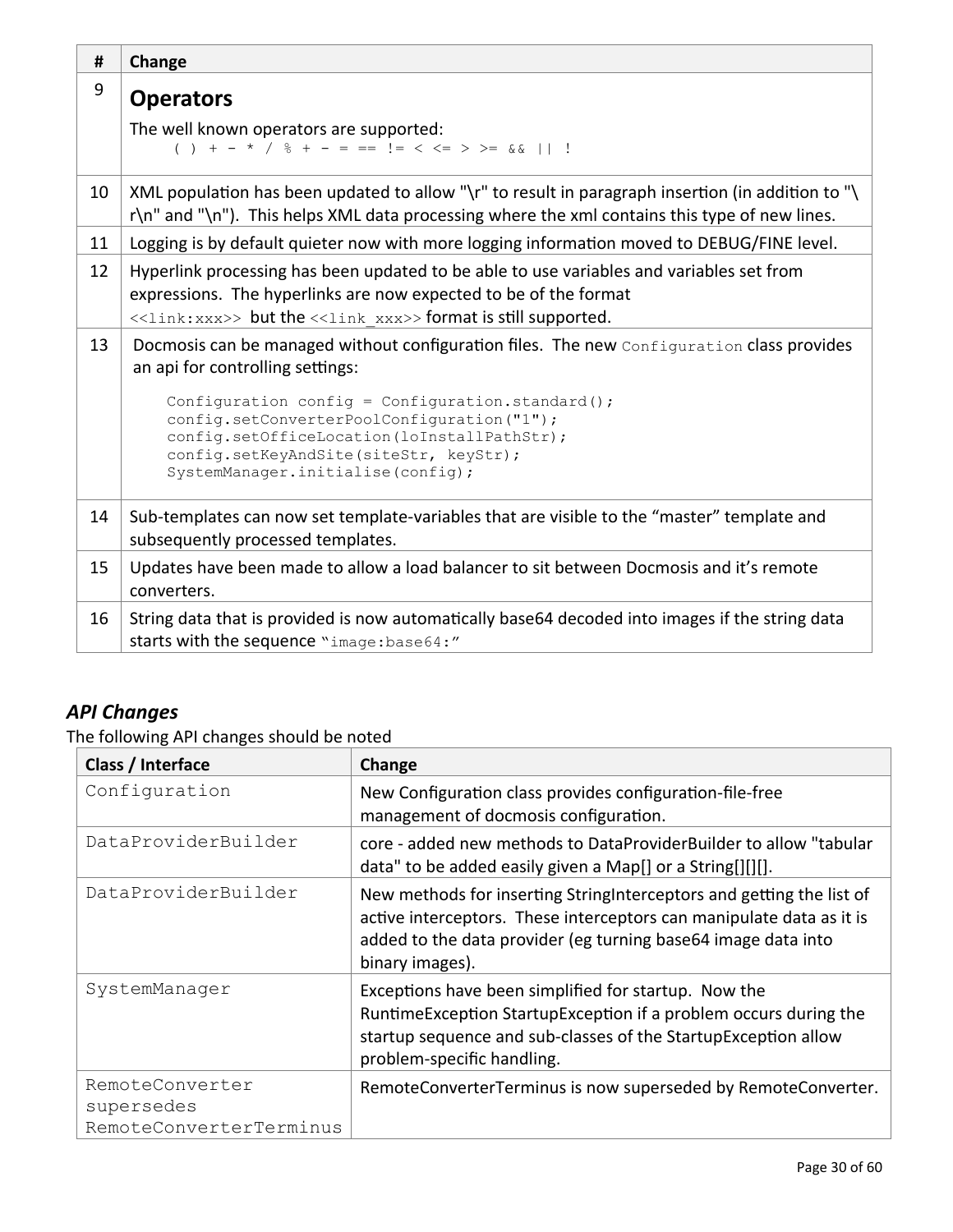| # | Change |
|---|---|
| 9 | **Operators**<br>The well known operators are supported:<br>`( ) + - * / % + - = == != < <= > >= && \|\| !` |
| 10 | XML population has been updated to allow "\r" to result in paragraph insertion (in addition to "\r\n" and "\n"). This helps XML data processing where the xml contains this type of new lines. |
| 11 | Logging is by default quieter now with more logging information moved to DEBUG/FINE level. |
| 12 | Hyperlink processing has been updated to be able to use variables and variables set from expressions. The hyperlinks are now expected to be of the format `<<link:xxx>>` but the `<<link_xxx>>` format is still supported. |
| 13 | Docmosis can be managed without configuration files. The new `Configuration` class provides an api for controlling settings:<br>`Configuration config = Configuration.standard();`<br>`config.setConverterPoolConfiguration("1");`<br>`config.setOfficeLocation(loInstallPathStr);`<br>`config.setKeyAndSite(siteStr, keyStr);`<br>`SystemManager.initialise(config);` |
| 14 | Sub-templates can now set template-variables that are visible to the "master" template and subsequently processed templates. |
| 15 | Updates have been made to allow a load balancer to sit between Docmosis and it's remote converters. |
| 16 | String data that is provided is now automatically base64 decoded into images if the string data starts with the sequence `"image:base64:"` |

### *API Changes*

The following API changes should be noted

| Class / Interface | Change |
|---|---|
| `Configuration` | New Configuration class provides configuration-file-free management of docmosis configuration. |
| `DataProviderBuilder` | core - added new methods to DataProviderBuilder to allow "tabular data" to be added easily given a Map[] or a String[][][]. |
| `DataProviderBuilder` | New methods for inserting StringInterceptors and getting the list of active interceptors. These interceptors can manipulate data as it is added to the data provider (eg turning base64 image data into binary images). |
| `SystemManager` | Exceptions have been simplified for startup. Now the RuntimeException StartupException if a problem occurs during the startup sequence and sub-classes of the StartupException allow problem-specific handling. |
| `RemoteConverter supersedes RemoteConverterTerminus` | RemoteConverterTerminus is now superseded by RemoteConverter. |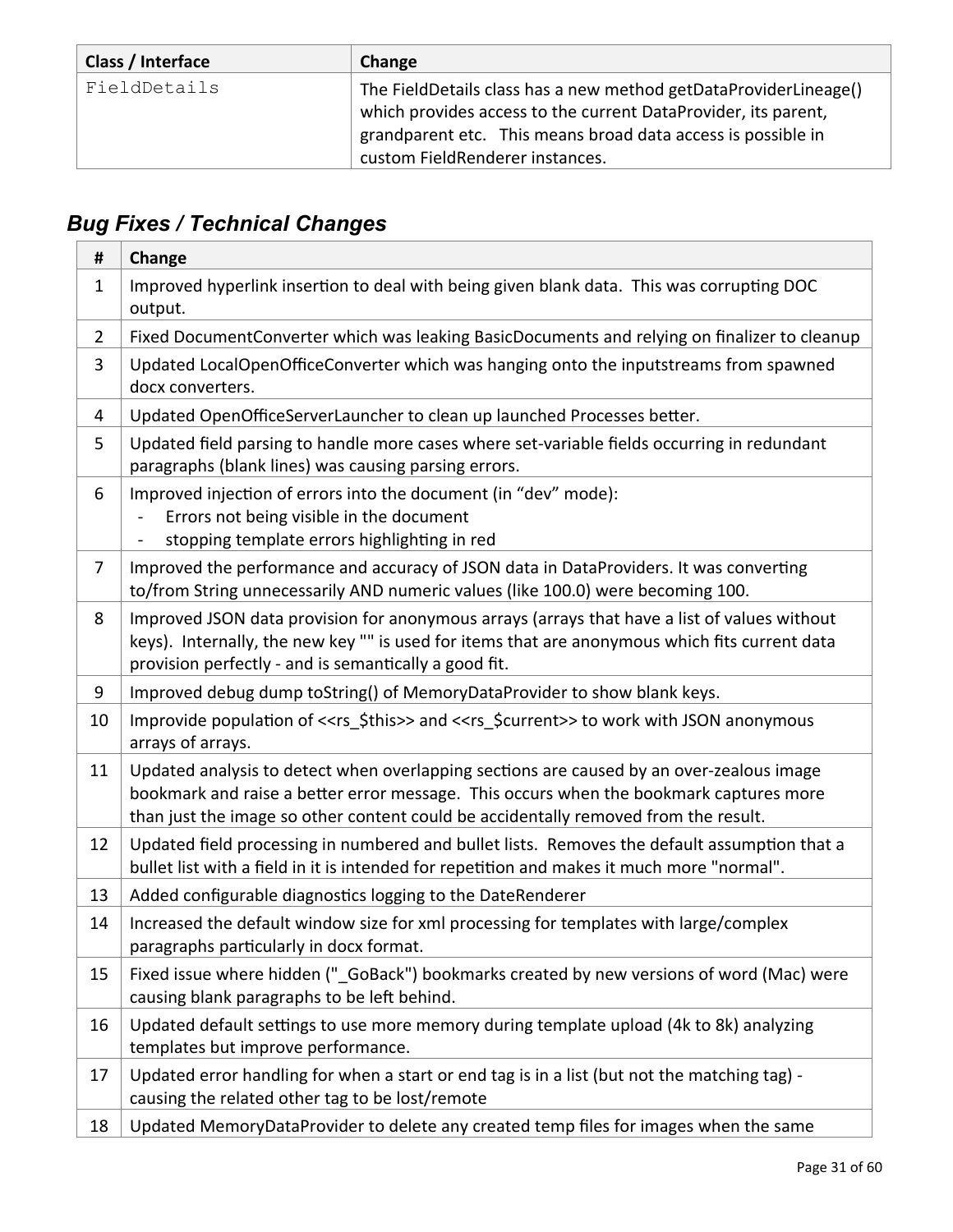| Class / Interface | Change |
|---|---|
| FieldDetails | The FieldDetails class has a new method getDataProviderLineage() which provides access to the current DataProvider, its parent, grandparent etc. This means broad data access is possible in custom FieldRenderer instances. |

## *Bug Fixes / Technical Changes*

| # | Change |
|---|---|
| 1 | Improved hyperlink insertion to deal with being given blank data. This was corrupting DOC output. |
| 2 | Fixed DocumentConverter which was leaking BasicDocuments and relying on finalizer to cleanup |
| 3 | Updated LocalOpenOfficeConverter which was hanging onto the inputstreams from spawned docx converters. |
| 4 | Updated OpenOfficeServerLauncher to clean up launched Processes better. |
| 5 | Updated field parsing to handle more cases where set-variable fields occurring in redundant paragraphs (blank lines) was causing parsing errors. |
| 6 | Improved injection of errors into the document (in “dev” mode):<br>- Errors not being visible in the document<br>- stopping template errors highlighting in red |
| 7 | Improved the performance and accuracy of JSON data in DataProviders. It was converting to/from String unnecessarily AND numeric values (like 100.0) were becoming 100. |
| 8 | Improved JSON data provision for anonymous arrays (arrays that have a list of values without keys). Internally, the new key "" is used for items that are anonymous which fits current data provision perfectly - and is semantically a good fit. |
| 9 | Improved debug dump toString() of MemoryDataProvider to show blank keys. |
| 10 | Improvide population of <<rs_$this>> and <<rs_$current>> to work with JSON anonymous arrays of arrays. |
| 11 | Updated analysis to detect when overlapping sections are caused by an over-zealous image bookmark and raise a better error message. This occurs when the bookmark captures more than just the image so other content could be accidentally removed from the result. |
| 12 | Updated field processing in numbered and bullet lists. Removes the default assumption that a bullet list with a field in it is intended for repetition and makes it much more "normal". |
| 13 | Added configurable diagnostics logging to the DateRenderer |
| 14 | Increased the default window size for xml processing for templates with large/complex paragraphs particularly in docx format. |
| 15 | Fixed issue where hidden ("_GoBack") bookmarks created by new versions of word (Mac) were causing blank paragraphs to be left behind. |
| 16 | Updated default settings to use more memory during template upload (4k to 8k) analyzing templates but improve performance. |
| 17 | Updated error handling for when a start or end tag is in a list (but not the matching tag) - causing the related other tag to be lost/remote |
| 18 | Updated MemoryDataProvider to delete any created temp files for images when the same |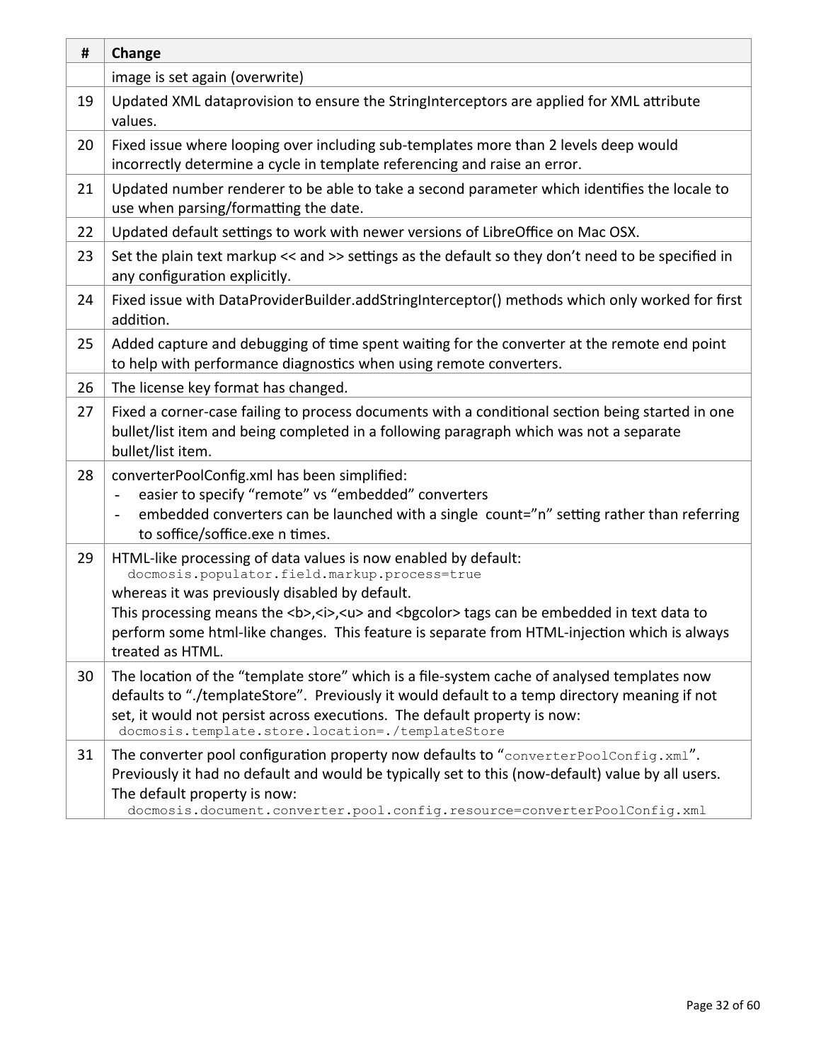| # | Change |
| --- | --- |
| | image is set again (overwrite) |
| 19 | Updated XML dataprovision to ensure the StringInterceptors are applied for XML attribute values. |
| 20 | Fixed issue where looping over including sub-templates more than 2 levels deep would incorrectly determine a cycle in template referencing and raise an error. |
| 21 | Updated number renderer to be able to take a second parameter which identifies the locale to use when parsing/formatting the date. |
| 22 | Updated default settings to work with newer versions of LibreOffice on Mac OSX. |
| 23 | Set the plain text markup << and >> settings as the default so they don't need to be specified in any configuration explicitly. |
| 24 | Fixed issue with DataProviderBuilder.addStringInterceptor() methods which only worked for first addition. |
| 25 | Added capture and debugging of time spent waiting for the converter at the remote end point to help with performance diagnostics when using remote converters. |
| 26 | The license key format has changed. |
| 27 | Fixed a corner-case failing to process documents with a conditional section being started in one bullet/list item and being completed in a following paragraph which was not a separate bullet/list item. |
| 28 | converterPoolConfig.xml has been simplified:<br>- easier to specify "remote" vs "embedded" converters<br>- embedded converters can be launched with a single count="n" setting rather than referring to soffice/soffice.exe n times. |
| 29 | HTML-like processing of data values is now enabled by default:<br>`docmosis.populator.field.markup.process=true`<br>whereas it was previously disabled by default.<br>This processing means the <b>,<i>,<u> and <bgcolor> tags can be embedded in text data to perform some html-like changes. This feature is separate from HTML-injection which is always treated as HTML. |
| 30 | The location of the "template store" which is a file-system cache of analysed templates now defaults to "./templateStore". Previously it would default to a temp directory meaning if not set, it would not persist across executions. The default property is now:<br>`docmosis.template.store.location=./templateStore` |
| 31 | The converter pool configuration property now defaults to "`converterPoolConfig.xml`". Previously it had no default and would be typically set to this (now-default) value by all users. The default property is now:<br>`docmosis.document.converter.pool.config.resource=converterPoolConfig.xml` |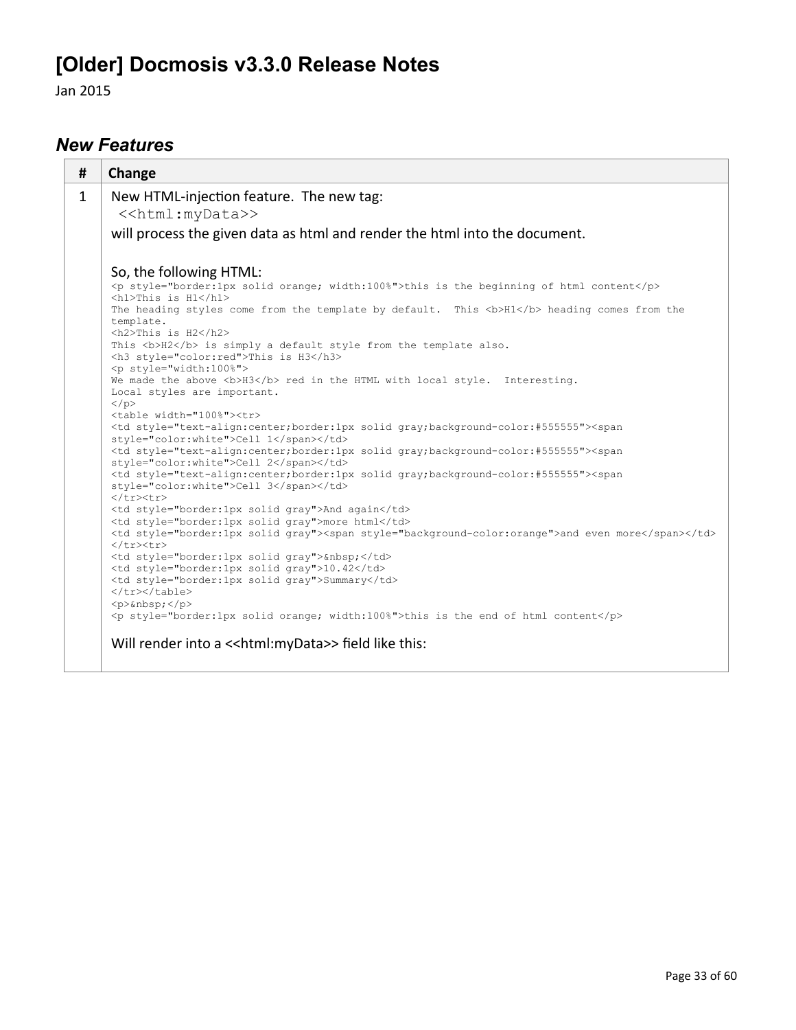# [Older] Docmosis v3.3.0 Release Notes

Jan 2015

## *New Features*

<table>
<tr><th>#</th><th>Change</th></tr>
<tr><td>1</td><td>
New HTML-injection feature. The new tag:<br>
<code>&lt;&lt;html:myData&gt;&gt;</code><br>
will process the given data as html and render the html into the document.<br><br>
So, the following HTML:
<pre>
&lt;p style="border:1px solid orange; width:100%"&gt;this is the beginning of html content&lt;/p&gt;
&lt;h1&gt;This is H1&lt;/h1&gt;
The heading styles come from the template by default.  This &lt;b&gt;H1&lt;/b&gt; heading comes from the
template.
&lt;h2&gt;This is H2&lt;/h2&gt;
This &lt;b&gt;H2&lt;/b&gt; is simply a default style from the template also.
&lt;h3 style="color:red"&gt;This is H3&lt;/h3&gt;
&lt;p style="width:100%"&gt;
We made the above &lt;b&gt;H3&lt;/b&gt; red in the HTML with local style.  Interesting.
Local styles are important.
&lt;/p&gt;
&lt;table width="100%"&gt;&lt;tr&gt;
&lt;td style="text-align:center;border:1px solid gray;background-color:#555555"&gt;&lt;span
style="color:white"&gt;Cell 1&lt;/span&gt;&lt;/td&gt;
&lt;td style="text-align:center;border:1px solid gray;background-color:#555555"&gt;&lt;span
style="color:white"&gt;Cell 2&lt;/span&gt;&lt;/td&gt;
&lt;td style="text-align:center;border:1px solid gray;background-color:#555555"&gt;&lt;span
style="color:white"&gt;Cell 3&lt;/span&gt;&lt;/td&gt;
&lt;/tr&gt;&lt;tr&gt;
&lt;td style="border:1px solid gray"&gt;And again&lt;/td&gt;
&lt;td style="border:1px solid gray"&gt;more html&lt;/td&gt;
&lt;td style="border:1px solid gray"&gt;&lt;span style="background-color:orange"&gt;and even more&lt;/span&gt;&lt;/td&gt;
&lt;/tr&gt;&lt;tr&gt;
&lt;td style="border:1px solid gray"&gt;&amp;nbsp;&lt;/td&gt;
&lt;td style="border:1px solid gray"&gt;10.42&lt;/td&gt;
&lt;td style="border:1px solid gray"&gt;Summary&lt;/td&gt;
&lt;/tr&gt;&lt;/table&gt;
&lt;p&gt;&amp;nbsp;&lt;/p&gt;
&lt;p style="border:1px solid orange; width:100%"&gt;this is the end of html content&lt;/p&gt;
</pre>
Will render into a &lt;&lt;html:myData&gt;&gt; field like this:
</td></tr>
</table>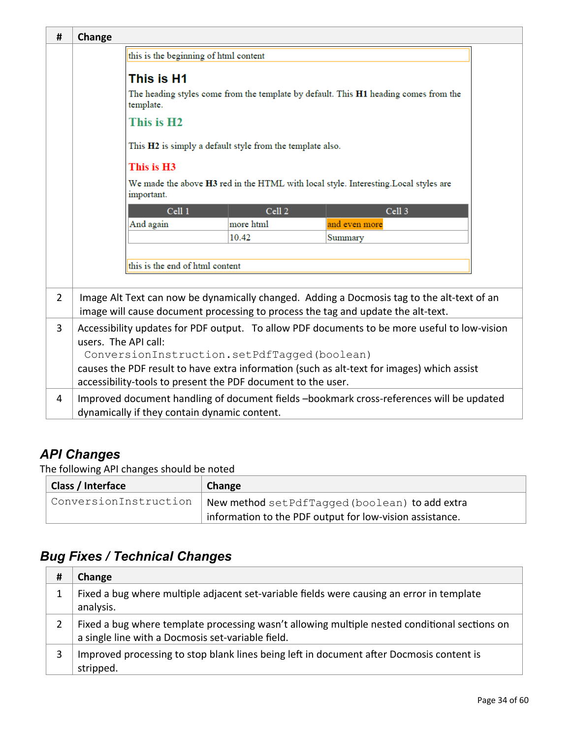| # | Change |
|---|---|
| | this is the beginning of html content<br><br>**This is H1**<br>The heading styles come from the template by default. This **H1** heading comes from the template.<br><br>**This is H2**<br>This **H2** is simply a default style from the template also.<br><br>**This is H3**<br>We made the above **H3** red in the HTML with local style. Interesting.Local styles are important.<br><br>Cell 1 / Cell 2 / Cell 3<br>And again / more html / and even more<br>/ 10.42 / Summary<br><br>this is the end of html content |
| 2 | Image Alt Text can now be dynamically changed. Adding a Docmosis tag to the alt-text of an image will cause document processing to process the tag and update the alt-text. |
| 3 | Accessibility updates for PDF output. To allow PDF documents to be more useful to low-vision users. The API call: `ConversionInstruction.setPdfTagged(boolean)` causes the PDF result to have extra information (such as alt-text for images) which assist accessibility-tools to present the PDF document to the user. |
| 4 | Improved document handling of document fields –bookmark cross-references will be updated dynamically if they contain dynamic content. |

## *API Changes*

The following API changes should be noted

| Class / Interface | Change |
|---|---|
| `ConversionInstruction` | New method `setPdfTagged(boolean)` to add extra information to the PDF output for low-vision assistance. |

## *Bug Fixes / Technical Changes*

| # | Change |
|---|---|
| 1 | Fixed a bug where multiple adjacent set-variable fields were causing an error in template analysis. |
| 2 | Fixed a bug where template processing wasn't allowing multiple nested conditional sections on a single line with a Docmosis set-variable field. |
| 3 | Improved processing to stop blank lines being left in document after Docmosis content is stripped. |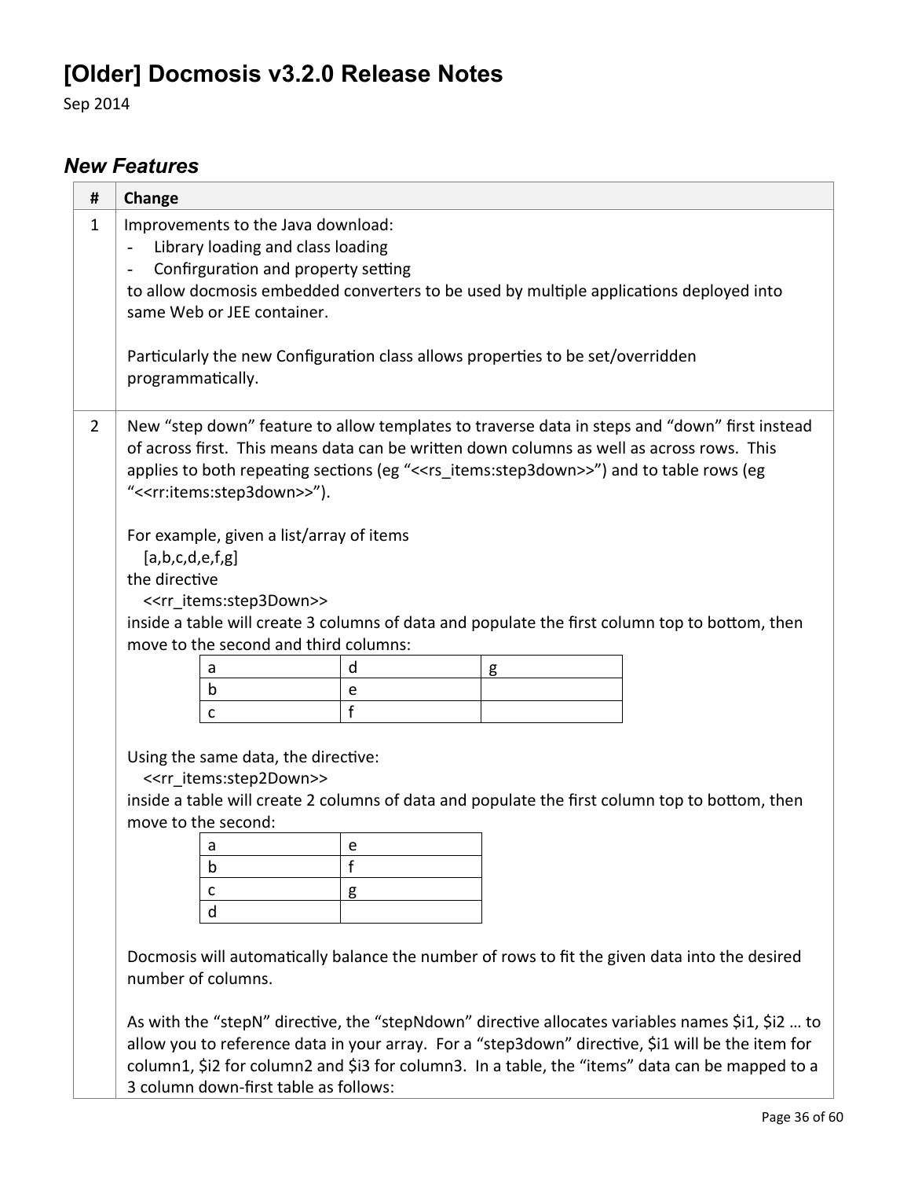# [Older] Docmosis v3.2.0 Release Notes

Sep 2014

## *New Features*

| # | Change |
|---|---|
| 1 | Improvements to the Java download:<br>- Library loading and class loading<br>- Confirguration and property setting<br>to allow docmosis embedded converters to be used by multiple applications deployed into same Web or JEE container.<br><br>Particularly the new Configuration class allows properties to be set/overridden programmatically. |
| 2 | New "step down" feature to allow templates to traverse data in steps and "down" first instead of across first. This means data can be written down columns as well as across rows. This applies to both repeating sections (eg "<<rs_items:step3down>>") and to table rows (eg "<<rr:items:step3down>>").<br><br>For example, given a list/array of items<br>[a,b,c,d,e,f,g]<br>the directive<br><<rr_items:step3Down>><br>inside a table will create 3 columns of data and populate the first column top to bottom, then move to the second and third columns:<br><br>a \| d \| g<br>b \| e \|<br>c \| f \|<br><br>Using the same data, the directive:<br><<rr_items:step2Down>><br>inside a table will create 2 columns of data and populate the first column top to bottom, then move to the second:<br><br>a \| e<br>b \| f<br>c \| g<br>d \|<br><br>Docmosis will automatically balance the number of rows to fit the given data into the desired number of columns.<br><br>As with the "stepN" directive, the "stepNdown" directive allocates variables names $i1, $i2 … to allow you to reference data in your array. For a "step3down" directive, $i1 will be the item for column1, $i2 for column2 and $i3 for column3. In a table, the "items" data can be mapped to a 3 column down-first table as follows: |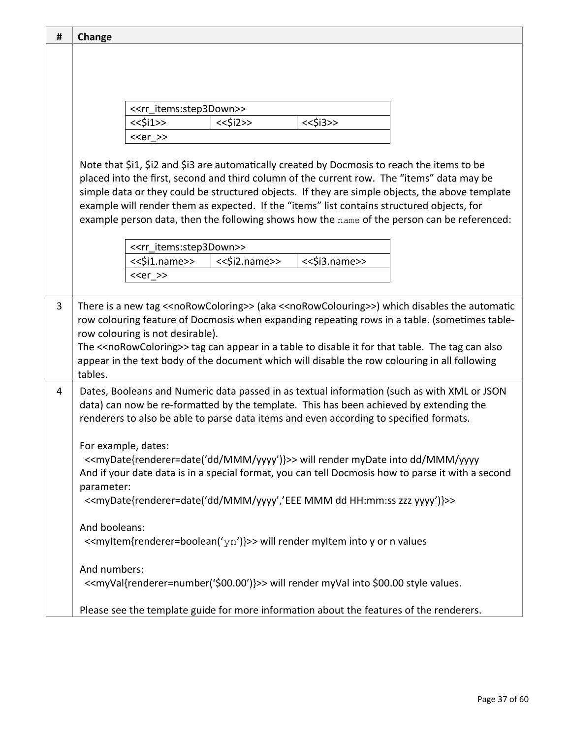| # | Change |
|---|---|
| | <br><br><br>\| <<rr_items:step3Down>> \| \| \|<br>\| <<$i1>> \| <<$i2>> \| <<$i3>> \|<br>\| <<er_>> \| \| \|<br><br>Note that $i1, $i2 and $i3 are automatically created by Docmosis to reach the items to be placed into the first, second and third column of the current row. The “items” data may be simple data or they could be structured objects. If they are simple objects, the above template example will render them as expected. If the “items” list contains structured objects, for example person data, then the following shows how the `name` of the person can be referenced:<br><br>\| <<rr_items:step3Down>> \| \| \|<br>\| <<$i1.name>> \| <<$i2.name>> \| <<$i3.name>> \|<br>\| <<er_>> \| \| \| |
| 3 | There is a new tag <<noRowColoring>> (aka <<noRowColouring>>) which disables the automatic row colouring feature of Docmosis when expanding repeating rows in a table. (sometimes table-row colouring is not desirable).<br>The <<noRowColoring>> tag can appear in a table to disable it for that table. The tag can also appear in the text body of the document which will disable the row colouring in all following tables. |
| 4 | Dates, Booleans and Numeric data passed in as textual information (such as with XML or JSON data) can now be re-formatted by the template. This has been achieved by extending the renderers to also be able to parse data items and even according to specified formats.<br><br>For example, dates:<br>&nbsp;&nbsp;<<myDate{renderer=date(‘dd/MMM/yyyy’)}>> will render myDate into dd/MMM/yyyy<br>And if your date data is in a special format, you can tell Docmosis how to parse it with a second parameter:<br>&nbsp;&nbsp;<<myDate{renderer=date(‘dd/MMM/yyyy’,’EEE MMM dd HH:mm:ss zzz yyyy’)}>><br><br>And booleans:<br>&nbsp;&nbsp;<<myItem{renderer=boolean(‘yn’)}>> will render myItem into y or n values<br><br>And numbers:<br>&nbsp;&nbsp;<<myVal{renderer=number(‘$00.00’)}>> will render myVal into $00.00 style values.<br><br>Please see the template guide for more information about the features of the renderers. |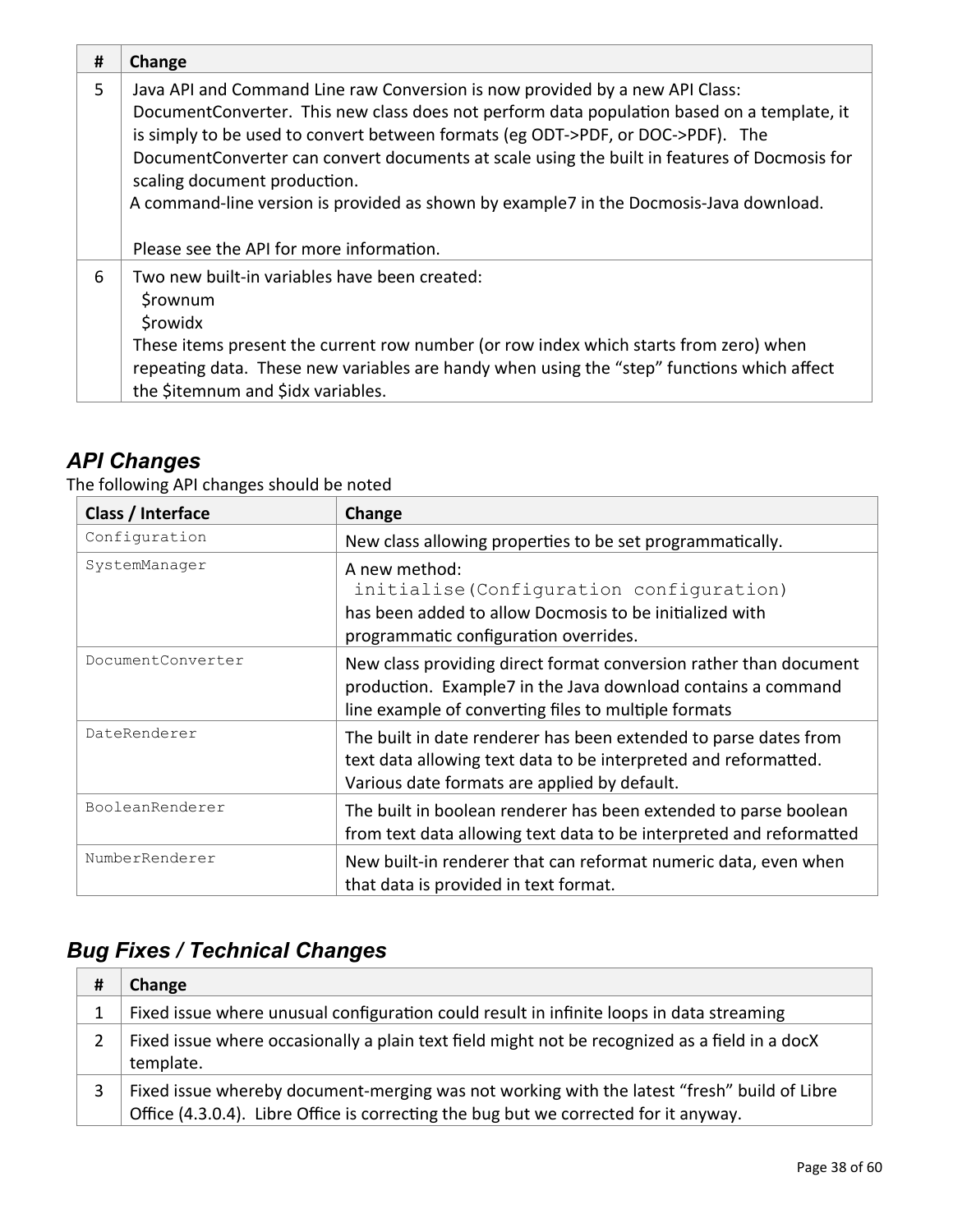| # | Change |
|---|---|
| 5 | Java API and Command Line raw Conversion is now provided by a new API Class: DocumentConverter. This new class does not perform data population based on a template, it is simply to be used to convert between formats (eg ODT->PDF, or DOC->PDF). The DocumentConverter can convert documents at scale using the built in features of Docmosis for scaling document production.<br>A command-line version is provided as shown by example7 in the Docmosis-Java download.<br><br>Please see the API for more information. |
| 6 | Two new built-in variables have been created:<br>$rownum<br>$rowidx<br>These items present the current row number (or row index which starts from zero) when repeating data. These new variables are handy when using the "step" functions which affect the $itemnum and $idx variables. |

## API Changes

The following API changes should be noted

| Class / Interface | Change |
|---|---|
| `Configuration` | New class allowing properties to be set programmatically. |
| `SystemManager` | A new method:<br>`initialise(Configuration configuration)`<br>has been added to allow Docmosis to be initialized with programmatic configuration overrides. |
| `DocumentConverter` | New class providing direct format conversion rather than document production. Example7 in the Java download contains a command line example of converting files to multiple formats |
| `DateRenderer` | The built in date renderer has been extended to parse dates from text data allowing text data to be interpreted and reformatted. Various date formats are applied by default. |
| `BooleanRenderer` | The built in boolean renderer has been extended to parse boolean from text data allowing text data to be interpreted and reformatted |
| `NumberRenderer` | New built-in renderer that can reformat numeric data, even when that data is provided in text format. |

## Bug Fixes / Technical Changes

| # | Change |
|---|---|
| 1 | Fixed issue where unusual configuration could result in infinite loops in data streaming |
| 2 | Fixed issue where occasionally a plain text field might not be recognized as a field in a docX template. |
| 3 | Fixed issue whereby document-merging was not working with the latest "fresh" build of Libre Office (4.3.0.4). Libre Office is correcting the bug but we corrected for it anyway. |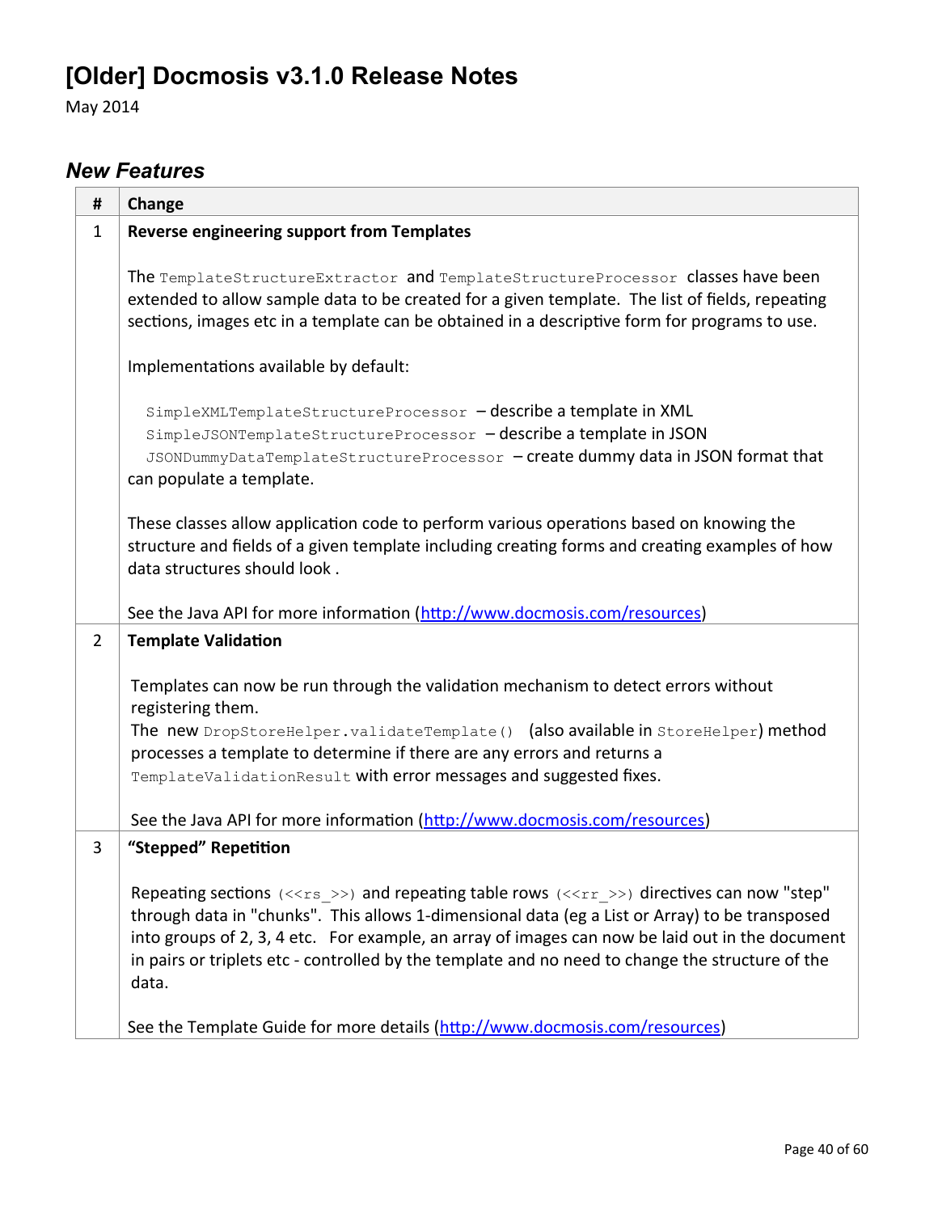# [Older] Docmosis v3.1.0 Release Notes

May 2014

## *New Features*

| # | Change |
|---|---|
| 1 | **Reverse engineering support from Templates**<br><br>The `TemplateStructureExtractor` and `TemplateStructureProcessor` classes have been extended to allow sample data to be created for a given template. The list of fields, repeating sections, images etc in a template can be obtained in a descriptive form for programs to use.<br><br>Implementations available by default:<br><br>`SimpleXMLTemplateStructureProcessor` – describe a template in XML<br>`SimpleJSONTemplateStructureProcessor` – describe a template in JSON<br>`JSONDummyDataTemplateStructureProcessor` – create dummy data in JSON format that can populate a template.<br><br>These classes allow application code to perform various operations based on knowing the structure and fields of a given template including creating forms and creating examples of how data structures should look .<br><br>See the Java API for more information (http://www.docmosis.com/resources) |
| 2 | **Template Validation**<br><br>Templates can now be run through the validation mechanism to detect errors without registering them.<br>The new `DropStoreHelper.validateTemplate()` (also available in `StoreHelper`) method processes a template to determine if there are any errors and returns a `TemplateValidationResult` with error messages and suggested fixes.<br><br>See the Java API for more information (http://www.docmosis.com/resources) |
| 3 | **"Stepped" Repetition**<br><br>Repeating sections `(<<rs_>>)` and repeating table rows `(<<rr_>>)` directives can now "step" through data in "chunks". This allows 1-dimensional data (eg a List or Array) to be transposed into groups of 2, 3, 4 etc. For example, an array of images can now be laid out in the document in pairs or triplets etc - controlled by the template and no need to change the structure of the data.<br><br>See the Template Guide for more details (http://www.docmosis.com/resources) |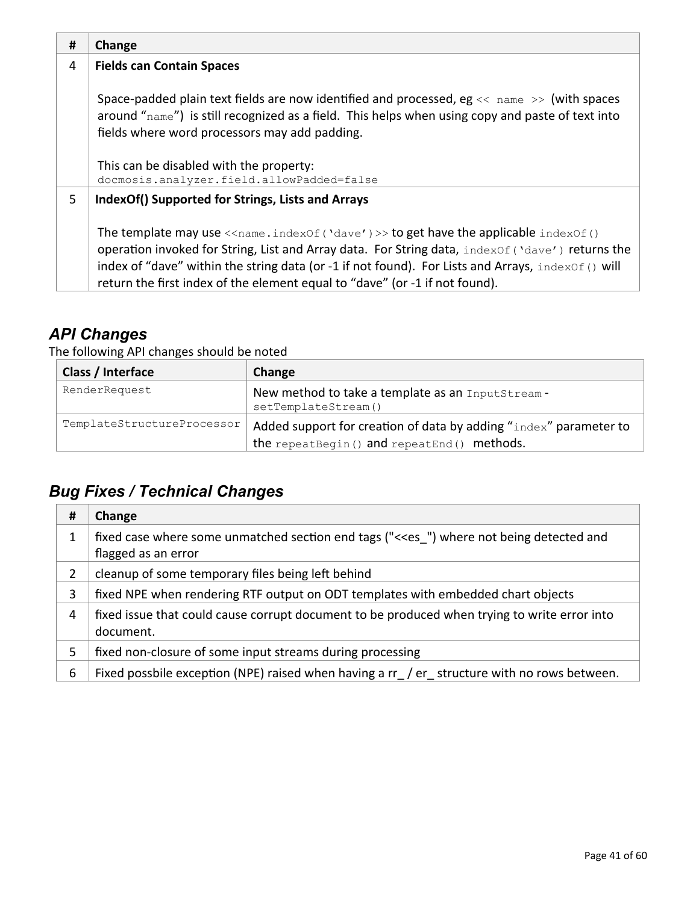| # | Change |
|---|---|
| 4 | **Fields can Contain Spaces**<br><br>Space-padded plain text fields are now identified and processed, eg `<< name >>` (with spaces around "`name`") is still recognized as a field. This helps when using copy and paste of text into fields where word processors may add padding.<br><br>This can be disabled with the property:<br>`docmosis.analyzer.field.allowPadded=false` |
| 5 | **IndexOf() Supported for Strings, Lists and Arrays**<br><br>The template may use `<<name.indexOf('dave')>>` to get have the applicable `indexOf()` operation invoked for String, List and Array data. For String data, `indexOf('dave')` returns the index of "dave" within the string data (or -1 if not found). For Lists and Arrays, `indexOf()` will return the first index of the element equal to "dave" (or -1 if not found). |

## *API Changes*

The following API changes should be noted

| Class / Interface | Change |
|---|---|
| `RenderRequest` | New method to take a template as an `InputStream` - `setTemplateStream()` |
| `TemplateStructureProcessor` | Added support for creation of data by adding "`index`" parameter to the `repeatBegin()` and `repeatEnd()` methods. |

## *Bug Fixes / Technical Changes*

| # | Change |
|---|---|
| 1 | fixed case where some unmatched section end tags ("<<es_") where not being detected and flagged as an error |
| 2 | cleanup of some temporary files being left behind |
| 3 | fixed NPE when rendering RTF output on ODT templates with embedded chart objects |
| 4 | fixed issue that could cause corrupt document to be produced when trying to write error into document. |
| 5 | fixed non-closure of some input streams during processing |
| 6 | Fixed possbile exception (NPE) raised when having a rr_ / er_ structure with no rows between. |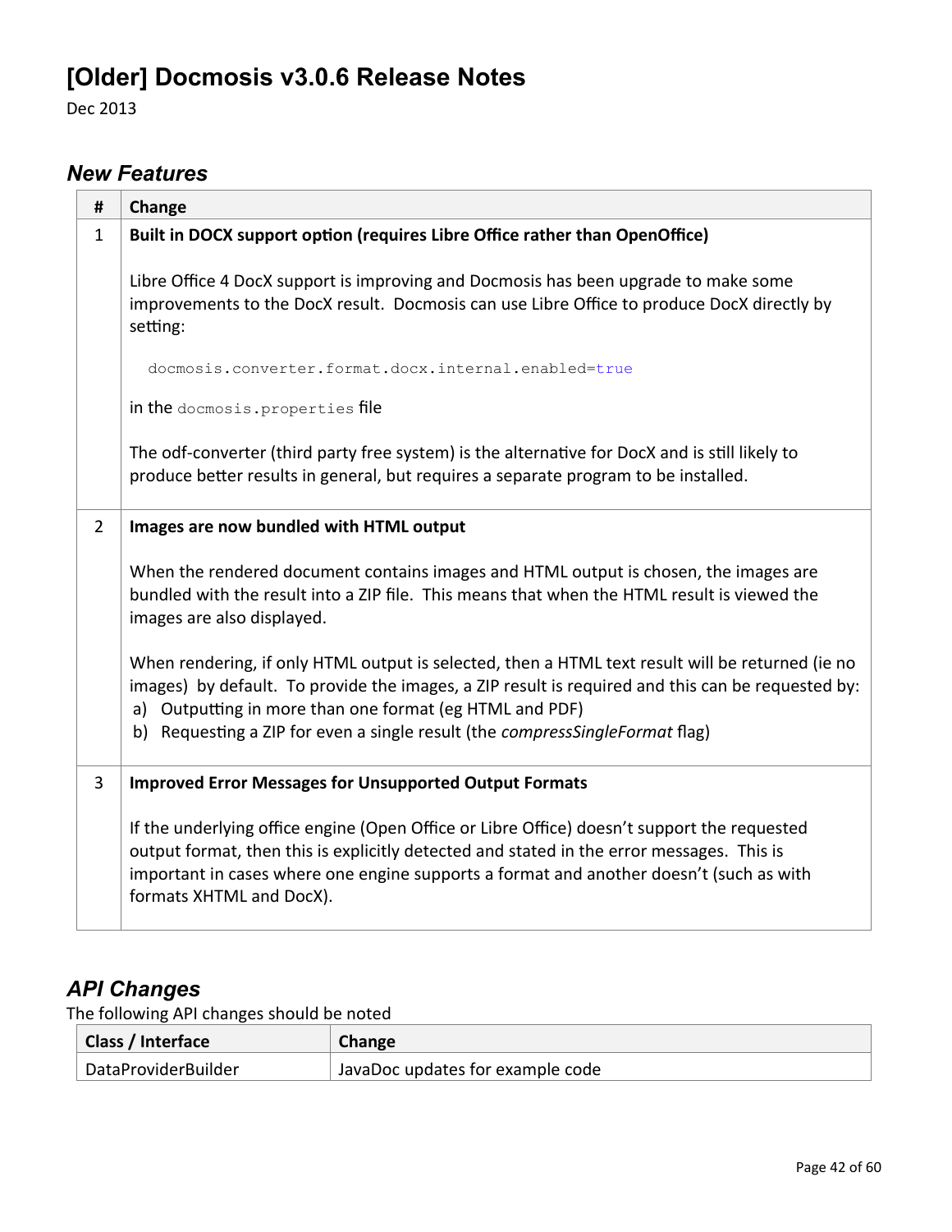# [Older] Docmosis v3.0.6 Release Notes

Dec 2013

## *New Features*

<table>
<tr><th>#</th><th>Change</th></tr>
<tr><td>1</td><td>

**Built in DOCX support option (requires Libre Office rather than OpenOffice)**

Libre Office 4 DocX support is improving and Docmosis has been upgrade to make some improvements to the DocX result. Docmosis can use Libre Office to produce DocX directly by setting:

```
docmosis.converter.format.docx.internal.enabled=true
```

in the `docmosis.properties` file

The odf-converter (third party free system) is the alternative for DocX and is still likely to produce better results in general, but requires a separate program to be installed.

</td></tr>
<tr><td>2</td><td>

**Images are now bundled with HTML output**

When the rendered document contains images and HTML output is chosen, the images are bundled with the result into a ZIP file. This means that when the HTML result is viewed the images are also displayed.

When rendering, if only HTML output is selected, then a HTML text result will be returned (ie no images) by default. To provide the images, a ZIP result is required and this can be requested by:

a) Outputting in more than one format (eg HTML and PDF)
b) Requesting a ZIP for even a single result (the *compressSingleFormat* flag)

</td></tr>
<tr><td>3</td><td>

**Improved Error Messages for Unsupported Output Formats**

If the underlying office engine (Open Office or Libre Office) doesn't support the requested output format, then this is explicitly detected and stated in the error messages. This is important in cases where one engine supports a format and another doesn't (such as with formats XHTML and DocX).

</td></tr>
</table>

## *API Changes*

The following API changes should be noted

| Class / Interface | Change |
|---|---|
| DataProviderBuilder | JavaDoc updates for example code |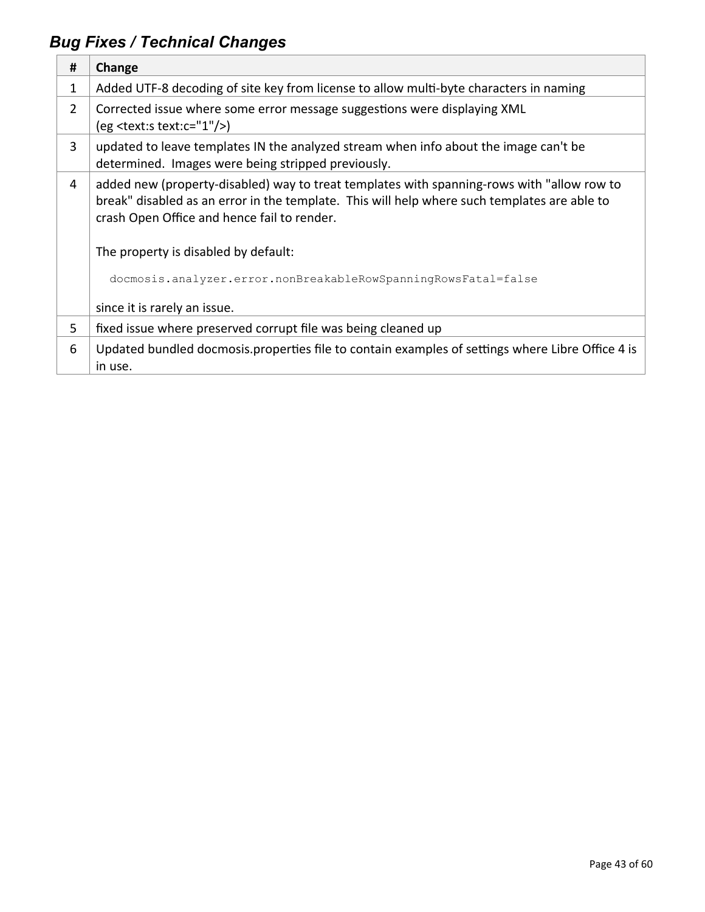### *Bug Fixes / Technical Changes*

| # | Change |
|---|---|
| 1 | Added UTF-8 decoding of site key from license to allow multi-byte characters in naming |
| 2 | Corrected issue where some error message suggestions were displaying XML<br>(eg <text:s text:c="1"/>) |
| 3 | updated to leave templates IN the analyzed stream when info about the image can't be determined. Images were being stripped previously. |
| 4 | added new (property-disabled) way to treat templates with spanning-rows with "allow row to break" disabled as an error in the template. This will help where such templates are able to crash Open Office and hence fail to render.<br><br>The property is disabled by default:<br><br>`docmosis.analyzer.error.nonBreakableRowSpanningRowsFatal=false`<br><br>since it is rarely an issue. |
| 5 | fixed issue where preserved corrupt file was being cleaned up |
| 6 | Updated bundled docmosis.properties file to contain examples of settings where Libre Office 4 is in use. |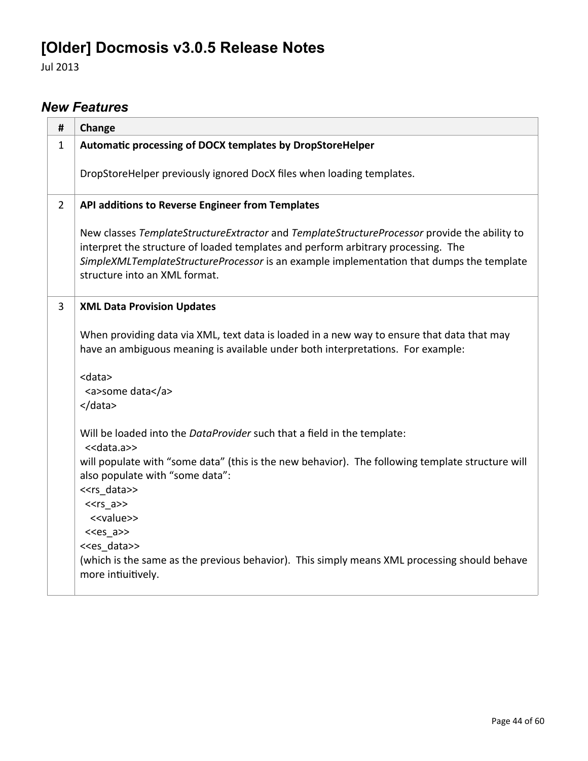# [Older] Docmosis v3.0.5 Release Notes

Jul 2013

## *New Features*

| # | Change |
|---|---|
| 1 | **Automatic processing of DOCX templates by DropStoreHelper**<br><br>DropStoreHelper previously ignored DocX files when loading templates. |
| 2 | **API additions to Reverse Engineer from Templates**<br><br>New classes *TemplateStructureExtractor* and *TemplateStructureProcessor* provide the ability to interpret the structure of loaded templates and perform arbitrary processing. The *SimpleXMLTemplateStructureProcessor* is an example implementation that dumps the template structure into an XML format. |
| 3 | **XML Data Provision Updates**<br><br>When providing data via XML, text data is loaded in a new way to ensure that data that may have an ambiguous meaning is available under both interpretations. For example:<br><br>&lt;data&gt;<br>&nbsp;&nbsp;&lt;a&gt;some data&lt;/a&gt;<br>&lt;/data&gt;<br><br>Will be loaded into the *DataProvider* such that a field in the template:<br>&nbsp;&nbsp;&lt;&lt;data.a&gt;&gt;<br>will populate with "some data" (this is the new behavior). The following template structure will also populate with "some data":<br>&lt;&lt;rs_data&gt;&gt;<br>&nbsp;&nbsp;&lt;&lt;rs_a&gt;&gt;<br>&nbsp;&nbsp;&nbsp;&nbsp;&lt;&lt;value&gt;&gt;<br>&nbsp;&nbsp;&lt;&lt;es_a&gt;&gt;<br>&lt;&lt;es_data&gt;&gt;<br>(which is the same as the previous behavior). This simply means XML processing should behave more intiuitively. |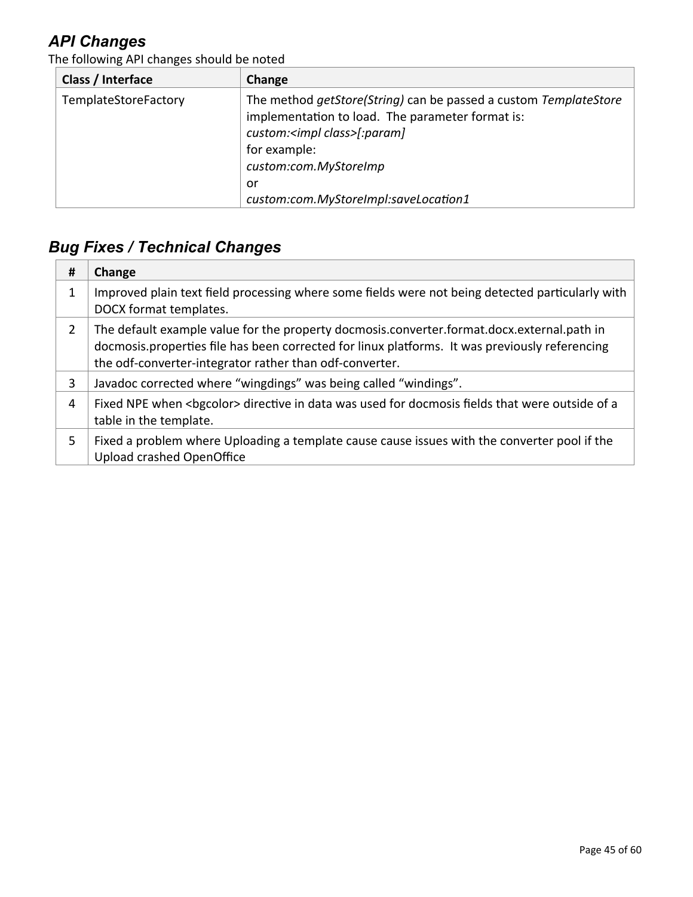## *API Changes*

The following API changes should be noted

| Class / Interface | Change |
| --- | --- |
| TemplateStoreFactory | The method *getStore(String)* can be passed a custom *TemplateStore* implementation to load. The parameter format is:<br>*custom:<impl class>[:param]*<br>for example:<br>*custom:com.MyStoreImp*<br>or<br>*custom:com.MyStoreImpl:saveLocation1* |

## *Bug Fixes / Technical Changes*

| # | Change |
| --- | --- |
| 1 | Improved plain text field processing where some fields were not being detected particularly with DOCX format templates. |
| 2 | The default example value for the property docmosis.converter.format.docx.external.path in docmosis.properties file has been corrected for linux platforms. It was previously referencing the odf-converter-integrator rather than odf-converter. |
| 3 | Javadoc corrected where "wingdings" was being called "windings". |
| 4 | Fixed NPE when <bgcolor> directive in data was used for docmosis fields that were outside of a table in the template. |
| 5 | Fixed a problem where Uploading a template cause cause issues with the converter pool if the Upload crashed OpenOffice |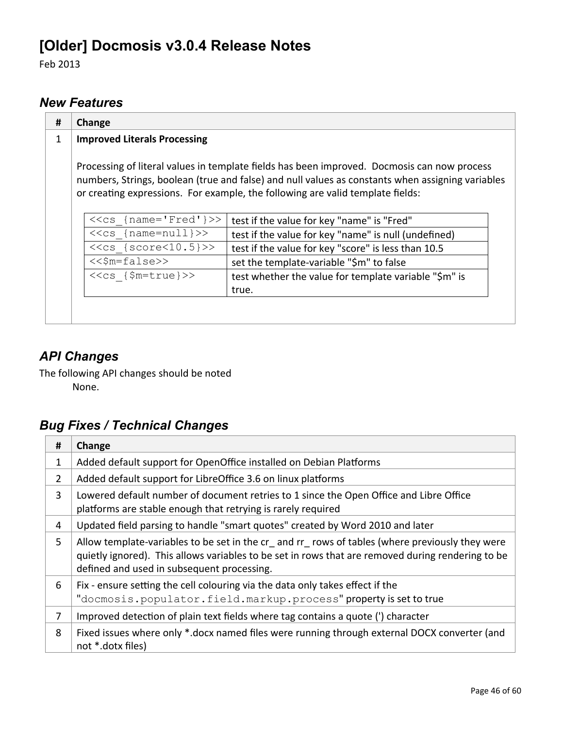# [Older] Docmosis v3.0.4 Release Notes

Feb 2013

## *New Features*

| # | Change |
|---|---|
| 1 | **Improved Literals Processing**<br><br>Processing of literal values in template fields has been improved. Docmosis can now process numbers, Strings, boolean (true and false) and null values as constants when assigning variables or creating expressions. For example, the following are valid template fields: |

| Field | Description |
|---|---|
| `<<cs_{name='Fred'}>>` | test if the value for key "name" is "Fred" |
| `<<cs_{name=null}>>` | test if the value for key "name" is null (undefined) |
| `<<cs_{score<10.5}>>` | test if the value for key "score" is less than 10.5 |
| `<<$m=false>>` | set the template-variable "$m" to false |
| `<<cs_{$m=true}>>` | test whether the value for template variable "$m" is true. |

## *API Changes*

The following API changes should be noted

None.

## *Bug Fixes / Technical Changes*

| # | Change |
|---|---|
| 1 | Added default support for OpenOffice installed on Debian Platforms |
| 2 | Added default support for LibreOffice 3.6 on linux platforms |
| 3 | Lowered default number of document retries to 1 since the Open Office and Libre Office platforms are stable enough that retrying is rarely required |
| 4 | Updated field parsing to handle "smart quotes" created by Word 2010 and later |
| 5 | Allow template-variables to be set in the cr_ and rr_ rows of tables (where previously they were quietly ignored). This allows variables to be set in rows that are removed during rendering to be defined and used in subsequent processing. |
| 6 | Fix - ensure setting the cell colouring via the data only takes effect if the "`docmosis.populator.field.markup.process`" property is set to true |
| 7 | Improved detection of plain text fields where tag contains a quote (') character |
| 8 | Fixed issues where only *.docx named files were running through external DOCX converter (and not *.dotx files) |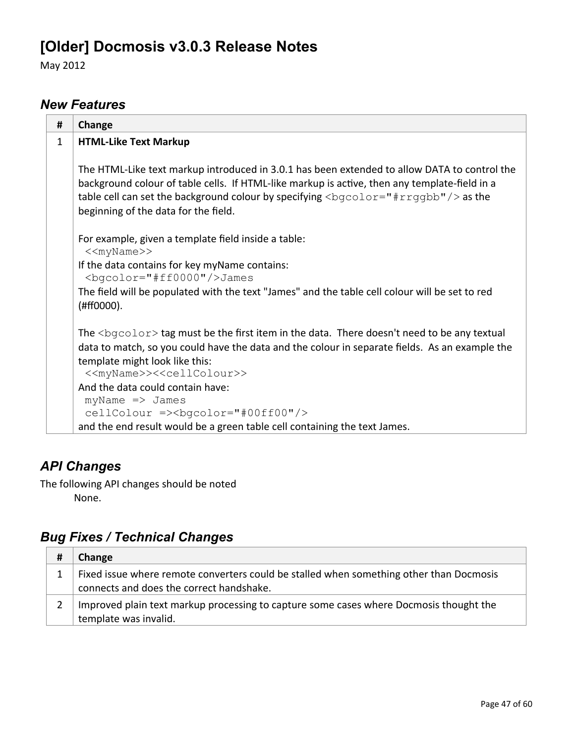# [Older] Docmosis v3.0.3 Release Notes

May 2012

## *New Features*

| # | Change |
|---|---|
| 1 | **HTML-Like Text Markup**<br><br>The HTML-Like text markup introduced in 3.0.1 has been extended to allow DATA to control the background colour of table cells. If HTML-like markup is active, then any template-field in a table cell can set the background colour by specifying `<bgcolor="#rrggbb"/>` as the beginning of the data for the field.<br><br>For example, given a template field inside a table:<br>`<<myName>>`<br>If the data contains for key myName contains:<br>`<bgcolor="#ff0000"/>James`<br>The field will be populated with the text "James" and the table cell colour will be set to red (#ff0000).<br><br>The `<bgcolor>` tag must be the first item in the data. There doesn't need to be any textual data to match, so you could have the data and the colour in separate fields. As an example the template might look like this:<br>`<<myName>><<cellColour>>`<br>And the data could contain have:<br>`myName => James`<br>`cellColour =><bgcolor="#00ff00"/>`<br>and the end result would be a green table cell containing the text James. |

## *API Changes*

The following API changes should be noted

None.

## *Bug Fixes / Technical Changes*

| # | Change |
|---|---|
| 1 | Fixed issue where remote converters could be stalled when something other than Docmosis connects and does the correct handshake. |
| 2 | Improved plain text markup processing to capture some cases where Docmosis thought the template was invalid. |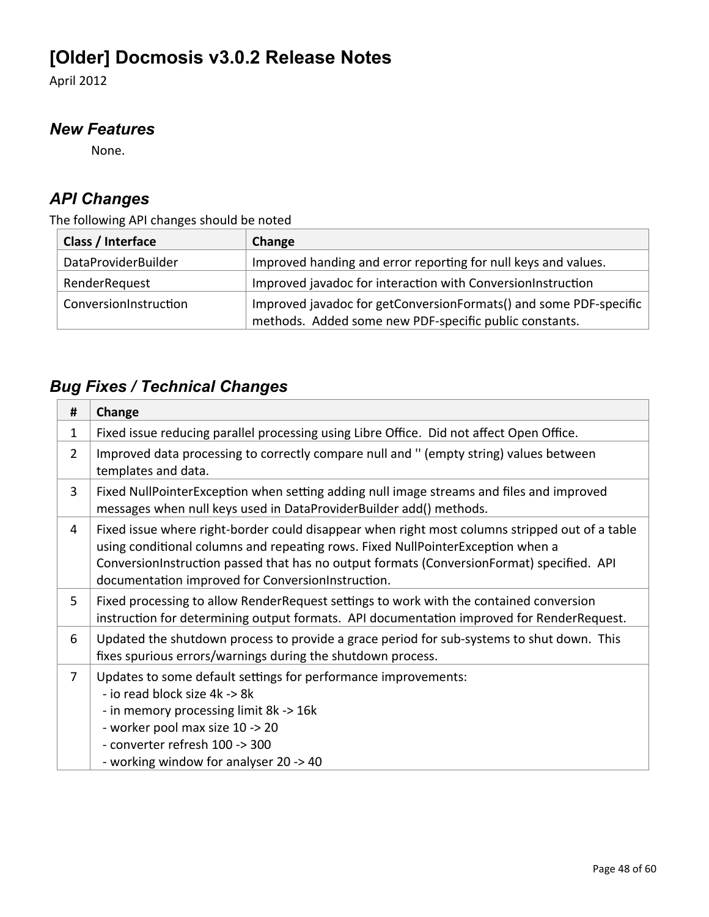# [Older] Docmosis v3.0.2 Release Notes

April 2012

## *New Features*

None.

## *API Changes*

The following API changes should be noted

| Class / Interface | Change |
|---|---|
| DataProviderBuilder | Improved handing and error reporting for null keys and values. |
| RenderRequest | Improved javadoc for interaction with ConversionInstruction |
| ConversionInstruction | Improved javadoc for getConversionFormats() and some PDF-specific methods. Added some new PDF-specific public constants. |

## *Bug Fixes / Technical Changes*

| # | Change |
|---|---|
| 1 | Fixed issue reducing parallel processing using Libre Office. Did not affect Open Office. |
| 2 | Improved data processing to correctly compare null and '' (empty string) values between templates and data. |
| 3 | Fixed NullPointerException when setting adding null image streams and files and improved messages when null keys used in DataProviderBuilder add() methods. |
| 4 | Fixed issue where right-border could disappear when right most columns stripped out of a table using conditional columns and repeating rows. Fixed NullPointerException when a ConversionInstruction passed that has no output formats (ConversionFormat) specified. API documentation improved for ConversionInstruction. |
| 5 | Fixed processing to allow RenderRequest settings to work with the contained conversion instruction for determining output formats. API documentation improved for RenderRequest. |
| 6 | Updated the shutdown process to provide a grace period for sub-systems to shut down. This fixes spurious errors/warnings during the shutdown process. |
| 7 | Updates to some default settings for performance improvements:<br>- io read block size 4k -> 8k<br>- in memory processing limit 8k -> 16k<br>- worker pool max size 10 -> 20<br>- converter refresh 100 -> 300<br>- working window for analyser 20 -> 40 |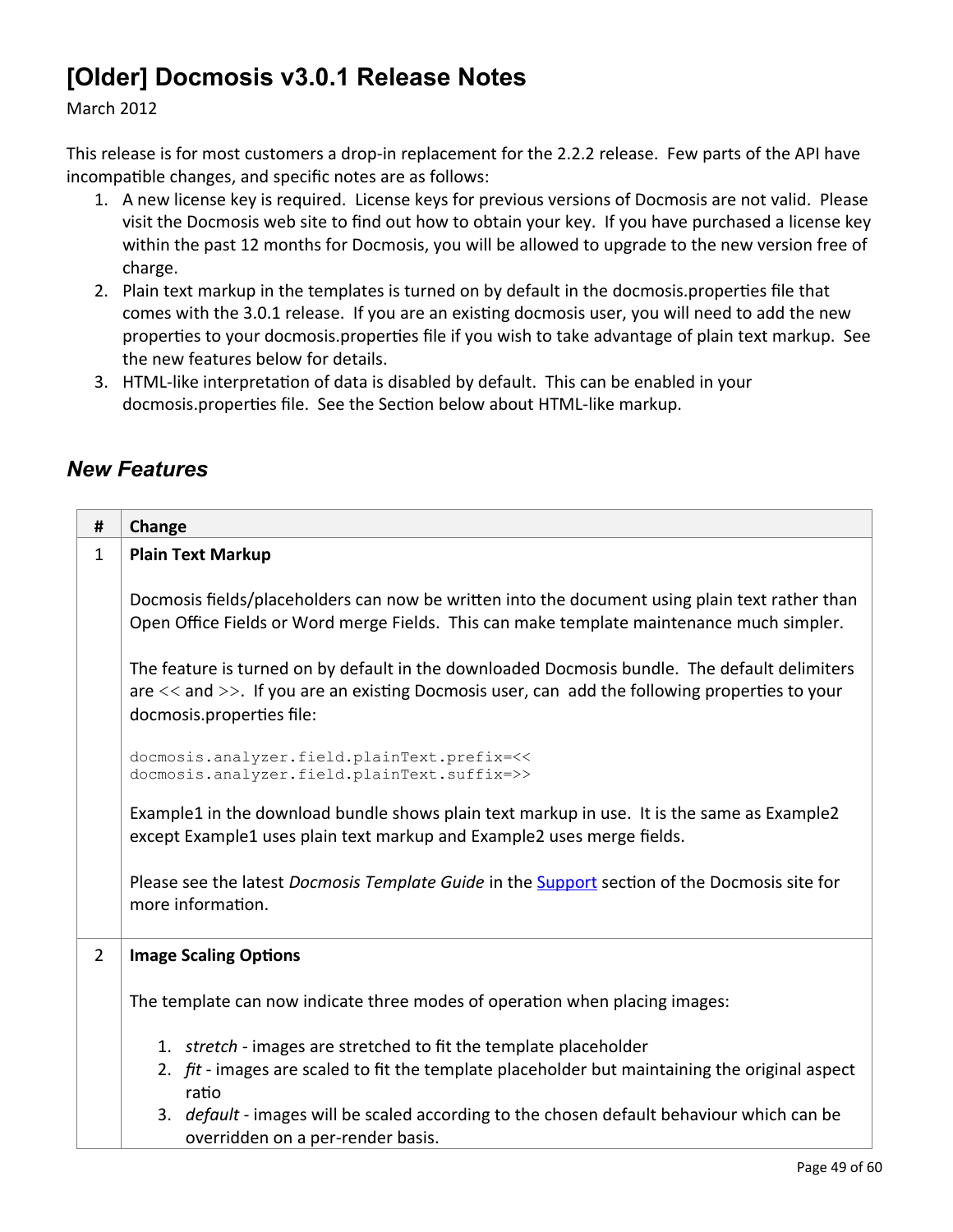# [Older] Docmosis v3.0.1 Release Notes

March 2012

This release is for most customers a drop-in replacement for the 2.2.2 release. Few parts of the API have incompatible changes, and specific notes are as follows:

1. A new license key is required. License keys for previous versions of Docmosis are not valid. Please visit the Docmosis web site to find out how to obtain your key. If you have purchased a license key within the past 12 months for Docmosis, you will be allowed to upgrade to the new version free of charge.
2. Plain text markup in the templates is turned on by default in the docmosis.properties file that comes with the 3.0.1 release. If you are an existing docmosis user, you will need to add the new properties to your docmosis.properties file if you wish to take advantage of plain text markup. See the new features below for details.
3. HTML-like interpretation of data is disabled by default. This can be enabled in your docmosis.properties file. See the Section below about HTML-like markup.

## *New Features*

| # | Change |
|---|---|
| 1 | **Plain Text Markup**<br><br>Docmosis fields/placeholders can now be written into the document using plain text rather than Open Office Fields or Word merge Fields. This can make template maintenance much simpler.<br><br>The feature is turned on by default in the downloaded Docmosis bundle. The default delimiters are << and >>. If you are an existing Docmosis user, can add the following properties to your docmosis.properties file:<br><br>`docmosis.analyzer.field.plainText.prefix=<<`<br>`docmosis.analyzer.field.plainText.suffix=>>`<br><br>Example1 in the download bundle shows plain text markup in use. It is the same as Example2 except Example1 uses plain text markup and Example2 uses merge fields.<br><br>Please see the latest *Docmosis Template Guide* in the Support section of the Docmosis site for more information. |
| 2 | **Image Scaling Options**<br><br>The template can now indicate three modes of operation when placing images:<br><br>1. *stretch* - images are stretched to fit the template placeholder<br>2. *fit* - images are scaled to fit the template placeholder but maintaining the original aspect ratio<br>3. *default* - images will be scaled according to the chosen default behaviour which can be overridden on a per-render basis. |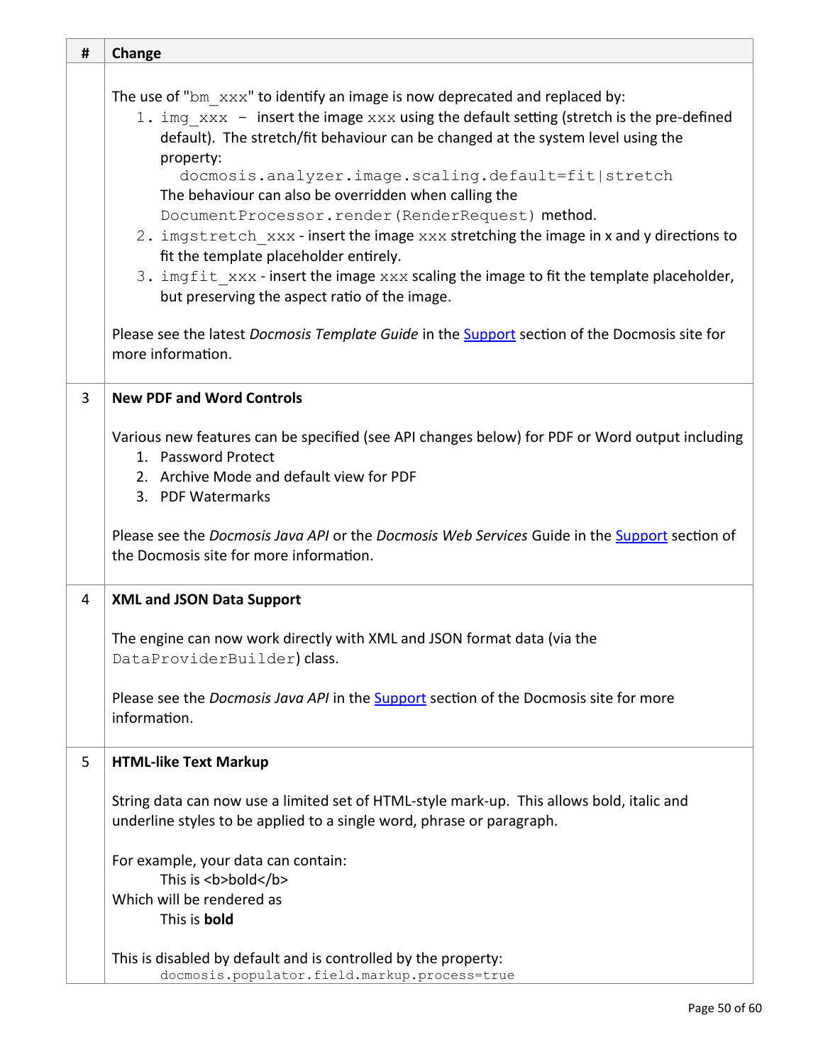| # | Change |
|---|---|
| | The use of "`bm_xxx`" to identify an image is now deprecated and replaced by:<br>1. `img_xxx` – insert the image `xxx` using the default setting (stretch is the pre-defined default). The stretch/fit behaviour can be changed at the system level using the property:<br>`docmosis.analyzer.image.scaling.default=fit|stretch`<br>The behaviour can also be overridden when calling the `DocumentProcessor.render(RenderRequest)` method.<br>2. `imgstretch_xxx` - insert the image `xxx` stretching the image in x and y directions to fit the template placeholder entirely.<br>3. `imgfit_xxx` - insert the image `xxx` scaling the image to fit the template placeholder, but preserving the aspect ratio of the image.<br><br>Please see the latest *Docmosis Template Guide* in the Support section of the Docmosis site for more information. |
| 3 | **New PDF and Word Controls**<br><br>Various new features can be specified (see API changes below) for PDF or Word output including<br>1. Password Protect<br>2. Archive Mode and default view for PDF<br>3. PDF Watermarks<br><br>Please see the *Docmosis Java API* or the *Docmosis Web Services* Guide in the Support section of the Docmosis site for more information. |
| 4 | **XML and JSON Data Support**<br><br>The engine can now work directly with XML and JSON format data (via the `DataProviderBuilder`) class.<br><br>Please see the *Docmosis Java API* in the Support section of the Docmosis site for more information. |
| 5 | **HTML-like Text Markup**<br><br>String data can now use a limited set of HTML-style mark-up. This allows bold, italic and underline styles to be applied to a single word, phrase or paragraph.<br><br>For example, your data can contain:<br>This is &lt;b&gt;bold&lt;/b&gt;<br>Which will be rendered as<br>This is **bold**<br><br>This is disabled by default and is controlled by the property:<br>`docmosis.populator.field.markup.process=true` |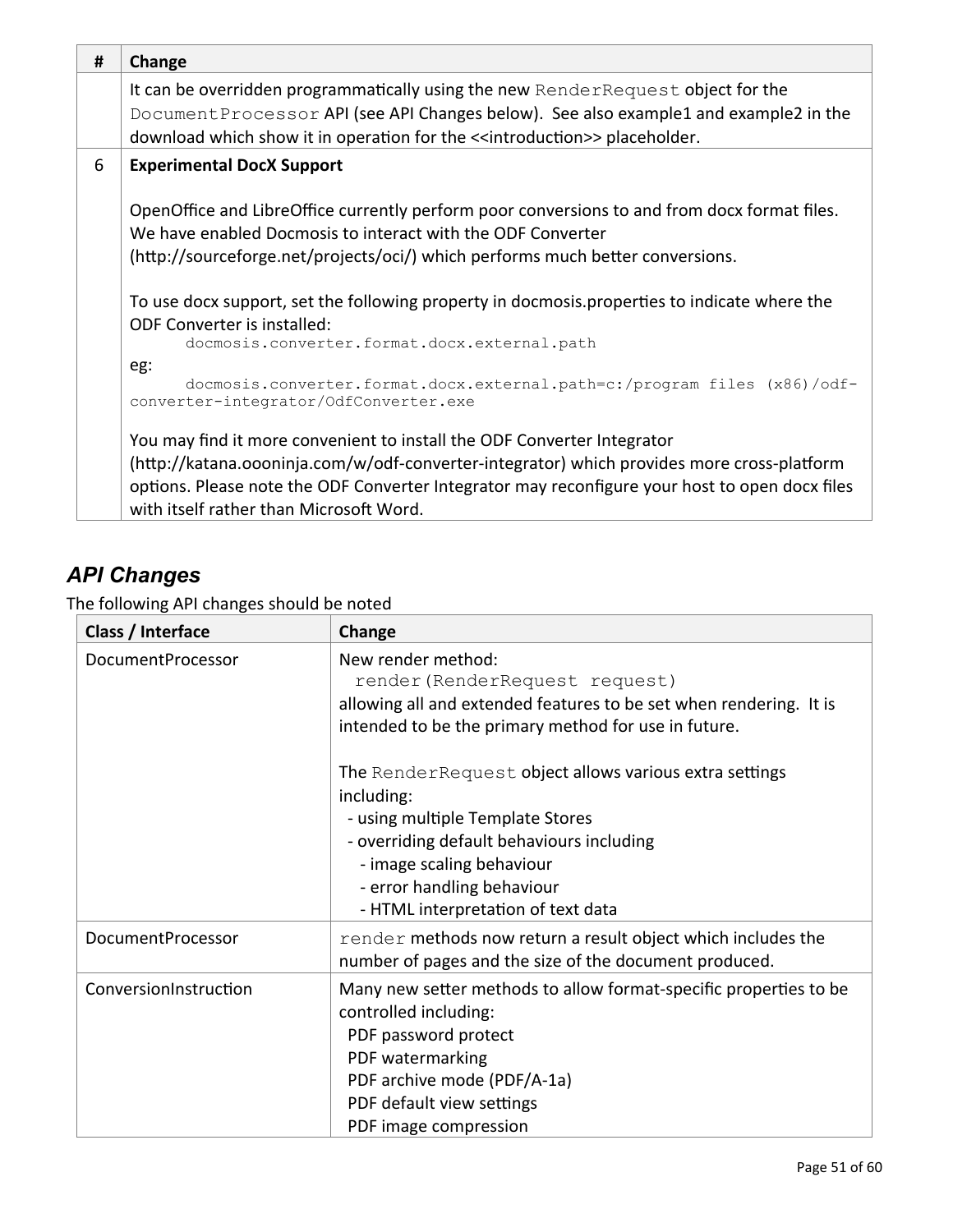| # | Change |
|---|---|
| | It can be overridden programmatically using the new `RenderRequest` object for the `DocumentProcessor` API (see API Changes below). See also example1 and example2 in the download which show it in operation for the <<introduction>> placeholder. |
| 6 | **Experimental DocX Support**<br><br>OpenOffice and LibreOffice currently perform poor conversions to and from docx format files. We have enabled Docmosis to interact with the ODF Converter (http://sourceforge.net/projects/oci/) which performs much better conversions.<br><br>To use docx support, set the following property in docmosis.properties to indicate where the ODF Converter is installed:<br>`docmosis.converter.format.docx.external.path`<br>eg:<br>`docmosis.converter.format.docx.external.path=c:/program files (x86)/odf-converter-integrator/OdfConverter.exe`<br><br>You may find it more convenient to install the ODF Converter Integrator (http://katana.oooninja.com/w/odf-converter-integrator) which provides more cross-platform options. Please note the ODF Converter Integrator may reconfigure your host to open docx files with itself rather than Microsoft Word. |

## *API Changes*

The following API changes should be noted

| Class / Interface | Change |
|---|---|
| DocumentProcessor | New render method:<br>`render(RenderRequest request)`<br>allowing all and extended features to be set when rendering. It is intended to be the primary method for use in future.<br><br>The `RenderRequest` object allows various extra settings including:<br>- using multiple Template Stores<br>- overriding default behaviours including<br>&nbsp;&nbsp;- image scaling behaviour<br>&nbsp;&nbsp;- error handling behaviour<br>&nbsp;&nbsp;- HTML interpretation of text data |
| DocumentProcessor | `render` methods now return a result object which includes the number of pages and the size of the document produced. |
| ConversionInstruction | Many new setter methods to allow format-specific properties to be controlled including:<br>PDF password protect<br>PDF watermarking<br>PDF archive mode (PDF/A-1a)<br>PDF default view settings<br>PDF image compression |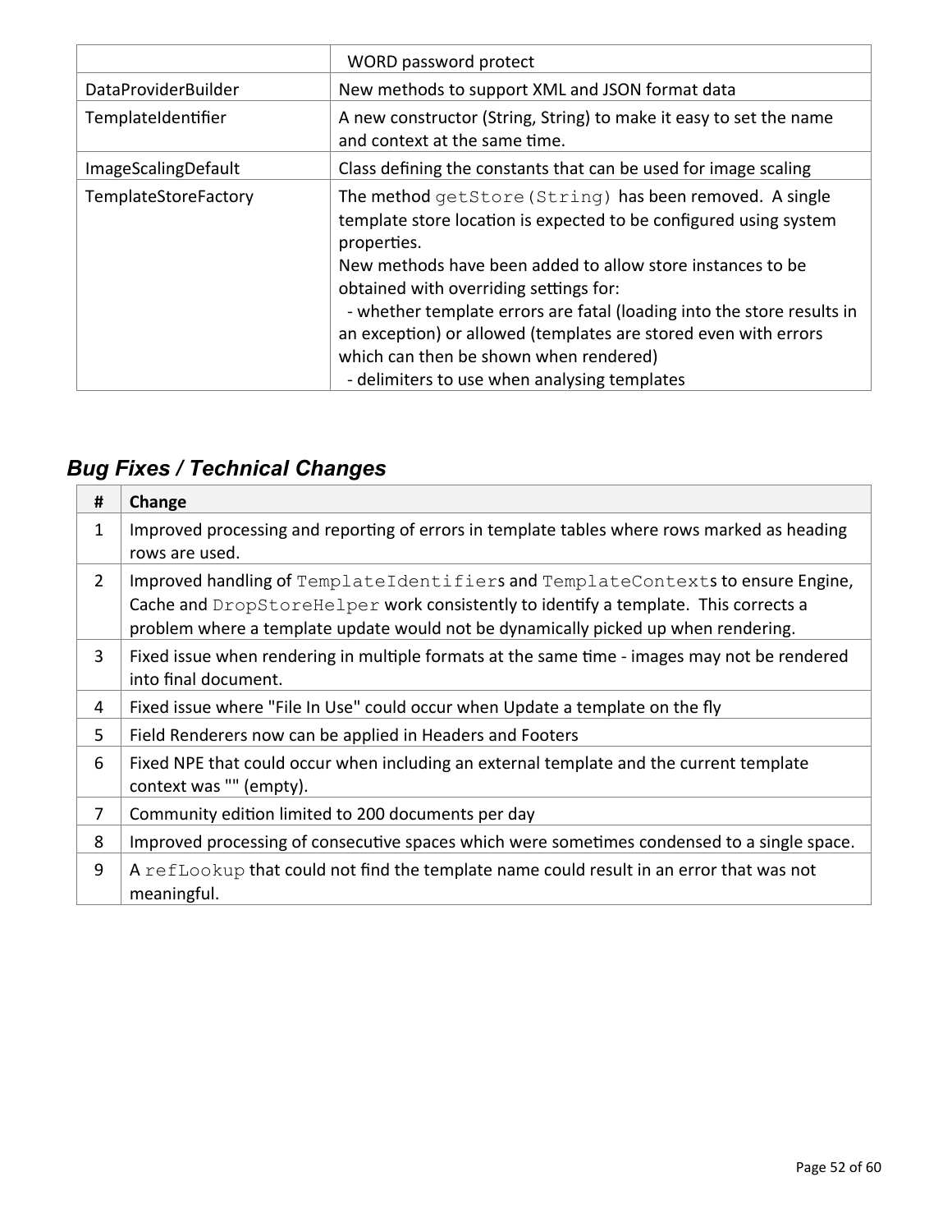| | |
|---|---|
| | WORD password protect |
| DataProviderBuilder | New methods to support XML and JSON format data |
| TemplateIdentifier | A new constructor (String, String) to make it easy to set the name and context at the same time. |
| ImageScalingDefault | Class defining the constants that can be used for image scaling |
| TemplateStoreFactory | The method `getStore(String)` has been removed. A single template store location is expected to be configured using system properties.<br>New methods have been added to allow store instances to be obtained with overriding settings for:<br>- whether template errors are fatal (loading into the store results in an exception) or allowed (templates are stored even with errors which can then be shown when rendered)<br>- delimiters to use when analysing templates |

## *Bug Fixes / Technical Changes*

| # | Change |
|---|---|
| 1 | Improved processing and reporting of errors in template tables where rows marked as heading rows are used. |
| 2 | Improved handling of `TemplateIdentifier`s and `TemplateContext`s to ensure Engine, Cache and `DropStoreHelper` work consistently to identify a template. This corrects a problem where a template update would not be dynamically picked up when rendering. |
| 3 | Fixed issue when rendering in multiple formats at the same time - images may not be rendered into final document. |
| 4 | Fixed issue where "File In Use" could occur when Update a template on the fly |
| 5 | Field Renderers now can be applied in Headers and Footers |
| 6 | Fixed NPE that could occur when including an external template and the current template context was "" (empty). |
| 7 | Community edition limited to 200 documents per day |
| 8 | Improved processing of consecutive spaces which were sometimes condensed to a single space. |
| 9 | A `refLookup` that could not find the template name could result in an error that was not meaningful. |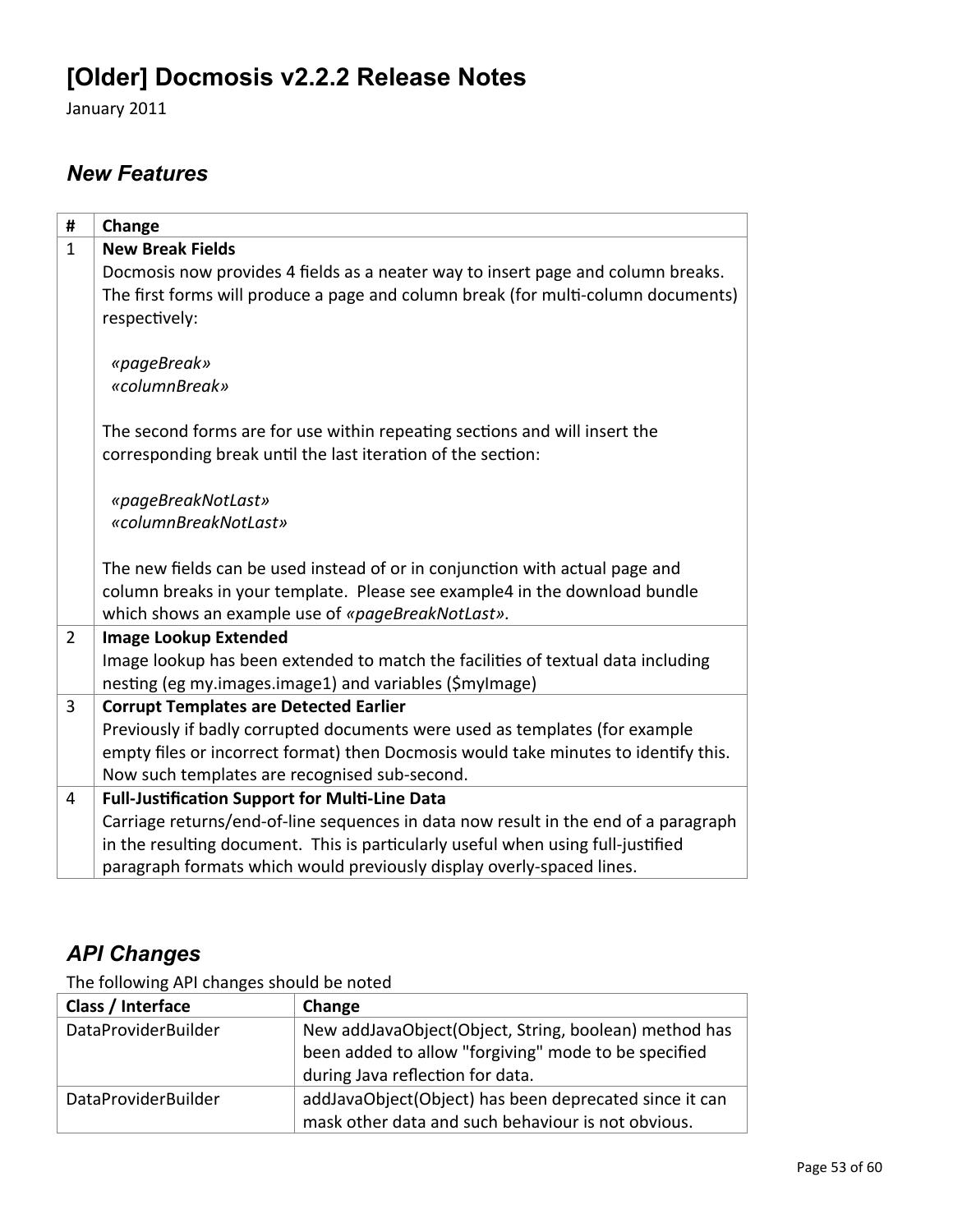# [Older] Docmosis v2.2.2 Release Notes

January 2011

## *New Features*

| # | Change |
|---|---|
| 1 | **New Break Fields**<br>Docmosis now provides 4 fields as a neater way to insert page and column breaks. The first forms will produce a page and column break (for multi-column documents) respectively:<br><br>*«pageBreak»*<br>*«columnBreak»*<br><br>The second forms are for use within repeating sections and will insert the corresponding break until the last iteration of the section:<br><br>*«pageBreakNotLast»*<br>*«columnBreakNotLast»*<br><br>The new fields can be used instead of or in conjunction with actual page and column breaks in your template. Please see example4 in the download bundle which shows an example use of *«pageBreakNotLast»*. |
| 2 | **Image Lookup Extended**<br>Image lookup has been extended to match the facilities of textual data including nesting (eg my.images.image1) and variables ($myImage) |
| 3 | **Corrupt Templates are Detected Earlier**<br>Previously if badly corrupted documents were used as templates (for example empty files or incorrect format) then Docmosis would take minutes to identify this. Now such templates are recognised sub-second. |
| 4 | **Full-Justification Support for Multi-Line Data**<br>Carriage returns/end-of-line sequences in data now result in the end of a paragraph in the resulting document. This is particularly useful when using full-justified paragraph formats which would previously display overly-spaced lines. |

## *API Changes*

The following API changes should be noted

| Class / Interface | Change |
|---|---|
| DataProviderBuilder | New addJavaObject(Object, String, boolean) method has been added to allow "forgiving" mode to be specified during Java reflection for data. |
| DataProviderBuilder | addJavaObject(Object) has been deprecated since it can mask other data and such behaviour is not obvious. |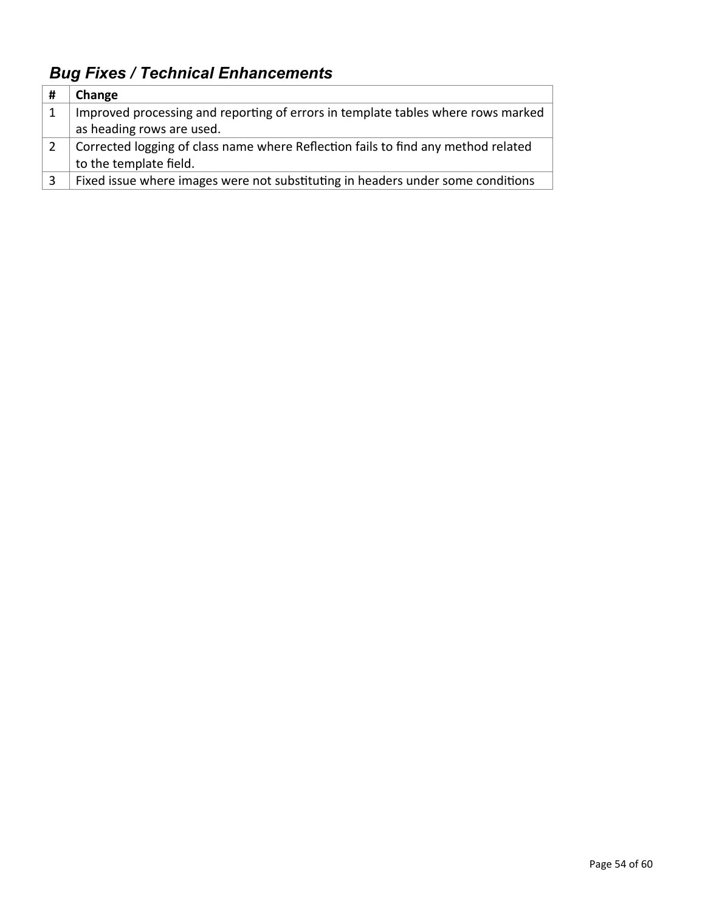## *Bug Fixes / Technical Enhancements*

| # | Change |
|---|---|
| 1 | Improved processing and reporting of errors in template tables where rows marked as heading rows are used. |
| 2 | Corrected logging of class name where Reflection fails to find any method related to the template field. |
| 3 | Fixed issue where images were not substituting in headers under some conditions |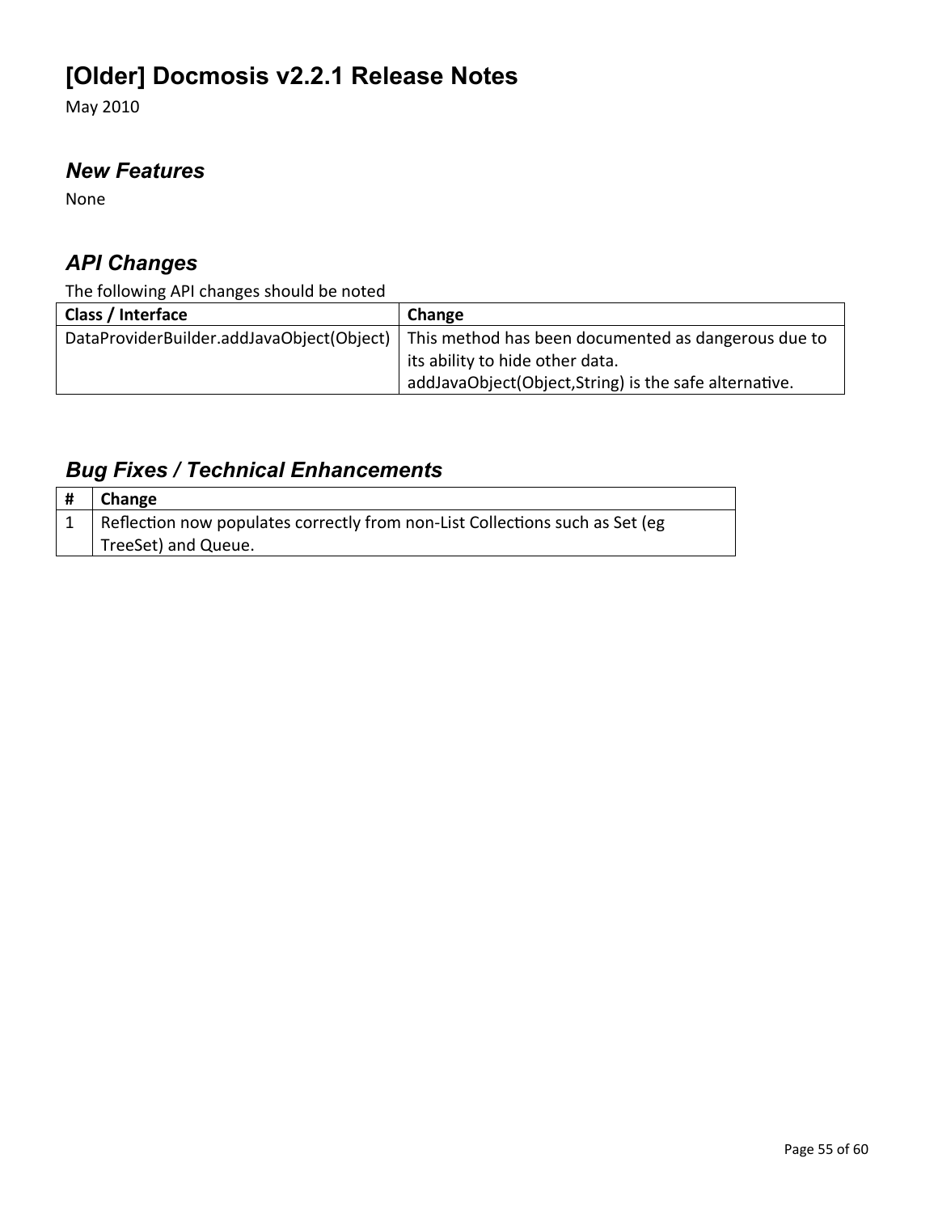# [Older] Docmosis v2.2.1 Release Notes

May 2010

## *New Features*

None

## *API Changes*

The following API changes should be noted

| Class / Interface | Change |
| --- | --- |
| DataProviderBuilder.addJavaObject(Object) | This method has been documented as dangerous due to its ability to hide other data. addJavaObject(Object,String) is the safe alternative. |

## *Bug Fixes / Technical Enhancements*

| # | Change |
| --- | --- |
| 1 | Reflection now populates correctly from non-List Collections such as Set (eg TreeSet) and Queue. |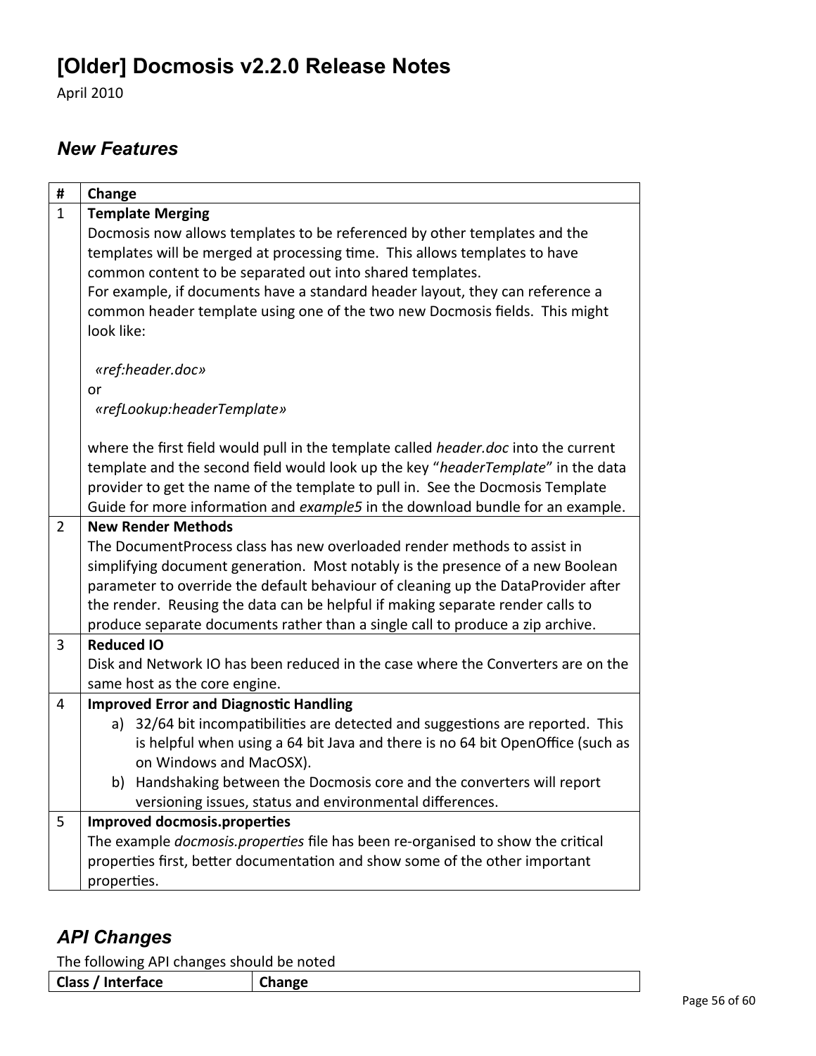# [Older] Docmosis v2.2.0 Release Notes

April 2010

## *New Features*

| # | Change |
|---|---|
| 1 | **Template Merging**<br>Docmosis now allows templates to be referenced by other templates and the templates will be merged at processing time. This allows templates to have common content to be separated out into shared templates.<br>For example, if documents have a standard header layout, they can reference a common header template using one of the two new Docmosis fields. This might look like:<br><br>*«ref:header.doc»*<br>or<br>*«refLookup:headerTemplate»*<br><br>where the first field would pull in the template called *header.doc* into the current template and the second field would look up the key "*headerTemplate*" in the data provider to get the name of the template to pull in. See the Docmosis Template Guide for more information and *example5* in the download bundle for an example. |
| 2 | **New Render Methods**<br>The DocumentProcess class has new overloaded render methods to assist in simplifying document generation. Most notably is the presence of a new Boolean parameter to override the default behaviour of cleaning up the DataProvider after the render. Reusing the data can be helpful if making separate render calls to produce separate documents rather than a single call to produce a zip archive. |
| 3 | **Reduced IO**<br>Disk and Network IO has been reduced in the case where the Converters are on the same host as the core engine. |
| 4 | **Improved Error and Diagnostic Handling**<br>a) 32/64 bit incompatibilities are detected and suggestions are reported. This is helpful when using a 64 bit Java and there is no 64 bit OpenOffice (such as on Windows and MacOSX).<br>b) Handshaking between the Docmosis core and the converters will report versioning issues, status and environmental differences. |
| 5 | **Improved docmosis.properties**<br>The example *docmosis.properties* file has been re-organised to show the critical properties first, better documentation and show some of the other important properties. |

## *API Changes*

The following API changes should be noted

| Class / Interface | Change |
|---|---|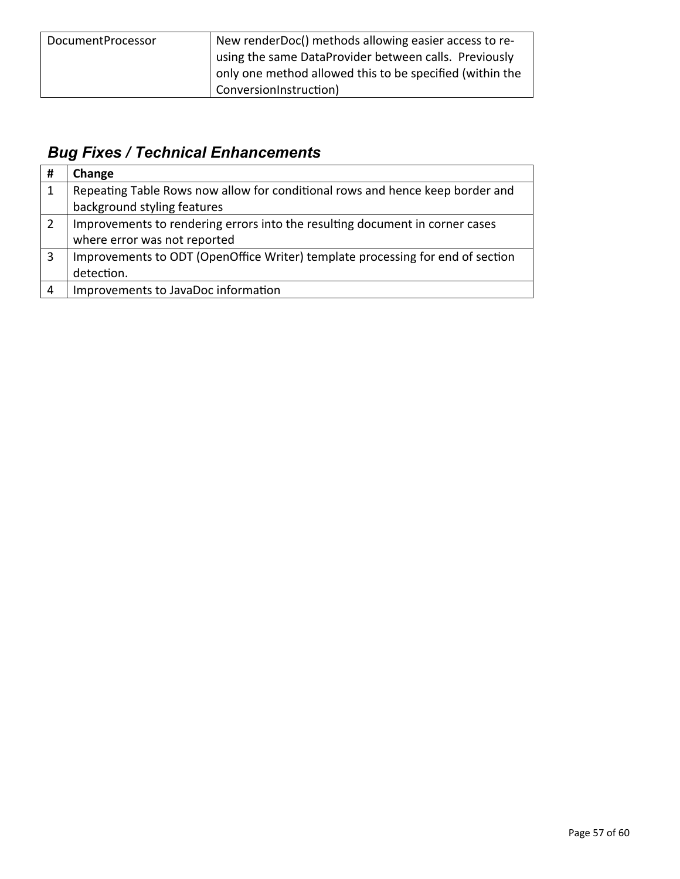| DocumentProcessor | New renderDoc() methods allowing easier access to re-using the same DataProvider between calls. Previously only one method allowed this to be specified (within the ConversionInstruction) |
|---|---|

### *Bug Fixes / Technical Enhancements*

| # | Change |
|---|---|
| 1 | Repeating Table Rows now allow for conditional rows and hence keep border and background styling features |
| 2 | Improvements to rendering errors into the resulting document in corner cases where error was not reported |
| 3 | Improvements to ODT (OpenOffice Writer) template processing for end of section detection. |
| 4 | Improvements to JavaDoc information |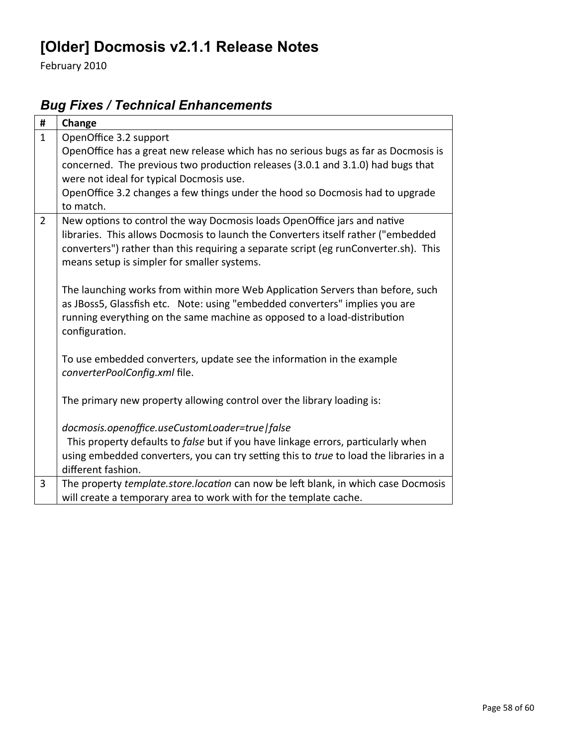# [Older] Docmosis v2.1.1 Release Notes

February 2010

## *Bug Fixes / Technical Enhancements*

| # | Change |
|---|---|
| 1 | OpenOffice 3.2 support<br>OpenOffice has a great new release which has no serious bugs as far as Docmosis is concerned. The previous two production releases (3.0.1 and 3.1.0) had bugs that were not ideal for typical Docmosis use.<br>OpenOffice 3.2 changes a few things under the hood so Docmosis had to upgrade to match. |
| 2 | New options to control the way Docmosis loads OpenOffice jars and native libraries. This allows Docmosis to launch the Converters itself rather ("embedded converters") rather than this requiring a separate script (eg runConverter.sh). This means setup is simpler for smaller systems.<br><br>The launching works from within more Web Application Servers than before, such as JBoss5, Glassfish etc. Note: using "embedded converters" implies you are running everything on the same machine as opposed to a load-distribution configuration.<br><br>To use embedded converters, update see the information in the example *converterPoolConfig.xml* file.<br><br>The primary new property allowing control over the library loading is:<br><br>*docmosis.openoffice.useCustomLoader=true\|false*<br>This property defaults to *false* but if you have linkage errors, particularly when using embedded converters, you can try setting this to *true* to load the libraries in a different fashion. |
| 3 | The property *template.store.location* can now be left blank, in which case Docmosis will create a temporary area to work with for the template cache. |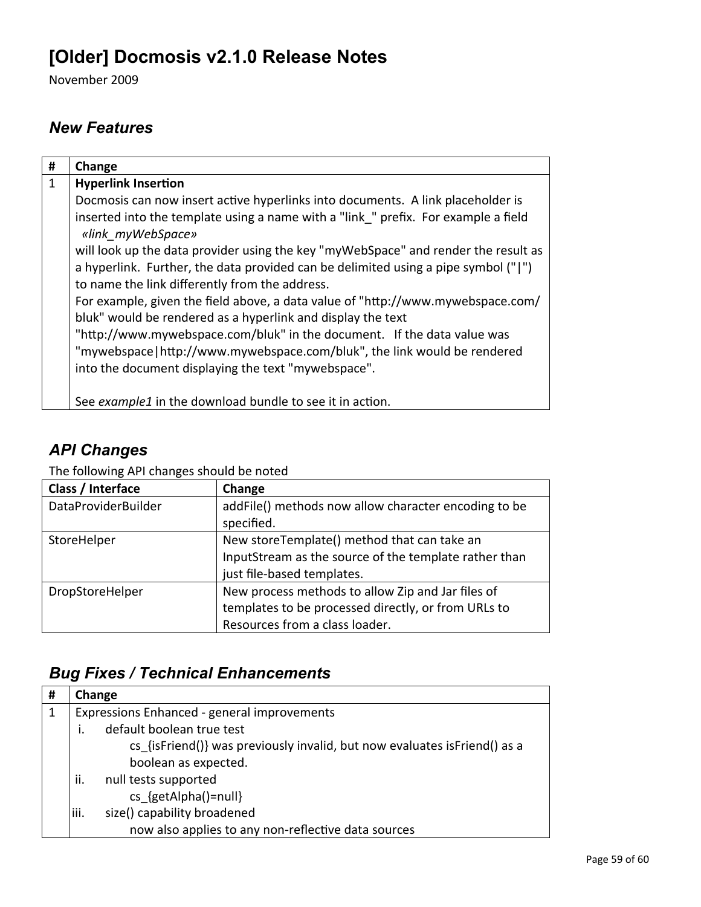# [Older] Docmosis v2.1.0 Release Notes

November 2009

## *New Features*

| # | Change |
|---|---|
| 1 | **Hyperlink Insertion**<br>Docmosis can now insert active hyperlinks into documents. A link placeholder is inserted into the template using a name with a "link_" prefix. For example a field<br>*«link_myWebSpace»*<br>will look up the data provider using the key "myWebSpace" and render the result as a hyperlink. Further, the data provided can be delimited using a pipe symbol ("\|") to name the link differently from the address.<br>For example, given the field above, a data value of "http://www.mywebspace.com/bluk" would be rendered as a hyperlink and display the text "http://www.mywebspace.com/bluk" in the document. If the data value was "mywebspace\|http://www.mywebspace.com/bluk", the link would be rendered into the document displaying the text "mywebspace".<br><br>See *example1* in the download bundle to see it in action. |

## *API Changes*

The following API changes should be noted

| Class / Interface | Change |
|---|---|
| DataProviderBuilder | addFile() methods now allow character encoding to be specified. |
| StoreHelper | New storeTemplate() method that can take an InputStream as the source of the template rather than just file-based templates. |
| DropStoreHelper | New process methods to allow Zip and Jar files of templates to be processed directly, or from URLs to Resources from a class loader. |

## *Bug Fixes / Technical Enhancements*

| # | Change |
|---|---|
| 1 | Expressions Enhanced - general improvements<br>i. default boolean true test<br>cs_{isFriend()} was previously invalid, but now evaluates isFriend() as a boolean as expected.<br>ii. null tests supported<br>cs_{getAlpha()=null}<br>iii. size() capability broadened<br>now also applies to any non-reflective data sources |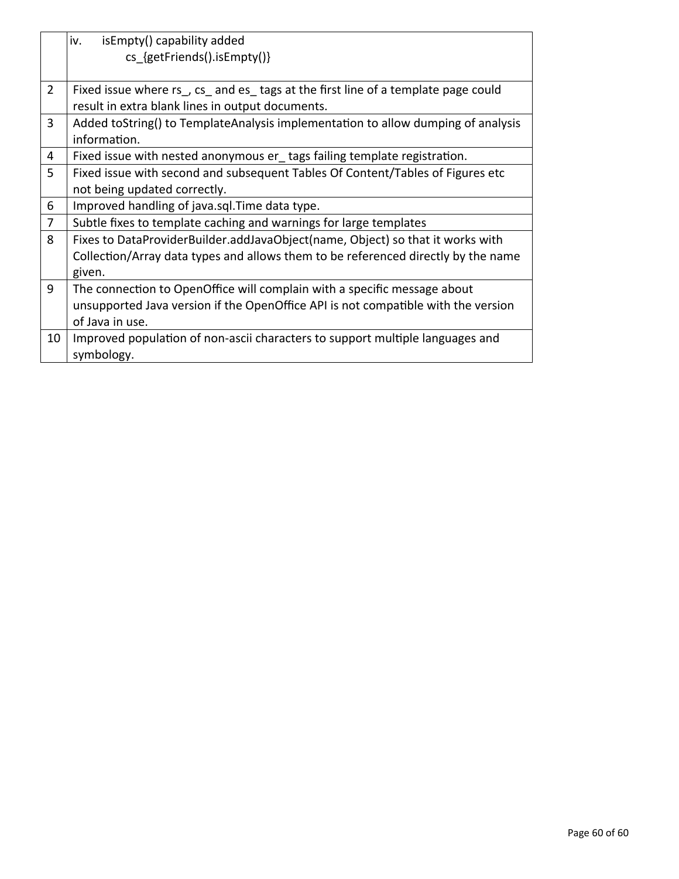| | |
|---|---|
| | iv. isEmpty() capability added<br>cs_{getFriends().isEmpty()} |
| 2 | Fixed issue where rs_, cs_ and es_ tags at the first line of a template page could result in extra blank lines in output documents. |
| 3 | Added toString() to TemplateAnalysis implementation to allow dumping of analysis information. |
| 4 | Fixed issue with nested anonymous er_ tags failing template registration. |
| 5 | Fixed issue with second and subsequent Tables Of Content/Tables of Figures etc not being updated correctly. |
| 6 | Improved handling of java.sql.Time data type. |
| 7 | Subtle fixes to template caching and warnings for large templates |
| 8 | Fixes to DataProviderBuilder.addJavaObject(name, Object) so that it works with Collection/Array data types and allows them to be referenced directly by the name given. |
| 9 | The connection to OpenOffice will complain with a specific message about unsupported Java version if the OpenOffice API is not compatible with the version of Java in use. |
| 10 | Improved population of non-ascii characters to support multiple languages and symbology. |